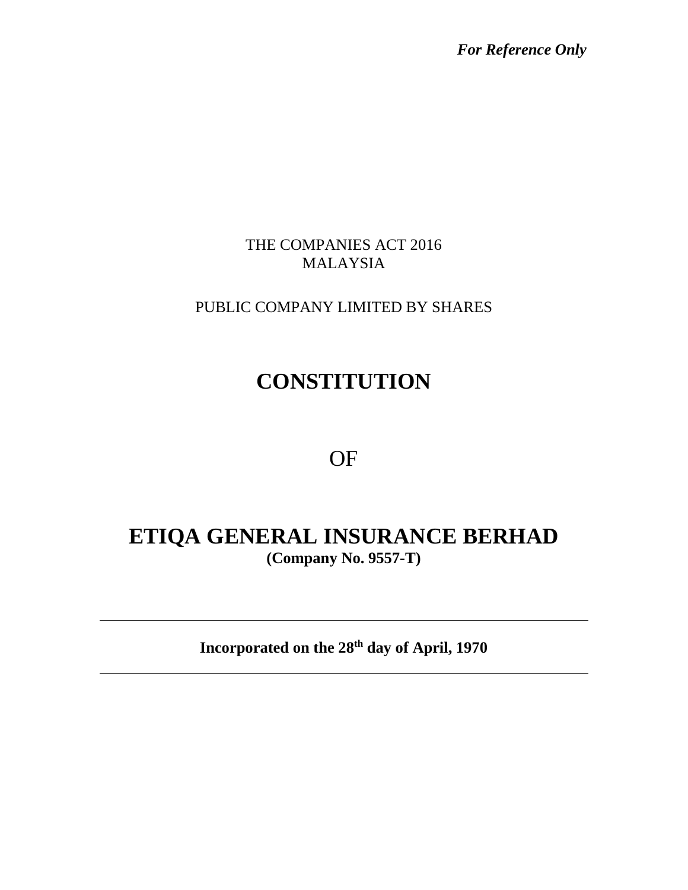*For Reference Only*

THE COMPANIES ACT 2016
MALAYSIA

PUBLIC COMPANY LIMITED BY SHARES

# CONSTITUTION

OF

# ETIQA GENERAL INSURANCE BERHAD

**(Company No. 9557-T)**

---

**Incorporated on the 28th day of April, 1970**

---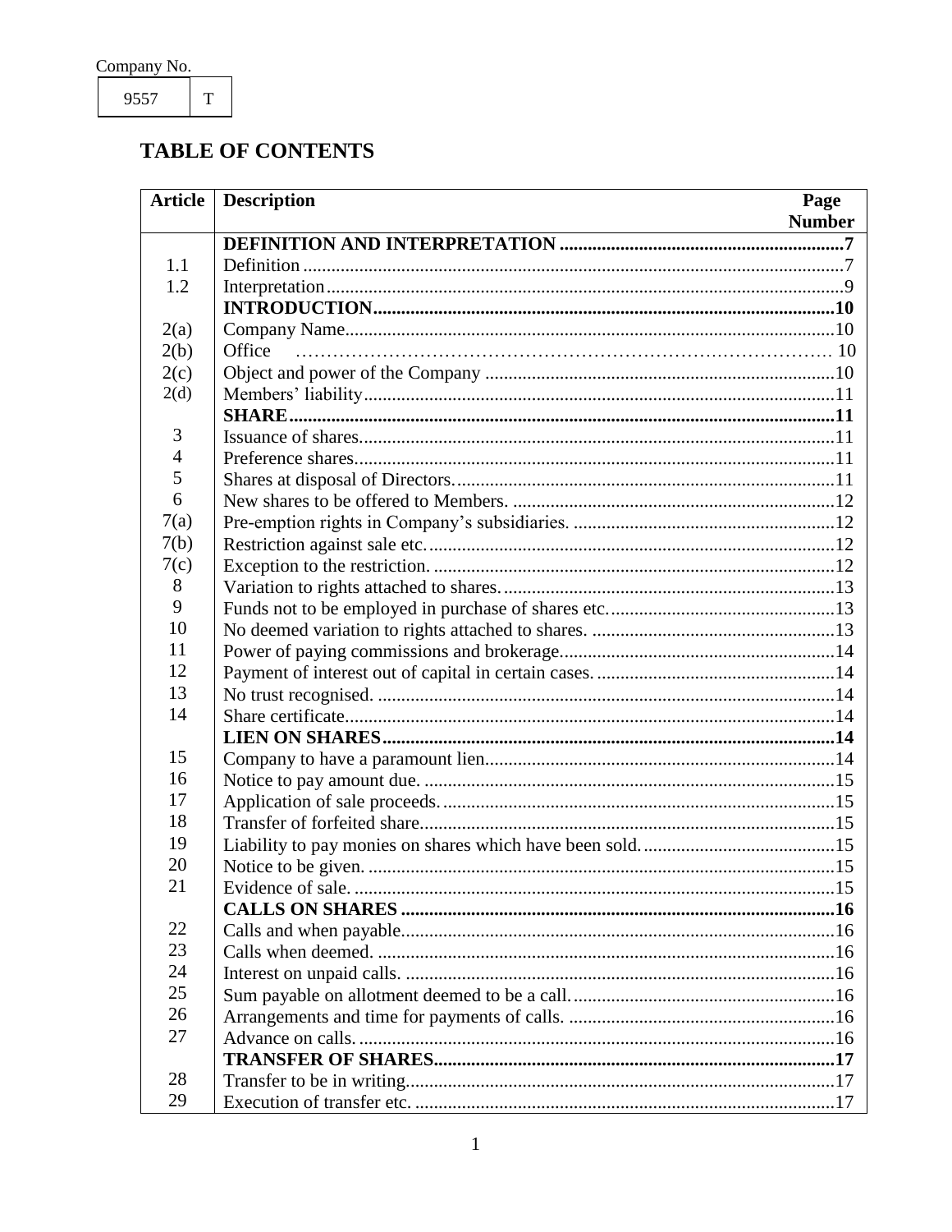Company No.

| 9557 | T |
|---|---|

## TABLE OF CONTENTS

| Article | Description | Page Number |
|---|---|---|
| | **DEFINITION AND INTERPRETATION** | **7** |
| 1.1 | Definition | 7 |
| 1.2 | Interpretation | 9 |
| | **INTRODUCTION** | **10** |
| 2(a) | Company Name | 10 |
| 2(b) | Office | 10 |
| 2(c) | Object and power of the Company | 10 |
| 2(d) | Members' liability | 11 |
| | **SHARE** | **11** |
| 3 | Issuance of shares. | 11 |
| 4 | Preference shares. | 11 |
| 5 | Shares at disposal of Directors. | 11 |
| 6 | New shares to be offered to Members. | 12 |
| 7(a) | Pre-emption rights in Company's subsidiaries. | 12 |
| 7(b) | Restriction against sale etc. | 12 |
| 7(c) | Exception to the restriction. | 12 |
| 8 | Variation to rights attached to shares. | 13 |
| 9 | Funds not to be employed in purchase of shares etc. | 13 |
| 10 | No deemed variation to rights attached to shares. | 13 |
| 11 | Power of paying commissions and brokerage. | 14 |
| 12 | Payment of interest out of capital in certain cases. | 14 |
| 13 | No trust recognised. | 14 |
| 14 | Share certificate. | 14 |
| | **LIEN ON SHARES** | **14** |
| 15 | Company to have a paramount lien. | 14 |
| 16 | Notice to pay amount due. | 15 |
| 17 | Application of sale proceeds. | 15 |
| 18 | Transfer of forfeited share. | 15 |
| 19 | Liability to pay monies on shares which have been sold. | 15 |
| 20 | Notice to be given. | 15 |
| 21 | Evidence of sale. | 15 |
| | **CALLS ON SHARES** | **16** |
| 22 | Calls and when payable. | 16 |
| 23 | Calls when deemed. | 16 |
| 24 | Interest on unpaid calls. | 16 |
| 25 | Sum payable on allotment deemed to be a call. | 16 |
| 26 | Arrangements and time for payments of calls. | 16 |
| 27 | Advance on calls. | 16 |
| | **TRANSFER OF SHARES** | **17** |
| 28 | Transfer to be in writing. | 17 |
| 29 | Execution of transfer etc. | 17 |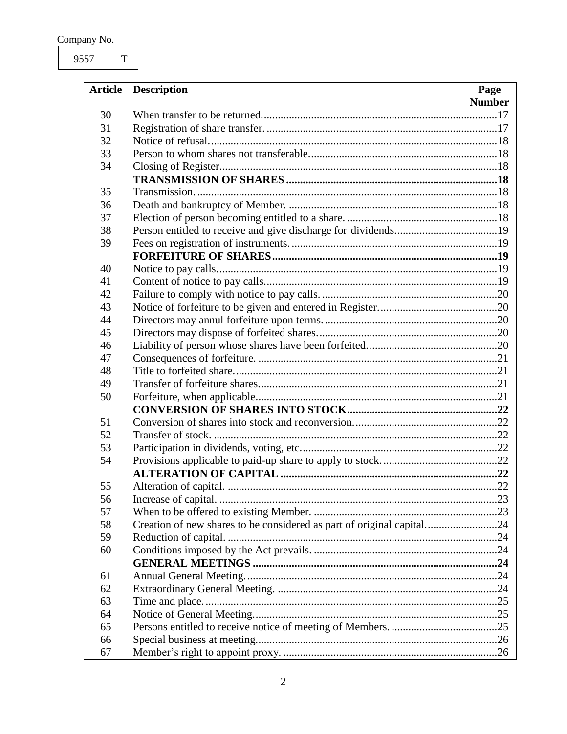Company No.

| 9557 | T |
|---|---|

| Article | Description | Page Number |
|---|---|---|
| 30 | When transfer to be returned. | 17 |
| 31 | Registration of share transfer. | 17 |
| 32 | Notice of refusal. | 18 |
| 33 | Person to whom shares not transferable. | 18 |
| 34 | Closing of Register. | 18 |
| | **TRANSMISSION OF SHARES** | **18** |
| 35 | Transmission. | 18 |
| 36 | Death and bankruptcy of Member. | 18 |
| 37 | Election of person becoming entitled to a share. | 18 |
| 38 | Person entitled to receive and give discharge for dividends. | 19 |
| 39 | Fees on registration of instruments. | 19 |
| | **FORFEITURE OF SHARES** | **19** |
| 40 | Notice to pay calls. | 19 |
| 41 | Content of notice to pay calls. | 19 |
| 42 | Failure to comply with notice to pay calls. | 20 |
| 43 | Notice of forfeiture to be given and entered in Register. | 20 |
| 44 | Directors may annul forfeiture upon terms. | 20 |
| 45 | Directors may dispose of forfeited shares. | 20 |
| 46 | Liability of person whose shares have been forfeited. | 20 |
| 47 | Consequences of forfeiture. | 21 |
| 48 | Title to forfeited share. | 21 |
| 49 | Transfer of forfeiture shares. | 21 |
| 50 | Forfeiture, when applicable. | 21 |
| | **CONVERSION OF SHARES INTO STOCK** | **22** |
| 51 | Conversion of shares into stock and reconversion. | 22 |
| 52 | Transfer of stock. | 22 |
| 53 | Participation in dividends, voting, etc. | 22 |
| 54 | Provisions applicable to paid-up share to apply to stock. | 22 |
| | **ALTERATION OF CAPITAL** | **22** |
| 55 | Alteration of capital. | 22 |
| 56 | Increase of capital. | 23 |
| 57 | When to be offered to existing Member. | 23 |
| 58 | Creation of new shares to be considered as part of original capital. | 24 |
| 59 | Reduction of capital. | 24 |
| 60 | Conditions imposed by the Act prevails. | 24 |
| | **GENERAL MEETINGS** | **24** |
| 61 | Annual General Meeting. | 24 |
| 62 | Extraordinary General Meeting. | 24 |
| 63 | Time and place. | 25 |
| 64 | Notice of General Meeting. | 25 |
| 65 | Persons entitled to receive notice of meeting of Members. | 25 |
| 66 | Special business at meeting. | 26 |
| 67 | Member's right to appoint proxy. | 26 |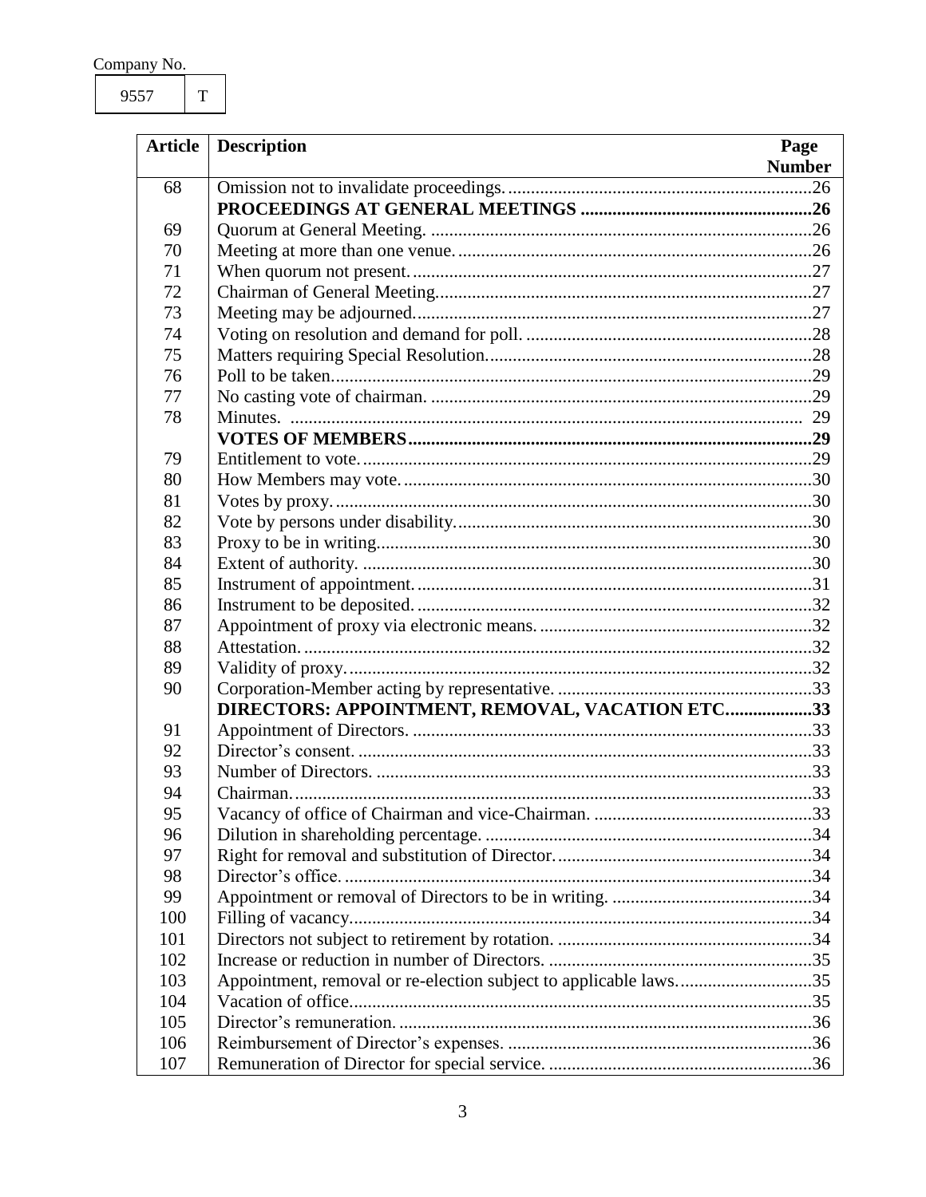Company No.

| 9557 | T |
|---|---|

| Article | Description | Page Number |
|---|---|---|
| 68 | Omission not to invalidate proceedings. | 26 |
| | **PROCEEDINGS AT GENERAL MEETINGS** | **26** |
| 69 | Quorum at General Meeting. | 26 |
| 70 | Meeting at more than one venue. | 26 |
| 71 | When quorum not present. | 27 |
| 72 | Chairman of General Meeting. | 27 |
| 73 | Meeting may be adjourned. | 27 |
| 74 | Voting on resolution and demand for poll. | 28 |
| 75 | Matters requiring Special Resolution. | 28 |
| 76 | Poll to be taken. | 29 |
| 77 | No casting vote of chairman. | 29 |
| 78 | Minutes. | 29 |
| | **VOTES OF MEMBERS** | **29** |
| 79 | Entitlement to vote. | 29 |
| 80 | How Members may vote. | 30 |
| 81 | Votes by proxy. | 30 |
| 82 | Vote by persons under disability. | 30 |
| 83 | Proxy to be in writing. | 30 |
| 84 | Extent of authority. | 30 |
| 85 | Instrument of appointment. | 31 |
| 86 | Instrument to be deposited. | 32 |
| 87 | Appointment of proxy via electronic means. | 32 |
| 88 | Attestation. | 32 |
| 89 | Validity of proxy. | 32 |
| 90 | Corporation-Member acting by representative. | 33 |
| | **DIRECTORS: APPOINTMENT, REMOVAL, VACATION ETC** | **33** |
| 91 | Appointment of Directors. | 33 |
| 92 | Director's consent. | 33 |
| 93 | Number of Directors. | 33 |
| 94 | Chairman. | 33 |
| 95 | Vacancy of office of Chairman and vice-Chairman. | 33 |
| 96 | Dilution in shareholding percentage. | 34 |
| 97 | Right for removal and substitution of Director. | 34 |
| 98 | Director's office. | 34 |
| 99 | Appointment or removal of Directors to be in writing. | 34 |
| 100 | Filling of vacancy. | 34 |
| 101 | Directors not subject to retirement by rotation. | 34 |
| 102 | Increase or reduction in number of Directors. | 35 |
| 103 | Appointment, removal or re-election subject to applicable laws. | 35 |
| 104 | Vacation of office. | 35 |
| 105 | Director's remuneration. | 36 |
| 106 | Reimbursement of Director's expenses. | 36 |
| 107 | Remuneration of Director for special service. | 36 |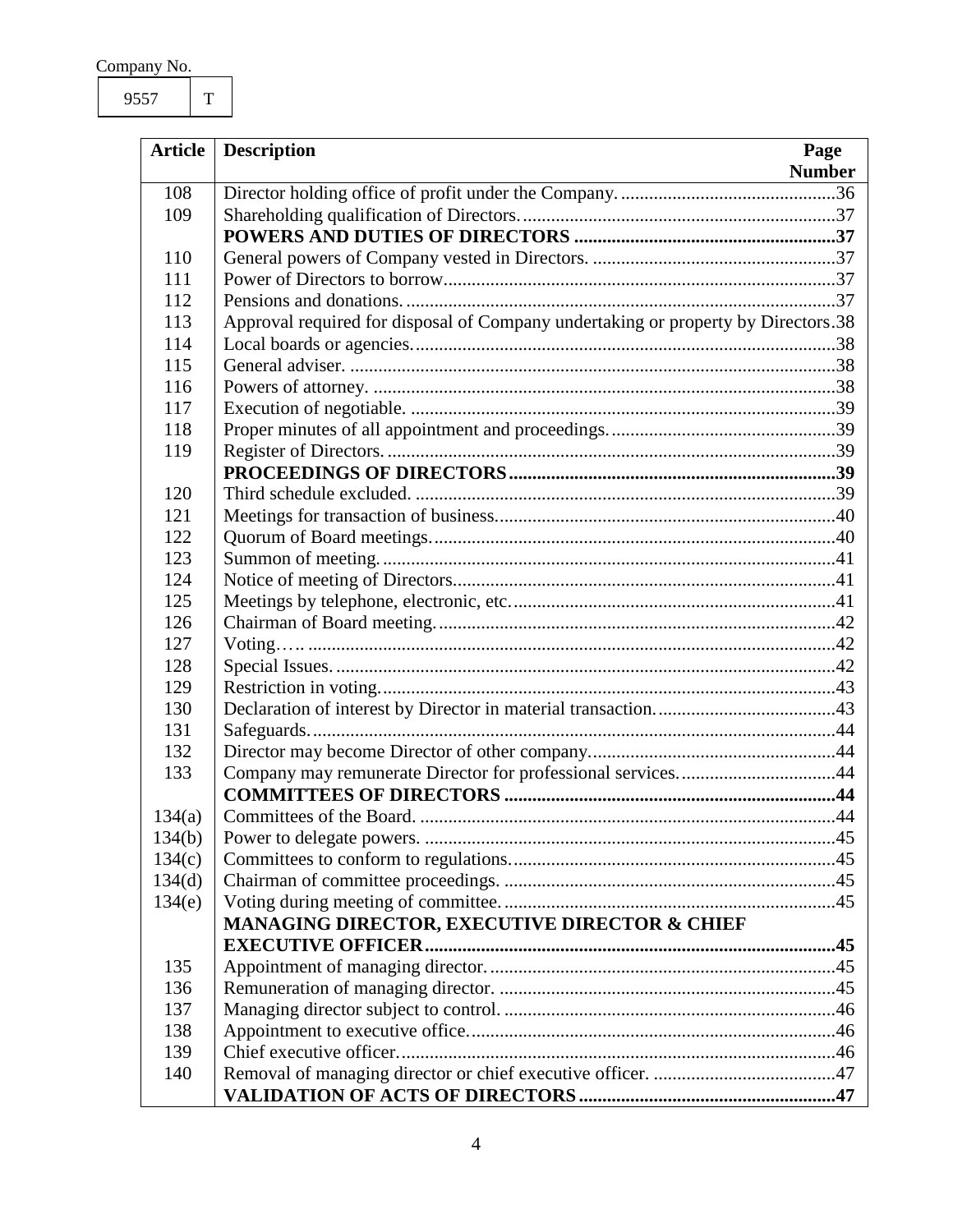Company No.

| 9557 | T |
|---|---|

| Article | Description | Page Number |
|---|---|---|
| 108 | Director holding office of profit under the Company. | 36 |
| 109 | Shareholding qualification of Directors. | 37 |
| | **POWERS AND DUTIES OF DIRECTORS** | **37** |
| 110 | General powers of Company vested in Directors. | 37 |
| 111 | Power of Directors to borrow | 37 |
| 112 | Pensions and donations. | 37 |
| 113 | Approval required for disposal of Company undertaking or property by Directors. | 38 |
| 114 | Local boards or agencies. | 38 |
| 115 | General adviser. | 38 |
| 116 | Powers of attorney. | 38 |
| 117 | Execution of negotiable. | 39 |
| 118 | Proper minutes of all appointment and proceedings. | 39 |
| 119 | Register of Directors. | 39 |
| | **PROCEEDINGS OF DIRECTORS** | **39** |
| 120 | Third schedule excluded. | 39 |
| 121 | Meetings for transaction of business. | 40 |
| 122 | Quorum of Board meetings. | 40 |
| 123 | Summon of meeting. | 41 |
| 124 | Notice of meeting of Directors. | 41 |
| 125 | Meetings by telephone, electronic, etc. | 41 |
| 126 | Chairman of Board meeting. | 42 |
| 127 | Voting…. | 42 |
| 128 | Special Issues. | 42 |
| 129 | Restriction in voting. | 43 |
| 130 | Declaration of interest by Director in material transaction. | 43 |
| 131 | Safeguards. | 44 |
| 132 | Director may become Director of other company. | 44 |
| 133 | Company may remunerate Director for professional services. | 44 |
| | **COMMITTEES OF DIRECTORS** | **44** |
| 134(a) | Committees of the Board. | 44 |
| 134(b) | Power to delegate powers. | 45 |
| 134(c) | Committees to conform to regulations. | 45 |
| 134(d) | Chairman of committee proceedings. | 45 |
| 134(e) | Voting during meeting of committee. | 45 |
| | **MANAGING DIRECTOR, EXECUTIVE DIRECTOR & CHIEF EXECUTIVE OFFICER** | **45** |
| 135 | Appointment of managing director. | 45 |
| 136 | Remuneration of managing director. | 45 |
| 137 | Managing director subject to control. | 46 |
| 138 | Appointment to executive office. | 46 |
| 139 | Chief executive officer. | 46 |
| 140 | Removal of managing director or chief executive officer. | 47 |
| | **VALIDATION OF ACTS OF DIRECTORS** | **47** |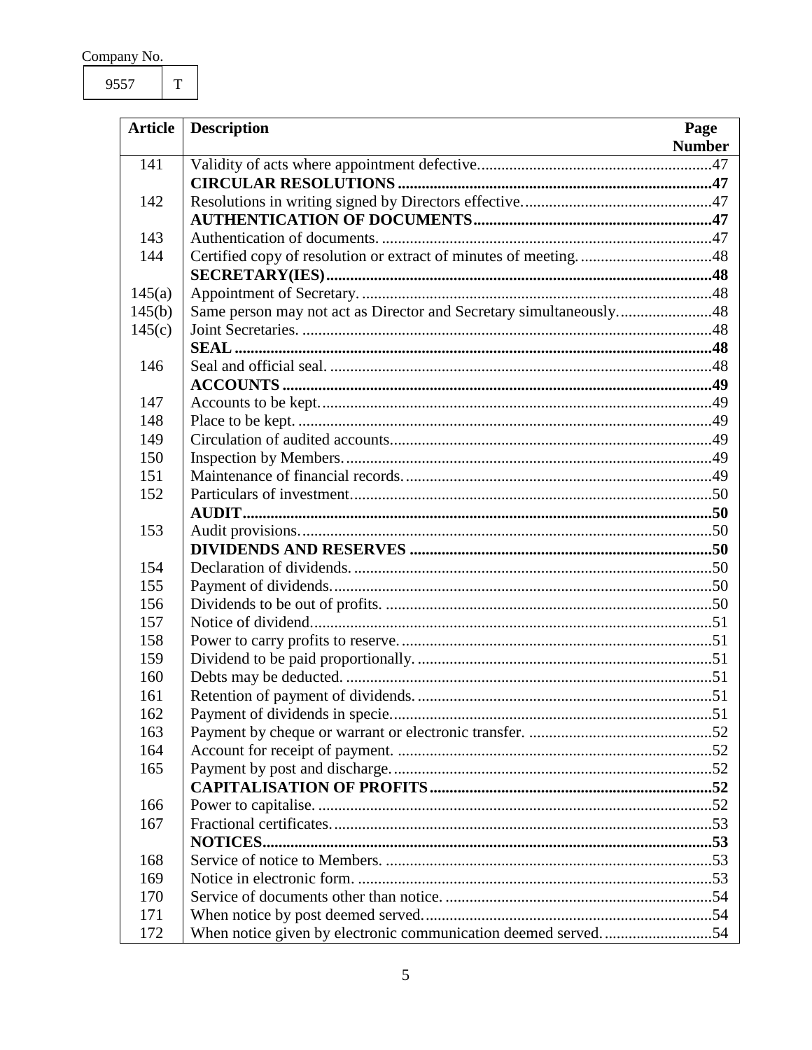Company No.

| 9557 | T |
|---|---|

| Article | Description | Page Number |
|---|---|---|
| 141 | Validity of acts where appointment defective. | 47 |
| | **CIRCULAR RESOLUTIONS** | **47** |
| 142 | Resolutions in writing signed by Directors effective. | 47 |
| | **AUTHENTICATION OF DOCUMENTS** | **47** |
| 143 | Authentication of documents. | 47 |
| 144 | Certified copy of resolution or extract of minutes of meeting. | 48 |
| | **SECRETARY(IES)** | **48** |
| 145(a) | Appointment of Secretary. | 48 |
| 145(b) | Same person may not act as Director and Secretary simultaneously. | 48 |
| 145(c) | Joint Secretaries. | 48 |
| | **SEAL** | **48** |
| 146 | Seal and official seal. | 48 |
| | **ACCOUNTS** | **49** |
| 147 | Accounts to be kept. | 49 |
| 148 | Place to be kept. | 49 |
| 149 | Circulation of audited accounts. | 49 |
| 150 | Inspection by Members. | 49 |
| 151 | Maintenance of financial records. | 49 |
| 152 | Particulars of investment. | 50 |
| | **AUDIT** | **50** |
| 153 | Audit provisions. | 50 |
| | **DIVIDENDS AND RESERVES** | **50** |
| 154 | Declaration of dividends. | 50 |
| 155 | Payment of dividends. | 50 |
| 156 | Dividends to be out of profits. | 50 |
| 157 | Notice of dividend. | 51 |
| 158 | Power to carry profits to reserve. | 51 |
| 159 | Dividend to be paid proportionally. | 51 |
| 160 | Debts may be deducted. | 51 |
| 161 | Retention of payment of dividends. | 51 |
| 162 | Payment of dividends in specie. | 51 |
| 163 | Payment by cheque or warrant or electronic transfer. | 52 |
| 164 | Account for receipt of payment. | 52 |
| 165 | Payment by post and discharge. | 52 |
| | **CAPITALISATION OF PROFITS** | **52** |
| 166 | Power to capitalise. | 52 |
| 167 | Fractional certificates. | 53 |
| | **NOTICES** | **53** |
| 168 | Service of notice to Members. | 53 |
| 169 | Notice in electronic form. | 53 |
| 170 | Service of documents other than notice. | 54 |
| 171 | When notice by post deemed served. | 54 |
| 172 | When notice given by electronic communication deemed served. | 54 |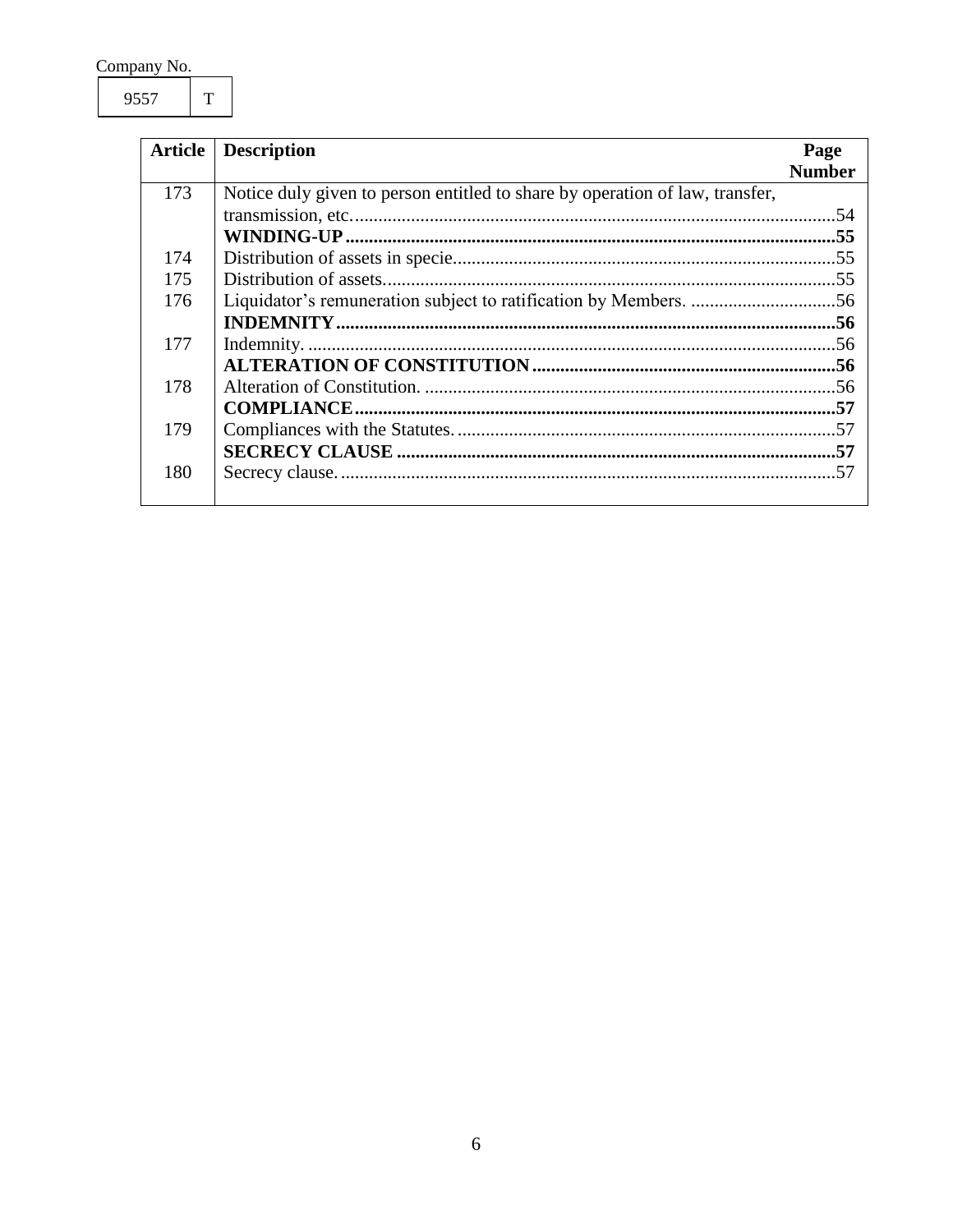Company No.

| 9557 | T |
|---|---|

| Article | Description | Page Number |
|---|---|---|
| 173 | Notice duly given to person entitled to share by operation of law, transfer, transmission, etc. | 54 |
| | **WINDING-UP** | **55** |
| 174 | Distribution of assets in specie. | 55 |
| 175 | Distribution of assets. | 55 |
| 176 | Liquidator's remuneration subject to ratification by Members. | 56 |
| | **INDEMNITY** | **56** |
| 177 | Indemnity. | 56 |
| | **ALTERATION OF CONSTITUTION** | **56** |
| 178 | Alteration of Constitution. | 56 |
| | **COMPLIANCE** | **57** |
| 179 | Compliances with the Statutes. | 57 |
| | **SECRECY CLAUSE** | **57** |
| 180 | Secrecy clause. | 57 |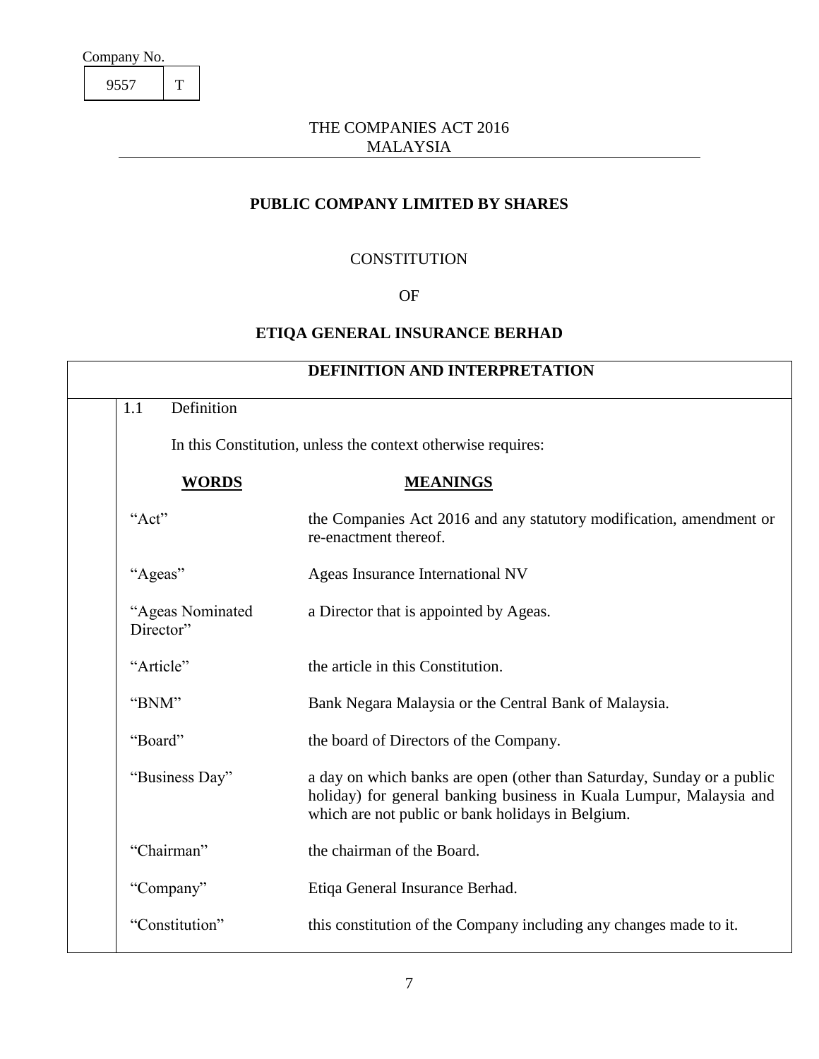Company No.

| 9557 | T |
|---|---|

THE COMPANIES ACT 2016
MALAYSIA

## PUBLIC COMPANY LIMITED BY SHARES

CONSTITUTION

OF

## ETIQA GENERAL INSURANCE BERHAD

### DEFINITION AND INTERPRETATION

1.1 Definition

In this Constitution, unless the context otherwise requires:

| **WORDS** | **MEANINGS** |
|---|---|
| "Act" | the Companies Act 2016 and any statutory modification, amendment or re-enactment thereof. |
| "Ageas" | Ageas Insurance International NV |
| "Ageas Nominated Director" | a Director that is appointed by Ageas. |
| "Article" | the article in this Constitution. |
| "BNM" | Bank Negara Malaysia or the Central Bank of Malaysia. |
| "Board" | the board of Directors of the Company. |
| "Business Day" | a day on which banks are open (other than Saturday, Sunday or a public holiday) for general banking business in Kuala Lumpur, Malaysia and which are not public or bank holidays in Belgium. |
| "Chairman" | the chairman of the Board. |
| "Company" | Etiqa General Insurance Berhad. |
| "Constitution" | this constitution of the Company including any changes made to it. |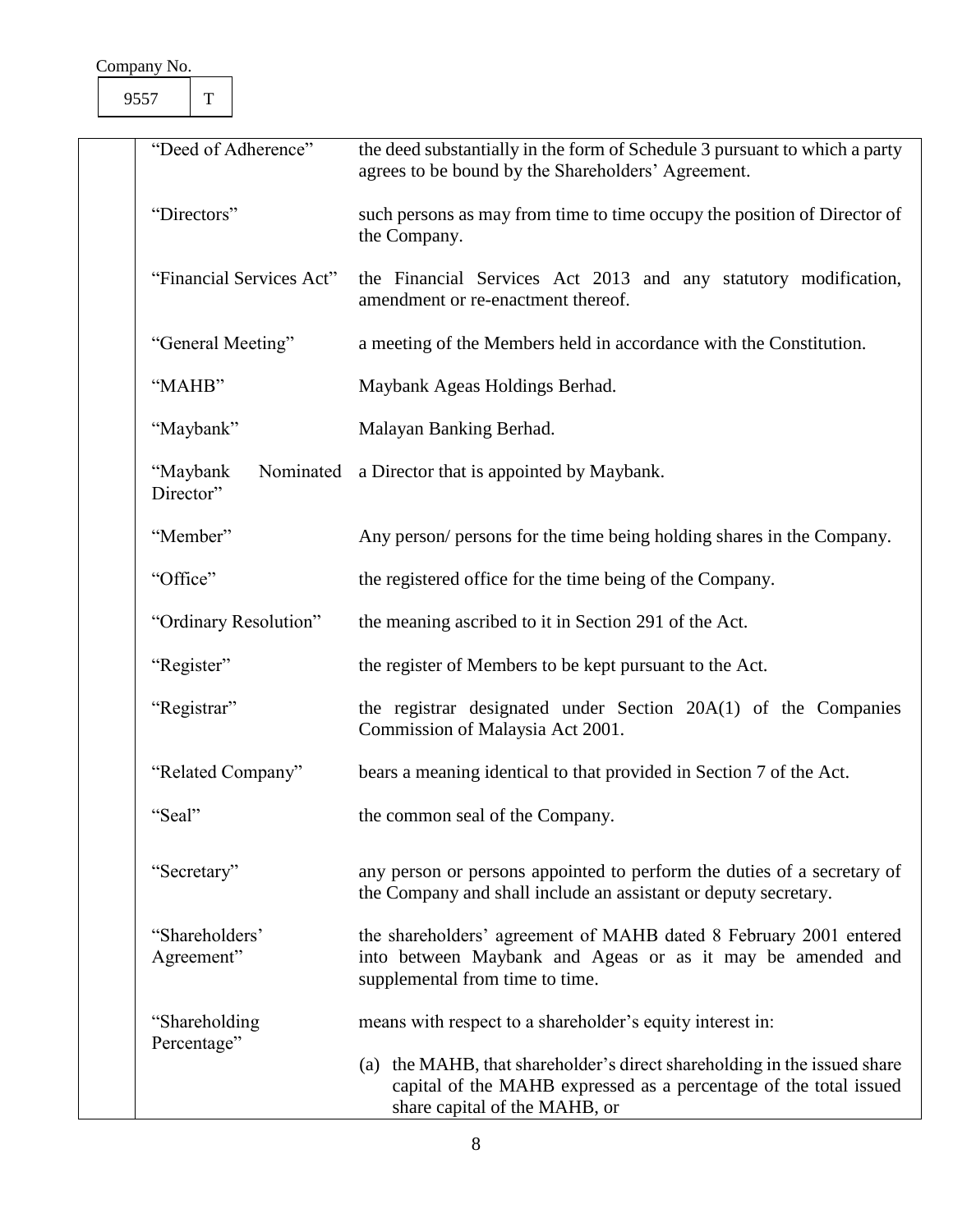| | |
|---|---|
| "Deed of Adherence" | the deed substantially in the form of Schedule 3 pursuant to which a party agrees to be bound by the Shareholders' Agreement. |
| "Directors" | such persons as may from time to time occupy the position of Director of the Company. |
| "Financial Services Act" | the Financial Services Act 2013 and any statutory modification, amendment or re-enactment thereof. |
| "General Meeting" | a meeting of the Members held in accordance with the Constitution. |
| "MAHB" | Maybank Ageas Holdings Berhad. |
| "Maybank" | Malayan Banking Berhad. |
| "Maybank Nominated Director" | a Director that is appointed by Maybank. |
| "Member" | Any person/ persons for the time being holding shares in the Company. |
| "Office" | the registered office for the time being of the Company. |
| "Ordinary Resolution" | the meaning ascribed to it in Section 291 of the Act. |
| "Register" | the register of Members to be kept pursuant to the Act. |
| "Registrar" | the registrar designated under Section 20A(1) of the Companies Commission of Malaysia Act 2001. |
| "Related Company" | bears a meaning identical to that provided in Section 7 of the Act. |
| "Seal" | the common seal of the Company. |
| "Secretary" | any person or persons appointed to perform the duties of a secretary of the Company and shall include an assistant or deputy secretary. |
| "Shareholders' Agreement" | the shareholders' agreement of MAHB dated 8 February 2001 entered into between Maybank and Ageas or as it may be amended and supplemental from time to time. |
| "Shareholding Percentage" | means with respect to a shareholder's equity interest in:<br><br>(a) the MAHB, that shareholder's direct shareholding in the issued share capital of the MAHB expressed as a percentage of the total issued share capital of the MAHB, or |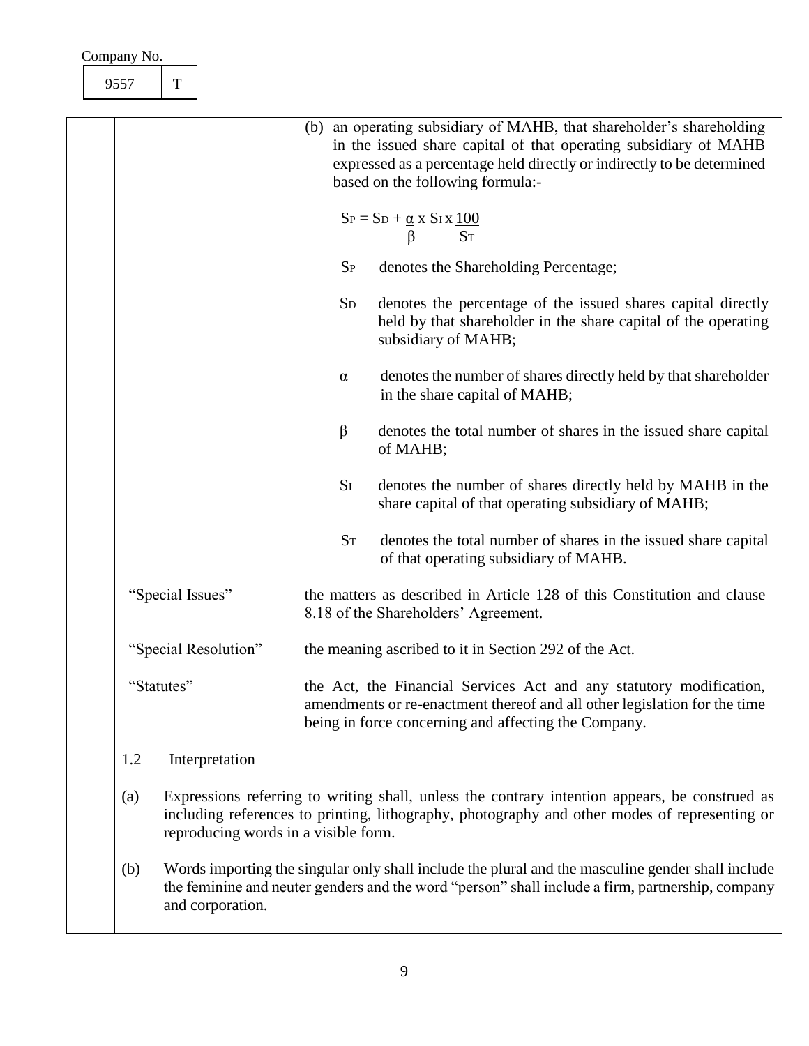(b) an operating subsidiary of MAHB, that shareholder's shareholding in the issued share capital of that operating subsidiary of MAHB expressed as a percentage held directly or indirectly to be determined based on the following formula:-

$$S_P = S_D + \frac{\alpha}{\beta} \times S_I \times \frac{100}{S_T}$$

- $S_P$ denotes the Shareholding Percentage;
- $S_D$ denotes the percentage of the issued shares capital directly held by that shareholder in the share capital of the operating subsidiary of MAHB;
- $\alpha$ denotes the number of shares directly held by that shareholder in the share capital of MAHB;
- $\beta$ denotes the total number of shares in the issued share capital of MAHB;
- $S_I$ denotes the number of shares directly held by MAHB in the share capital of that operating subsidiary of MAHB;
- $S_T$ denotes the total number of shares in the issued share capital of that operating subsidiary of MAHB.

| | |
|---|---|
| "Special Issues" | the matters as described in Article 128 of this Constitution and clause 8.18 of the Shareholders' Agreement. |
| "Special Resolution" | the meaning ascribed to it in Section 292 of the Act. |
| "Statutes" | the Act, the Financial Services Act and any statutory modification, amendments or re-enactment thereof and all other legislation for the time being in force concerning and affecting the Company. |

### 1.2 Interpretation

(a) Expressions referring to writing shall, unless the contrary intention appears, be construed as including references to printing, lithography, photography and other modes of representing or reproducing words in a visible form.

(b) Words importing the singular only shall include the plural and the masculine gender shall include the feminine and neuter genders and the word "person" shall include a firm, partnership, company and corporation.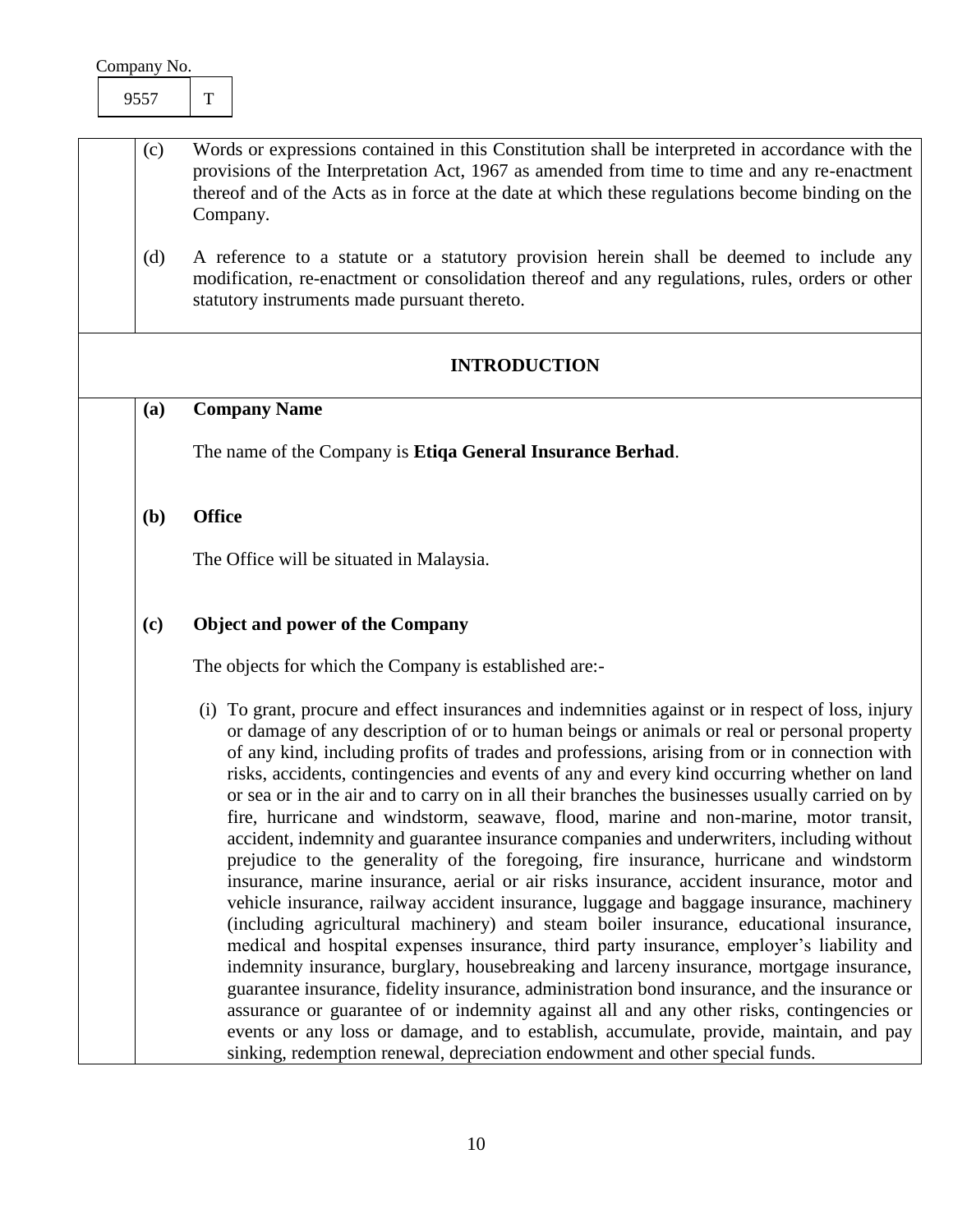(c) Words or expressions contained in this Constitution shall be interpreted in accordance with the provisions of the Interpretation Act, 1967 as amended from time to time and any re-enactment thereof and of the Acts as in force at the date at which these regulations become binding on the Company.

(d) A reference to a statute or a statutory provision herein shall be deemed to include any modification, re-enactment or consolidation thereof and any regulations, rules, orders or other statutory instruments made pursuant thereto.

## INTRODUCTION

**(a) Company Name**

The name of the Company is **Etiqa General Insurance Berhad**.

**(b) Office**

The Office will be situated in Malaysia.

**(c) Object and power of the Company**

The objects for which the Company is established are:-

(i) To grant, procure and effect insurances and indemnities against or in respect of loss, injury or damage of any description of or to human beings or animals or real or personal property of any kind, including profits of trades and professions, arising from or in connection with risks, accidents, contingencies and events of any and every kind occurring whether on land or sea or in the air and to carry on in all their branches the businesses usually carried on by fire, hurricane and windstorm, seawave, flood, marine and non-marine, motor transit, accident, indemnity and guarantee insurance companies and underwriters, including without prejudice to the generality of the foregoing, fire insurance, hurricane and windstorm insurance, marine insurance, aerial or air risks insurance, accident insurance, motor and vehicle insurance, railway accident insurance, luggage and baggage insurance, machinery (including agricultural machinery) and steam boiler insurance, educational insurance, medical and hospital expenses insurance, third party insurance, employer's liability and indemnity insurance, burglary, housebreaking and larceny insurance, mortgage insurance, guarantee insurance, fidelity insurance, administration bond insurance, and the insurance or assurance or guarantee of or indemnity against all and any other risks, contingencies or events or any loss or damage, and to establish, accumulate, provide, maintain, and pay sinking, redemption renewal, depreciation endowment and other special funds.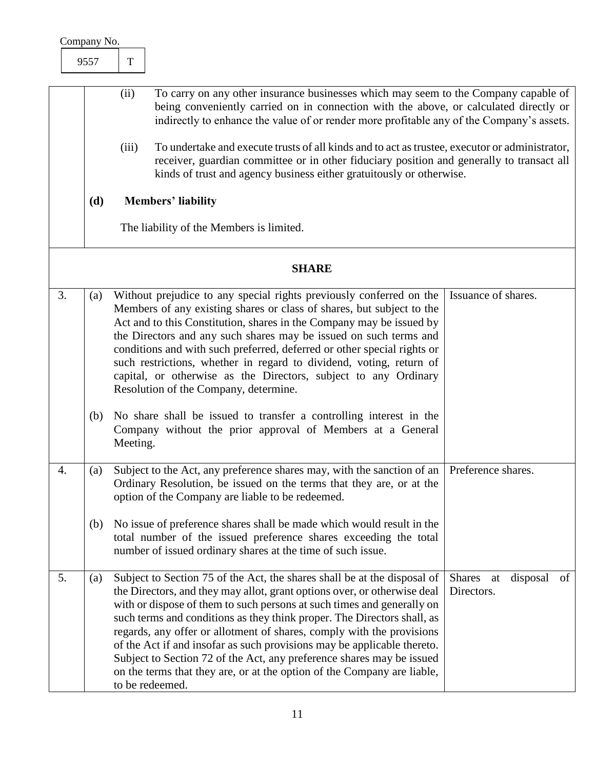Company No.

| 9557 | T |
|---|---|

(ii) To carry on any other insurance businesses which may seem to the Company capable of being conveniently carried on in connection with the above, or calculated directly or indirectly to enhance the value of or render more profitable any of the Company's assets.

(iii) To undertake and execute trusts of all kinds and to act as trustee, executor or administrator, receiver, guardian committee or in other fiduciary position and generally to transact all kinds of trust and agency business either gratuitously or otherwise.

**(d) Members' liability**

The liability of the Members is limited.

## SHARE

| | | | |
|---|---|---|---|
| 3. | (a) | Without prejudice to any special rights previously conferred on the Members of any existing shares or class of shares, but subject to the Act and to this Constitution, shares in the Company may be issued by the Directors and any such shares may be issued on such terms and conditions and with such preferred, deferred or other special rights or such restrictions, whether in regard to dividend, voting, return of capital, or otherwise as the Directors, subject to any Ordinary Resolution of the Company, determine. | Issuance of shares. |
| | (b) | No share shall be issued to transfer a controlling interest in the Company without the prior approval of Members at a General Meeting. | |
| 4. | (a) | Subject to the Act, any preference shares may, with the sanction of an Ordinary Resolution, be issued on the terms that they are, or at the option of the Company are liable to be redeemed. | Preference shares. |
| | (b) | No issue of preference shares shall be made which would result in the total number of the issued preference shares exceeding the total number of issued ordinary shares at the time of such issue. | |
| 5. | (a) | Subject to Section 75 of the Act, the shares shall be at the disposal of the Directors, and they may allot, grant options over, or otherwise deal with or dispose of them to such persons at such times and generally on such terms and conditions as they think proper. The Directors shall, as regards, any offer or allotment of shares, comply with the provisions of the Act if and insofar as such provisions may be applicable thereto. Subject to Section 72 of the Act, any preference shares may be issued on the terms that they are, or at the option of the Company are liable, to be redeemed. | Shares at disposal of Directors. |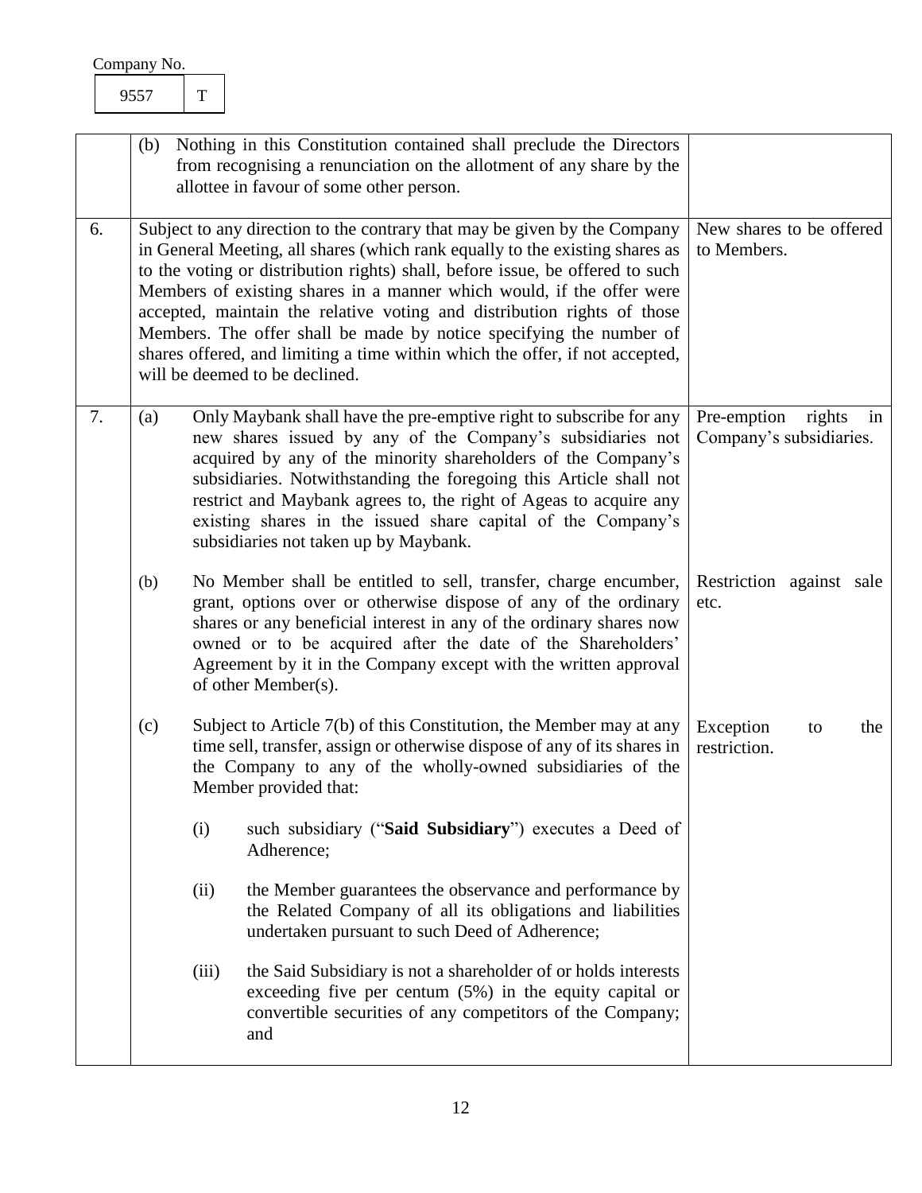Company No.

| 9557 | T |
|---|---|

| | | |
|---|---|---|
| | (b) Nothing in this Constitution contained shall preclude the Directors from recognising a renunciation on the allotment of any share by the allottee in favour of some other person. | |
| 6. | Subject to any direction to the contrary that may be given by the Company in General Meeting, all shares (which rank equally to the existing shares as to the voting or distribution rights) shall, before issue, be offered to such Members of existing shares in a manner which would, if the offer were accepted, maintain the relative voting and distribution rights of those Members. The offer shall be made by notice specifying the number of shares offered, and limiting a time within which the offer, if not accepted, will be deemed to be declined. | New shares to be offered to Members. |
| 7. | (a) Only Maybank shall have the pre-emptive right to subscribe for any new shares issued by any of the Company's subsidiaries not acquired by any of the minority shareholders of the Company's subsidiaries. Notwithstanding the foregoing this Article shall not restrict and Maybank agrees to, the right of Ageas to acquire any existing shares in the issued share capital of the Company's subsidiaries not taken up by Maybank. | Pre-emption rights in Company's subsidiaries. |
| | (b) No Member shall be entitled to sell, transfer, charge encumber, grant, options over or otherwise dispose of any of the ordinary shares or any beneficial interest in any of the ordinary shares now owned or to be acquired after the date of the Shareholders' Agreement by it in the Company except with the written approval of other Member(s). | Restriction against sale etc. |
| | (c) Subject to Article 7(b) of this Constitution, the Member may at any time sell, transfer, assign or otherwise dispose of any of its shares in the Company to any of the wholly-owned subsidiaries of the Member provided that:<br><br>(i) such subsidiary ("**Said Subsidiary**") executes a Deed of Adherence;<br><br>(ii) the Member guarantees the observance and performance by the Related Company of all its obligations and liabilities undertaken pursuant to such Deed of Adherence;<br><br>(iii) the Said Subsidiary is not a shareholder of or holds interests exceeding five per centum (5%) in the equity capital or convertible securities of any competitors of the Company; and | Exception to the restriction. |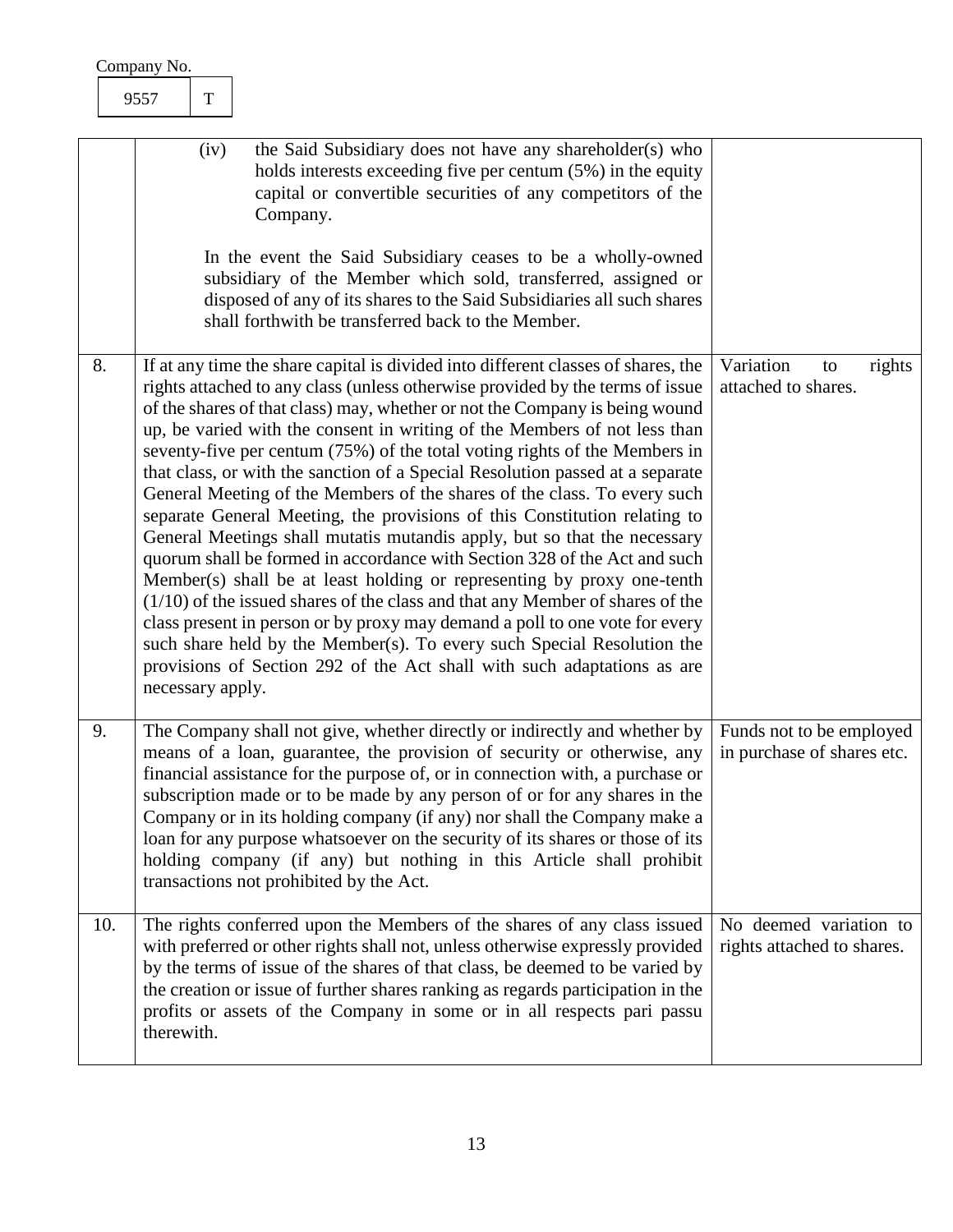Company No.

| 9557 | T |
|---|---|

| | | |
|---|---|---|
| | (iv) the Said Subsidiary does not have any shareholder(s) who holds interests exceeding five per centum (5%) in the equity capital or convertible securities of any competitors of the Company.<br><br>In the event the Said Subsidiary ceases to be a wholly-owned subsidiary of the Member which sold, transferred, assigned or disposed of any of its shares to the Said Subsidiaries all such shares shall forthwith be transferred back to the Member. | |
| 8. | If at any time the share capital is divided into different classes of shares, the rights attached to any class (unless otherwise provided by the terms of issue of the shares of that class) may, whether or not the Company is being wound up, be varied with the consent in writing of the Members of not less than seventy-five per centum (75%) of the total voting rights of the Members in that class, or with the sanction of a Special Resolution passed at a separate General Meeting of the Members of the shares of the class. To every such separate General Meeting, the provisions of this Constitution relating to General Meetings shall mutatis mutandis apply, but so that the necessary quorum shall be formed in accordance with Section 328 of the Act and such Member(s) shall be at least holding or representing by proxy one-tenth (1/10) of the issued shares of the class and that any Member of shares of the class present in person or by proxy may demand a poll to one vote for every such share held by the Member(s). To every such Special Resolution the provisions of Section 292 of the Act shall with such adaptations as are necessary apply. | Variation to rights attached to shares. |
| 9. | The Company shall not give, whether directly or indirectly and whether by means of a loan, guarantee, the provision of security or otherwise, any financial assistance for the purpose of, or in connection with, a purchase or subscription made or to be made by any person of or for any shares in the Company or in its holding company (if any) nor shall the Company make a loan for any purpose whatsoever on the security of its shares or those of its holding company (if any) but nothing in this Article shall prohibit transactions not prohibited by the Act. | Funds not to be employed in purchase of shares etc. |
| 10. | The rights conferred upon the Members of the shares of any class issued with preferred or other rights shall not, unless otherwise expressly provided by the terms of issue of the shares of that class, be deemed to be varied by the creation or issue of further shares ranking as regards participation in the profits or assets of the Company in some or in all respects pari passu therewith. | No deemed variation to rights attached to shares. |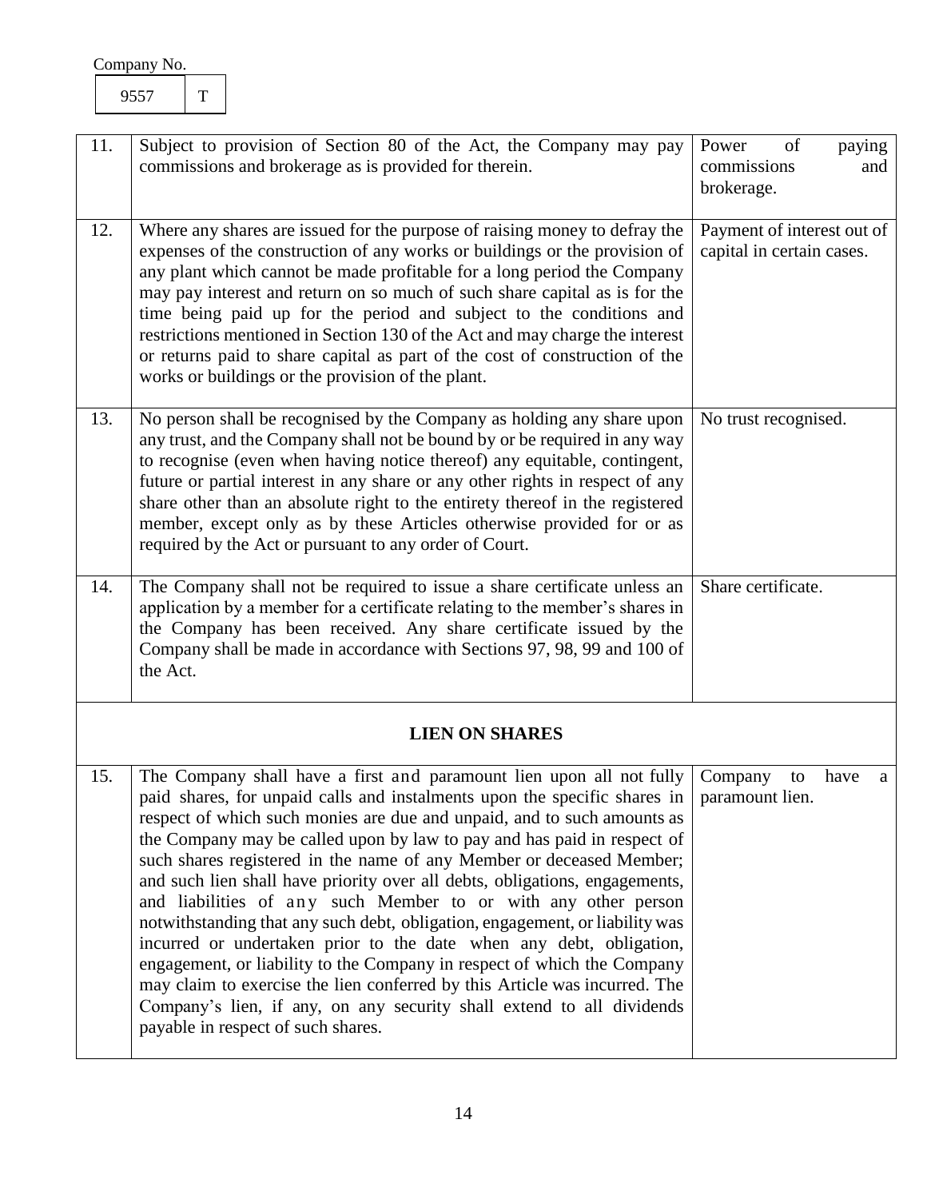Company No.

| 9557 | T |
|---|---|

| | | |
|---|---|---|
| 11. | Subject to provision of Section 80 of the Act, the Company may pay commissions and brokerage as is provided for therein. | Power of paying commissions and brokerage. |
| 12. | Where any shares are issued for the purpose of raising money to defray the expenses of the construction of any works or buildings or the provision of any plant which cannot be made profitable for a long period the Company may pay interest and return on so much of such share capital as is for the time being paid up for the period and subject to the conditions and restrictions mentioned in Section 130 of the Act and may charge the interest or returns paid to share capital as part of the cost of construction of the works or buildings or the provision of the plant. | Payment of interest out of capital in certain cases. |
| 13. | No person shall be recognised by the Company as holding any share upon any trust, and the Company shall not be bound by or be required in any way to recognise (even when having notice thereof) any equitable, contingent, future or partial interest in any share or any other rights in respect of any share other than an absolute right to the entirety thereof in the registered member, except only as by these Articles otherwise provided for or as required by the Act or pursuant to any order of Court. | No trust recognised. |
| 14. | The Company shall not be required to issue a share certificate unless an application by a member for a certificate relating to the member's shares in the Company has been received. Any share certificate issued by the Company shall be made in accordance with Sections 97, 98, 99 and 100 of the Act. | Share certificate. |
| | **LIEN ON SHARES** | |
| 15. | The Company shall have a first and paramount lien upon all not fully paid shares, for unpaid calls and instalments upon the specific shares in respect of which such monies are due and unpaid, and to such amounts as the Company may be called upon by law to pay and has paid in respect of such shares registered in the name of any Member or deceased Member; and such lien shall have priority over all debts, obligations, engagements, and liabilities of any such Member to or with any other person notwithstanding that any such debt, obligation, engagement, or liability was incurred or undertaken prior to the date when any debt, obligation, engagement, or liability to the Company in respect of which the Company may claim to exercise the lien conferred by this Article was incurred. The Company's lien, if any, on any security shall extend to all dividends payable in respect of such shares. | Company to have a paramount lien. |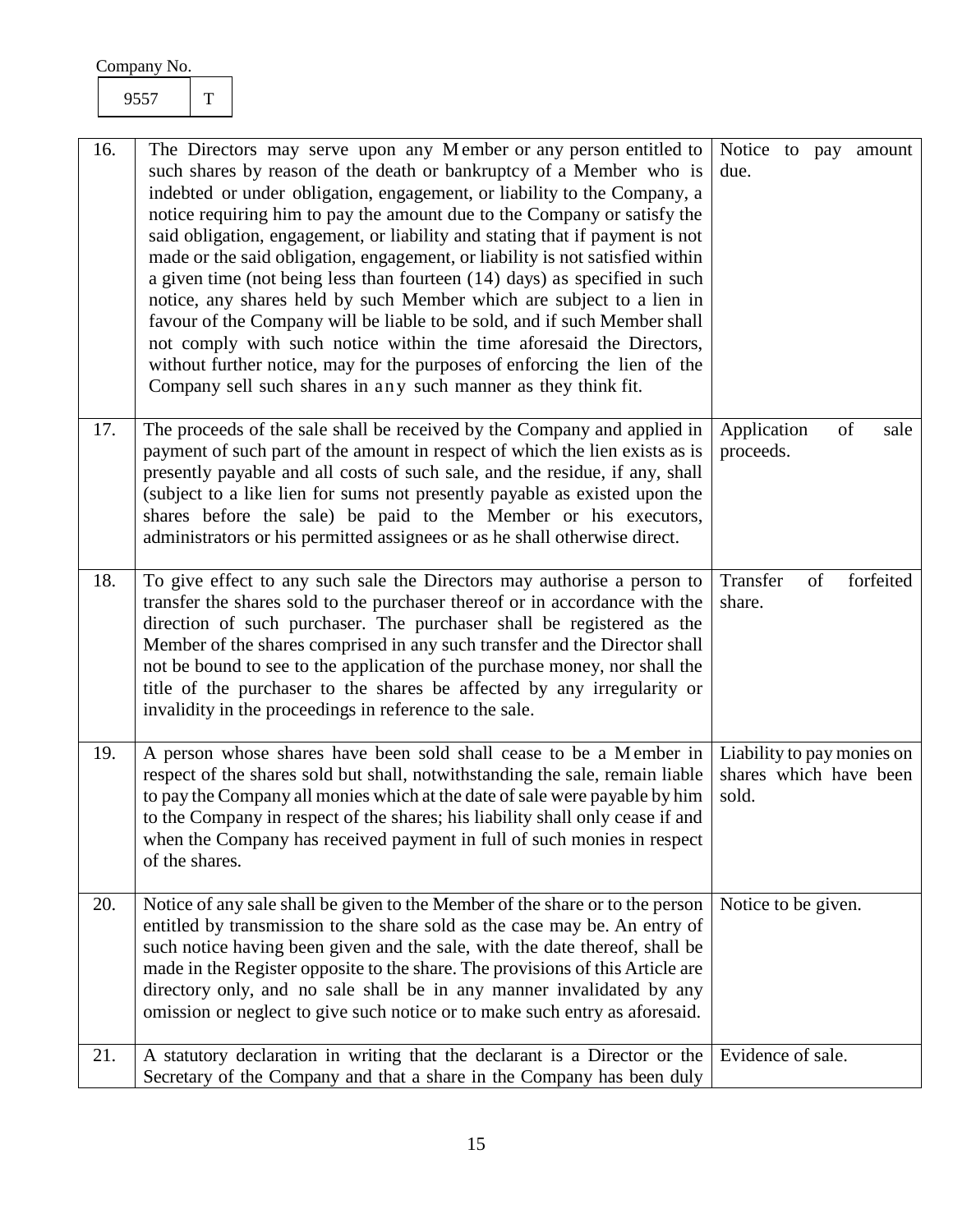Company No.

| 9557 | T |
|---|---|

| | | |
|---|---|---|
| 16. | The Directors may serve upon any Member or any person entitled to such shares by reason of the death or bankruptcy of a Member who is indebted or under obligation, engagement, or liability to the Company, a notice requiring him to pay the amount due to the Company or satisfy the said obligation, engagement, or liability and stating that if payment is not made or the said obligation, engagement, or liability is not satisfied within a given time (not being less than fourteen (14) days) as specified in such notice, any shares held by such Member which are subject to a lien in favour of the Company will be liable to be sold, and if such Member shall not comply with such notice within the time aforesaid the Directors, without further notice, may for the purposes of enforcing the lien of the Company sell such shares in any such manner as they think fit. | Notice to pay amount due. |
| 17. | The proceeds of the sale shall be received by the Company and applied in payment of such part of the amount in respect of which the lien exists as is presently payable and all costs of such sale, and the residue, if any, shall (subject to a like lien for sums not presently payable as existed upon the shares before the sale) be paid to the Member or his executors, administrators or his permitted assignees or as he shall otherwise direct. | Application of sale proceeds. |
| 18. | To give effect to any such sale the Directors may authorise a person to transfer the shares sold to the purchaser thereof or in accordance with the direction of such purchaser. The purchaser shall be registered as the Member of the shares comprised in any such transfer and the Director shall not be bound to see to the application of the purchase money, nor shall the title of the purchaser to the shares be affected by any irregularity or invalidity in the proceedings in reference to the sale. | Transfer of forfeited share. |
| 19. | A person whose shares have been sold shall cease to be a Member in respect of the shares sold but shall, notwithstanding the sale, remain liable to pay the Company all monies which at the date of sale were payable by him to the Company in respect of the shares; his liability shall only cease if and when the Company has received payment in full of such monies in respect of the shares. | Liability to pay monies on shares which have been sold. |
| 20. | Notice of any sale shall be given to the Member of the share or to the person entitled by transmission to the share sold as the case may be. An entry of such notice having been given and the sale, with the date thereof, shall be made in the Register opposite to the share. The provisions of this Article are directory only, and no sale shall be in any manner invalidated by any omission or neglect to give such notice or to make such entry as aforesaid. | Notice to be given. |
| 21. | A statutory declaration in writing that the declarant is a Director or the Secretary of the Company and that a share in the Company has been duly | Evidence of sale. |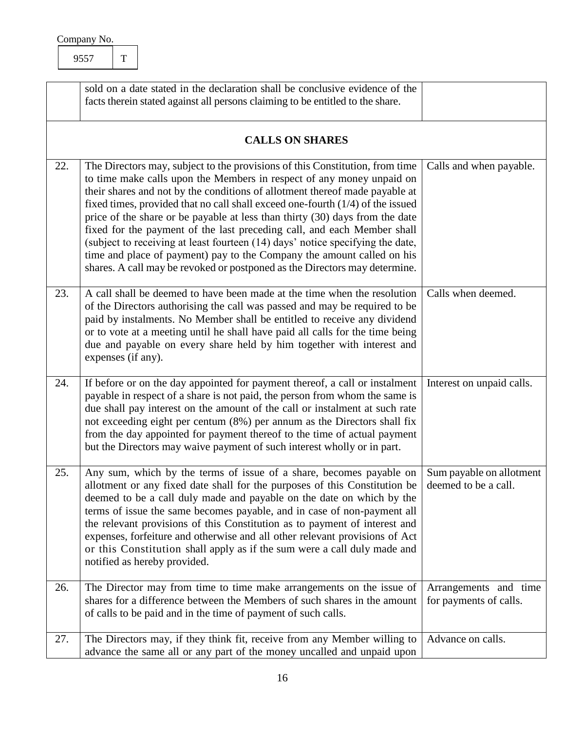Company No.

| 9557 | T |
|---|---|

| | | |
|---|---|---|
| | sold on a date stated in the declaration shall be conclusive evidence of the facts therein stated against all persons claiming to be entitled to the share. | |
| | **CALLS ON SHARES** | |
| 22. | The Directors may, subject to the provisions of this Constitution, from time to time make calls upon the Members in respect of any money unpaid on their shares and not by the conditions of allotment thereof made payable at fixed times, provided that no call shall exceed one-fourth (1/4) of the issued price of the share or be payable at less than thirty (30) days from the date fixed for the payment of the last preceding call, and each Member shall (subject to receiving at least fourteen (14) days' notice specifying the date, time and place of payment) pay to the Company the amount called on his shares. A call may be revoked or postponed as the Directors may determine. | Calls and when payable. |
| 23. | A call shall be deemed to have been made at the time when the resolution of the Directors authorising the call was passed and may be required to be paid by instalments. No Member shall be entitled to receive any dividend or to vote at a meeting until he shall have paid all calls for the time being due and payable on every share held by him together with interest and expenses (if any). | Calls when deemed. |
| 24. | If before or on the day appointed for payment thereof, a call or instalment payable in respect of a share is not paid, the person from whom the same is due shall pay interest on the amount of the call or instalment at such rate not exceeding eight per centum (8%) per annum as the Directors shall fix from the day appointed for payment thereof to the time of actual payment but the Directors may waive payment of such interest wholly or in part. | Interest on unpaid calls. |
| 25. | Any sum, which by the terms of issue of a share, becomes payable on allotment or any fixed date shall for the purposes of this Constitution be deemed to be a call duly made and payable on the date on which by the terms of issue the same becomes payable, and in case of non-payment all the relevant provisions of this Constitution as to payment of interest and expenses, forfeiture and otherwise and all other relevant provisions of Act or this Constitution shall apply as if the sum were a call duly made and notified as hereby provided. | Sum payable on allotment deemed to be a call. |
| 26. | The Director may from time to time make arrangements on the issue of shares for a difference between the Members of such shares in the amount of calls to be paid and in the time of payment of such calls. | Arrangements and time for payments of calls. |
| 27. | The Directors may, if they think fit, receive from any Member willing to advance the same all or any part of the money uncalled and unpaid upon | Advance on calls. |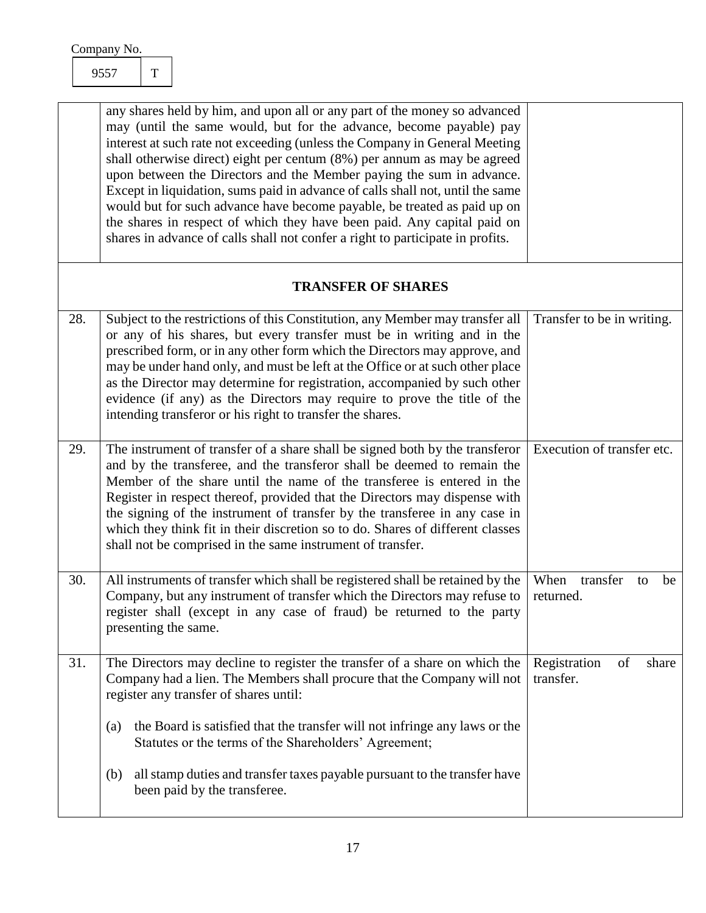Company No.

| 9557 | T |
|---|---|

| | | |
|---|---|---|
| | any shares held by him, and upon all or any part of the money so advanced may (until the same would, but for the advance, become payable) pay interest at such rate not exceeding (unless the Company in General Meeting shall otherwise direct) eight per centum (8%) per annum as may be agreed upon between the Directors and the Member paying the sum in advance. Except in liquidation, sums paid in advance of calls shall not, until the same would but for such advance have become payable, be treated as paid up on the shares in respect of which they have been paid. Any capital paid on shares in advance of calls shall not confer a right to participate in profits. | |

**TRANSFER OF SHARES**

| | | |
|---|---|---|
| 28. | Subject to the restrictions of this Constitution, any Member may transfer all or any of his shares, but every transfer must be in writing and in the prescribed form, or in any other form which the Directors may approve, and may be under hand only, and must be left at the Office or at such other place as the Director may determine for registration, accompanied by such other evidence (if any) as the Directors may require to prove the title of the intending transferor or his right to transfer the shares. | Transfer to be in writing. |
| 29. | The instrument of transfer of a share shall be signed both by the transferor and by the transferee, and the transferor shall be deemed to remain the Member of the share until the name of the transferee is entered in the Register in respect thereof, provided that the Directors may dispense with the signing of the instrument of transfer by the transferee in any case in which they think fit in their discretion so to do. Shares of different classes shall not be comprised in the same instrument of transfer. | Execution of transfer etc. |
| 30. | All instruments of transfer which shall be registered shall be retained by the Company, but any instrument of transfer which the Directors may refuse to register shall (except in any case of fraud) be returned to the party presenting the same. | When transfer to be returned. |
| 31. | The Directors may decline to register the transfer of a share on which the Company had a lien. The Members shall procure that the Company will not register any transfer of shares until:<br><br>(a) the Board is satisfied that the transfer will not infringe any laws or the Statutes or the terms of the Shareholders' Agreement;<br><br>(b) all stamp duties and transfer taxes payable pursuant to the transfer have been paid by the transferee. | Registration of share transfer. |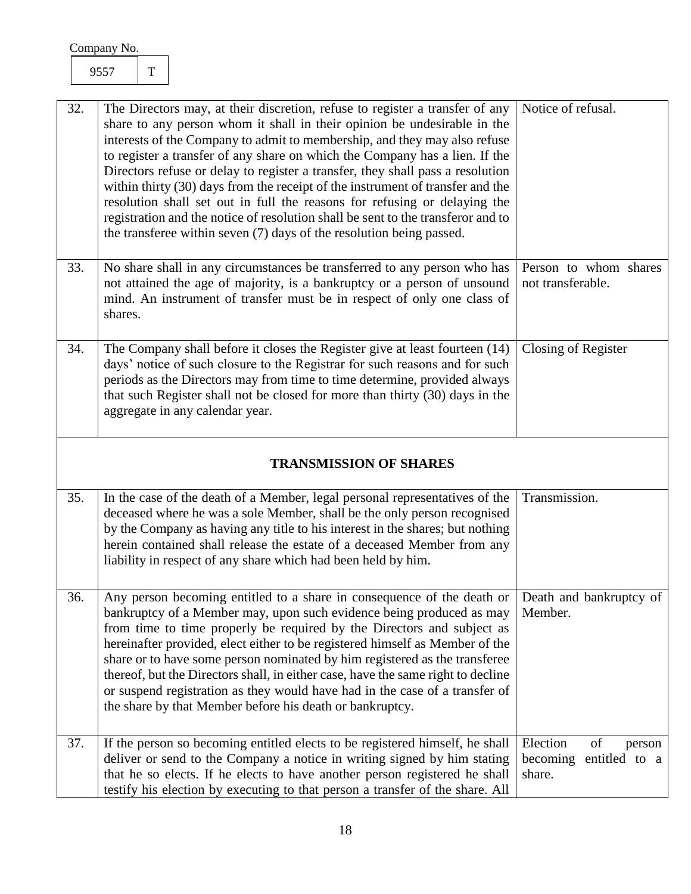Company No.

| 9557 | T |
|---|---|

| | | |
|---|---|---|
| 32. | The Directors may, at their discretion, refuse to register a transfer of any share to any person whom it shall in their opinion be undesirable in the interests of the Company to admit to membership, and they may also refuse to register a transfer of any share on which the Company has a lien. If the Directors refuse or delay to register a transfer, they shall pass a resolution within thirty (30) days from the receipt of the instrument of transfer and the resolution shall set out in full the reasons for refusing or delaying the registration and the notice of resolution shall be sent to the transferor and to the transferee within seven (7) days of the resolution being passed. | Notice of refusal. |
| 33. | No share shall in any circumstances be transferred to any person who has not attained the age of majority, is a bankruptcy or a person of unsound mind. An instrument of transfer must be in respect of only one class of shares. | Person to whom shares not transferable. |
| 34. | The Company shall before it closes the Register give at least fourteen (14) days' notice of such closure to the Registrar for such reasons and for such periods as the Directors may from time to time determine, provided always that such Register shall not be closed for more than thirty (30) days in the aggregate in any calendar year. | Closing of Register |
| | **TRANSMISSION OF SHARES** | |
| 35. | In the case of the death of a Member, legal personal representatives of the deceased where he was a sole Member, shall be the only person recognised by the Company as having any title to his interest in the shares; but nothing herein contained shall release the estate of a deceased Member from any liability in respect of any share which had been held by him. | Transmission. |
| 36. | Any person becoming entitled to a share in consequence of the death or bankruptcy of a Member may, upon such evidence being produced as may from time to time properly be required by the Directors and subject as hereinafter provided, elect either to be registered himself as Member of the share or to have some person nominated by him registered as the transferee thereof, but the Directors shall, in either case, have the same right to decline or suspend registration as they would have had in the case of a transfer of the share by that Member before his death or bankruptcy. | Death and bankruptcy of Member. |
| 37. | If the person so becoming entitled elects to be registered himself, he shall deliver or send to the Company a notice in writing signed by him stating that he so elects. If he elects to have another person registered he shall testify his election by executing to that person a transfer of the share. All | Election of person becoming entitled to a share. |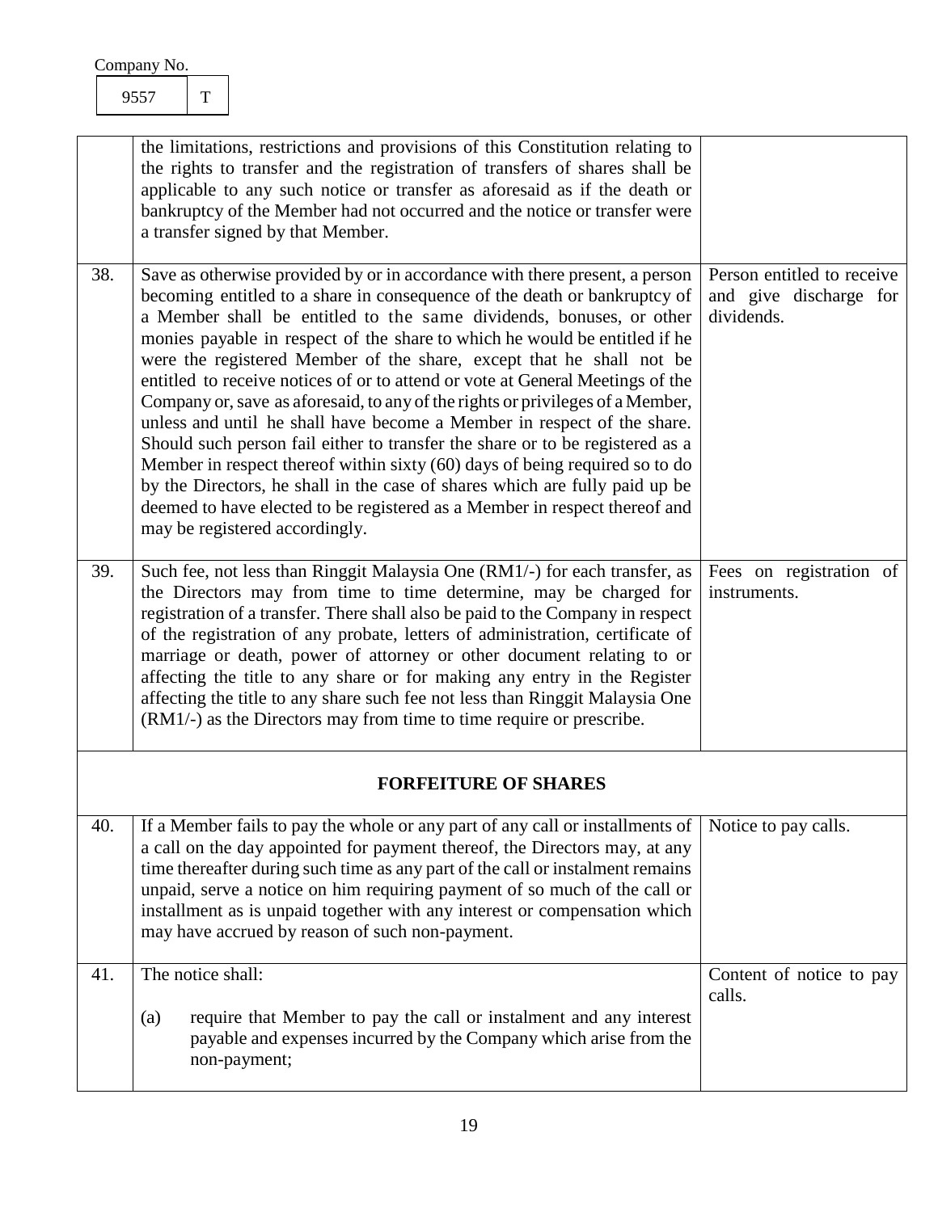| | | |
|---|---|---|
| | the limitations, restrictions and provisions of this Constitution relating to the rights to transfer and the registration of transfers of shares shall be applicable to any such notice or transfer as aforesaid as if the death or bankruptcy of the Member had not occurred and the notice or transfer were a transfer signed by that Member. | |
| 38. | Save as otherwise provided by or in accordance with there present, a person becoming entitled to a share in consequence of the death or bankruptcy of a Member shall be entitled to the same dividends, bonuses, or other monies payable in respect of the share to which he would be entitled if he were the registered Member of the share, except that he shall not be entitled to receive notices of or to attend or vote at General Meetings of the Company or, save as aforesaid, to any of the rights or privileges of a Member, unless and until he shall have become a Member in respect of the share. Should such person fail either to transfer the share or to be registered as a Member in respect thereof within sixty (60) days of being required so to do by the Directors, he shall in the case of shares which are fully paid up be deemed to have elected to be registered as a Member in respect thereof and may be registered accordingly. | Person entitled to receive and give discharge for dividends. |
| 39. | Such fee, not less than Ringgit Malaysia One (RM1/-) for each transfer, as the Directors may from time to time determine, may be charged for registration of a transfer. There shall also be paid to the Company in respect of the registration of any probate, letters of administration, certificate of marriage or death, power of attorney or other document relating to or affecting the title to any share or for making any entry in the Register affecting the title to any share such fee not less than Ringgit Malaysia One (RM1/-) as the Directors may from time to time require or prescribe. | Fees on registration of instruments. |
| | **FORFEITURE OF SHARES** | |
| 40. | If a Member fails to pay the whole or any part of any call or installments of a call on the day appointed for payment thereof, the Directors may, at any time thereafter during such time as any part of the call or instalment remains unpaid, serve a notice on him requiring payment of so much of the call or installment as is unpaid together with any interest or compensation which may have accrued by reason of such non-payment. | Notice to pay calls. |
| 41. | The notice shall:<br><br>(a) require that Member to pay the call or instalment and any interest payable and expenses incurred by the Company which arise from the non-payment; | Content of notice to pay calls. |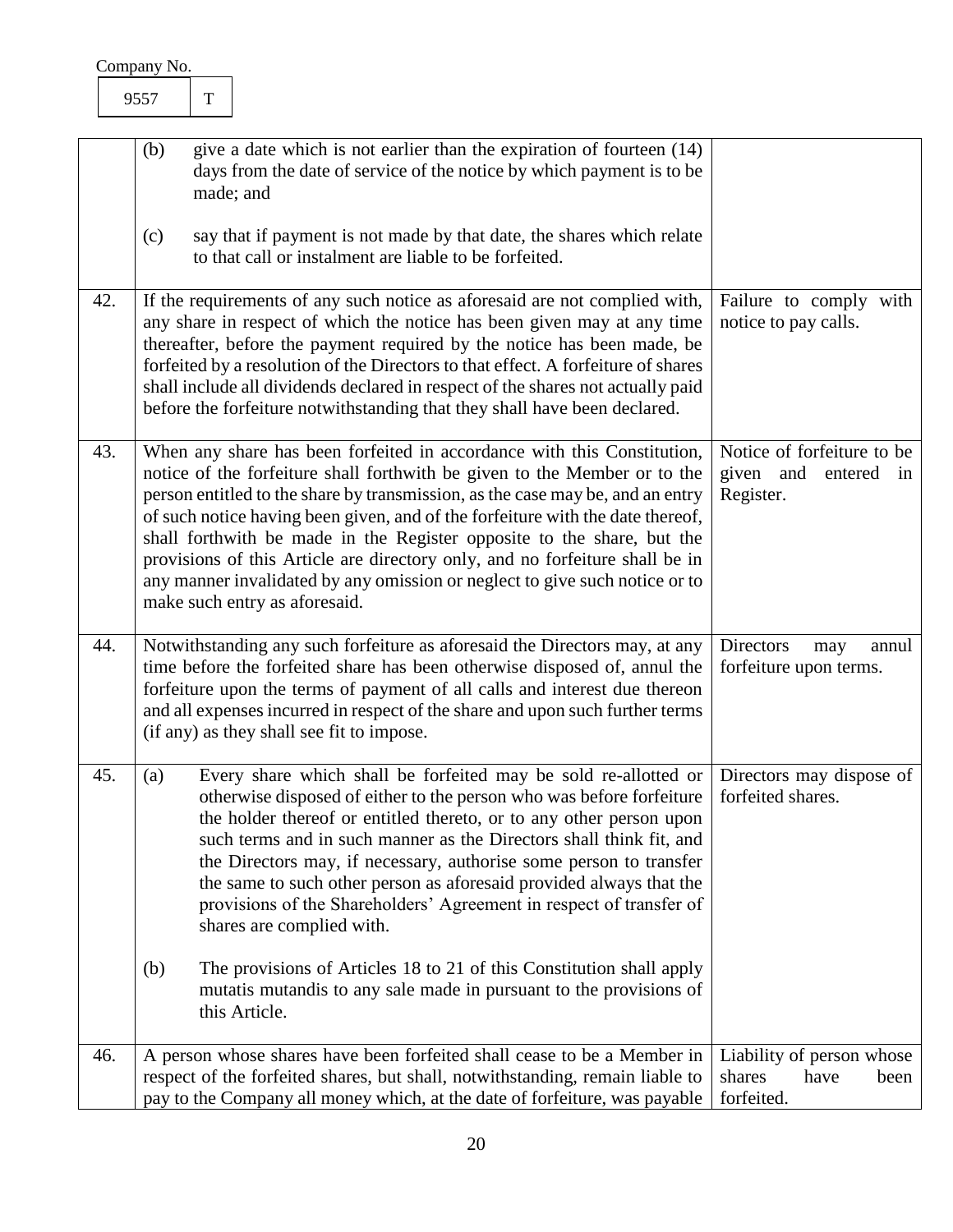Company No.

| 9557 | T |
|---|---|

| | | |
|---|---|---|
| | (b) give a date which is not earlier than the expiration of fourteen (14) days from the date of service of the notice by which payment is to be made; and<br><br>(c) say that if payment is not made by that date, the shares which relate to that call or instalment are liable to be forfeited. | |
| 42. | If the requirements of any such notice as aforesaid are not complied with, any share in respect of which the notice has been given may at any time thereafter, before the payment required by the notice has been made, be forfeited by a resolution of the Directors to that effect. A forfeiture of shares shall include all dividends declared in respect of the shares not actually paid before the forfeiture notwithstanding that they shall have been declared. | Failure to comply with notice to pay calls. |
| 43. | When any share has been forfeited in accordance with this Constitution, notice of the forfeiture shall forthwith be given to the Member or to the person entitled to the share by transmission, as the case may be, and an entry of such notice having been given, and of the forfeiture with the date thereof, shall forthwith be made in the Register opposite to the share, but the provisions of this Article are directory only, and no forfeiture shall be in any manner invalidated by any omission or neglect to give such notice or to make such entry as aforesaid. | Notice of forfeiture to be given and entered in Register. |
| 44. | Notwithstanding any such forfeiture as aforesaid the Directors may, at any time before the forfeited share has been otherwise disposed of, annul the forfeiture upon the terms of payment of all calls and interest due thereon and all expenses incurred in respect of the share and upon such further terms (if any) as they shall see fit to impose. | Directors may annul forfeiture upon terms. |
| 45. | (a) Every share which shall be forfeited may be sold re-allotted or otherwise disposed of either to the person who was before forfeiture the holder thereof or entitled thereto, or to any other person upon such terms and in such manner as the Directors shall think fit, and the Directors may, if necessary, authorise some person to transfer the same to such other person as aforesaid provided always that the provisions of the Shareholders' Agreement in respect of transfer of shares are complied with.<br><br>(b) The provisions of Articles 18 to 21 of this Constitution shall apply mutatis mutandis to any sale made in pursuant to the provisions of this Article. | Directors may dispose of forfeited shares. |
| 46. | A person whose shares have been forfeited shall cease to be a Member in respect of the forfeited shares, but shall, notwithstanding, remain liable to pay to the Company all money which, at the date of forfeiture, was payable | Liability of person whose shares have been forfeited. |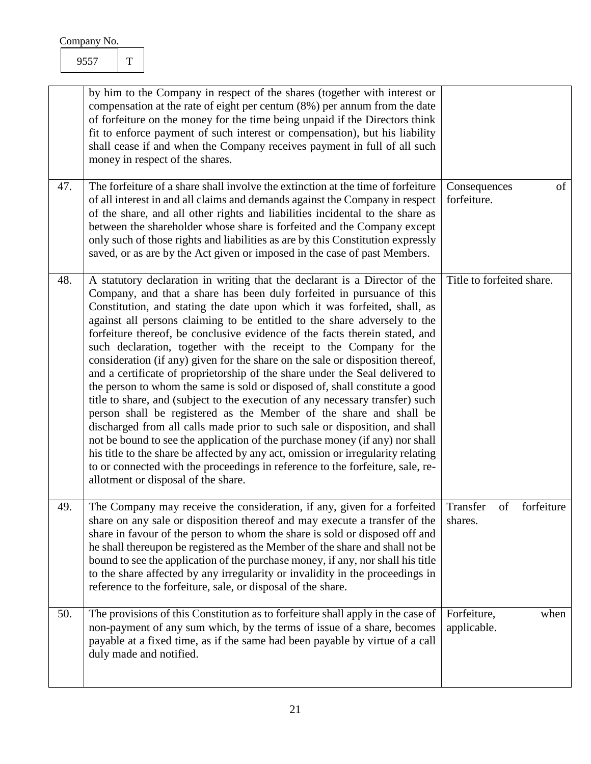Company No.

| 9557 | T |
|---|---|

| | | |
|---|---|---|
| | by him to the Company in respect of the shares (together with interest or compensation at the rate of eight per centum (8%) per annum from the date of forfeiture on the money for the time being unpaid if the Directors think fit to enforce payment of such interest or compensation), but his liability shall cease if and when the Company receives payment in full of all such money in respect of the shares. | |
| 47. | The forfeiture of a share shall involve the extinction at the time of forfeiture of all interest in and all claims and demands against the Company in respect of the share, and all other rights and liabilities incidental to the share as between the shareholder whose share is forfeited and the Company except only such of those rights and liabilities as are by this Constitution expressly saved, or as are by the Act given or imposed in the case of past Members. | Consequences of forfeiture. |
| 48. | A statutory declaration in writing that the declarant is a Director of the Company, and that a share has been duly forfeited in pursuance of this Constitution, and stating the date upon which it was forfeited, shall, as against all persons claiming to be entitled to the share adversely to the forfeiture thereof, be conclusive evidence of the facts therein stated, and such declaration, together with the receipt to the Company for the consideration (if any) given for the share on the sale or disposition thereof, and a certificate of proprietorship of the share under the Seal delivered to the person to whom the same is sold or disposed of, shall constitute a good title to share, and (subject to the execution of any necessary transfer) such person shall be registered as the Member of the share and shall be discharged from all calls made prior to such sale or disposition, and shall not be bound to see the application of the purchase money (if any) nor shall his title to the share be affected by any act, omission or irregularity relating to or connected with the proceedings in reference to the forfeiture, sale, re-allotment or disposal of the share. | Title to forfeited share. |
| 49. | The Company may receive the consideration, if any, given for a forfeited share on any sale or disposition thereof and may execute a transfer of the share in favour of the person to whom the share is sold or disposed off and he shall thereupon be registered as the Member of the share and shall not be bound to see the application of the purchase money, if any, nor shall his title to the share affected by any irregularity or invalidity in the proceedings in reference to the forfeiture, sale, or disposal of the share. | Transfer of forfeiture shares. |
| 50. | The provisions of this Constitution as to forfeiture shall apply in the case of non-payment of any sum which, by the terms of issue of a share, becomes payable at a fixed time, as if the same had been payable by virtue of a call duly made and notified. | Forfeiture, when applicable. |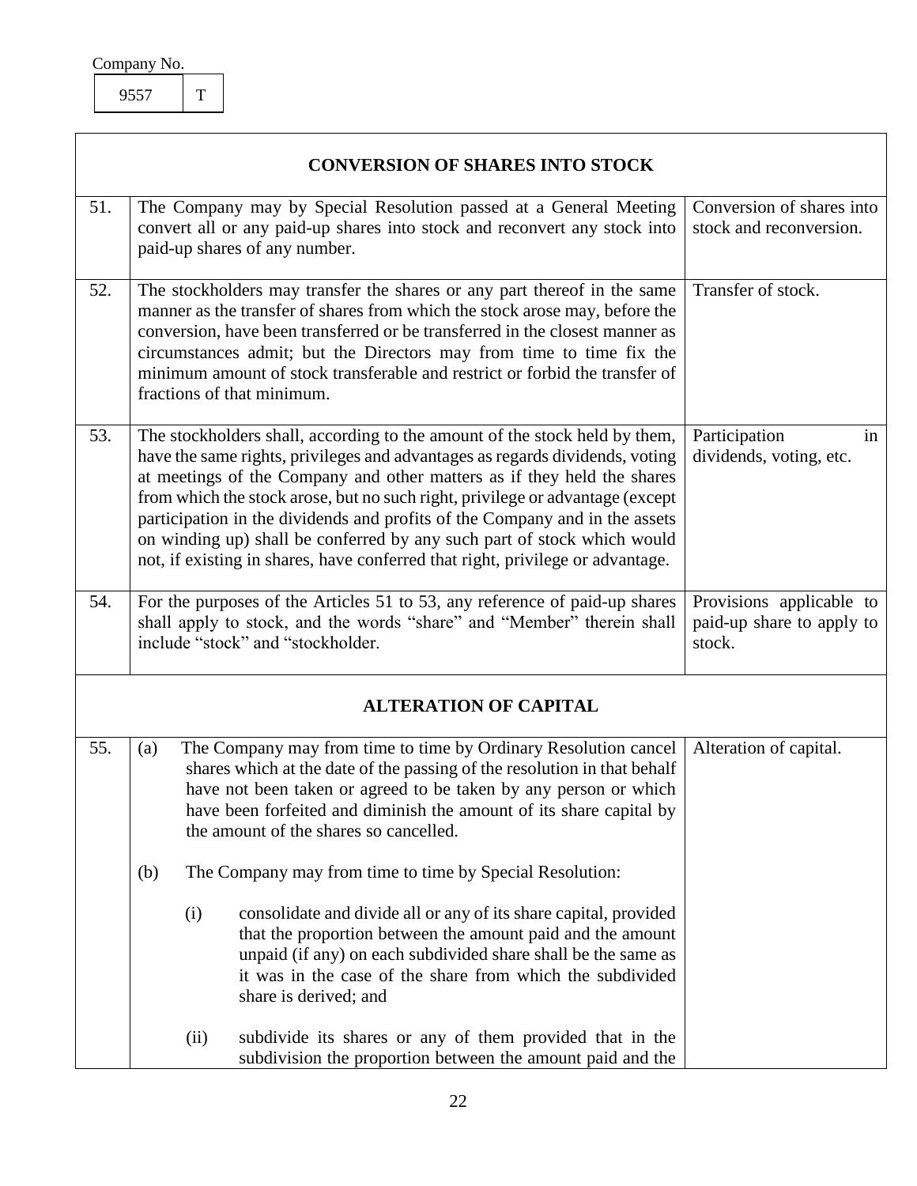Company No.

| 9557 | T |
|---|---|

| CONVERSION OF SHARES INTO STOCK | | |
|---|---|---|
| 51. | The Company may by Special Resolution passed at a General Meeting convert all or any paid-up shares into stock and reconvert any stock into paid-up shares of any number. | Conversion of shares into stock and reconversion. |
| 52. | The stockholders may transfer the shares or any part thereof in the same manner as the transfer of shares from which the stock arose may, before the conversion, have been transferred or be transferred in the closest manner as circumstances admit; but the Directors may from time to time fix the minimum amount of stock transferable and restrict or forbid the transfer of fractions of that minimum. | Transfer of stock. |
| 53. | The stockholders shall, according to the amount of the stock held by them, have the same rights, privileges and advantages as regards dividends, voting at meetings of the Company and other matters as if they held the shares from which the stock arose, but no such right, privilege or advantage (except participation in the dividends and profits of the Company and in the assets on winding up) shall be conferred by any such part of stock which would not, if existing in shares, have conferred that right, privilege or advantage. | Participation in dividends, voting, etc. |
| 54. | For the purposes of the Articles 51 to 53, any reference of paid-up shares shall apply to stock, and the words "share" and "Member" therein shall include "stock" and "stockholder. | Provisions applicable to paid-up share to apply to stock. |
| **ALTERATION OF CAPITAL** | | |
| 55. | (a) The Company may from time to time by Ordinary Resolution cancel shares which at the date of the passing of the resolution in that behalf have not been taken or agreed to be taken by any person or which have been forfeited and diminish the amount of its share capital by the amount of the shares so cancelled.<br><br>(b) The Company may from time to time by Special Resolution:<br><br>(i) consolidate and divide all or any of its share capital, provided that the proportion between the amount paid and the amount unpaid (if any) on each subdivided share shall be the same as it was in the case of the share from which the subdivided share is derived; and<br><br>(ii) subdivide its shares or any of them provided that in the subdivision the proportion between the amount paid and the | Alteration of capital. |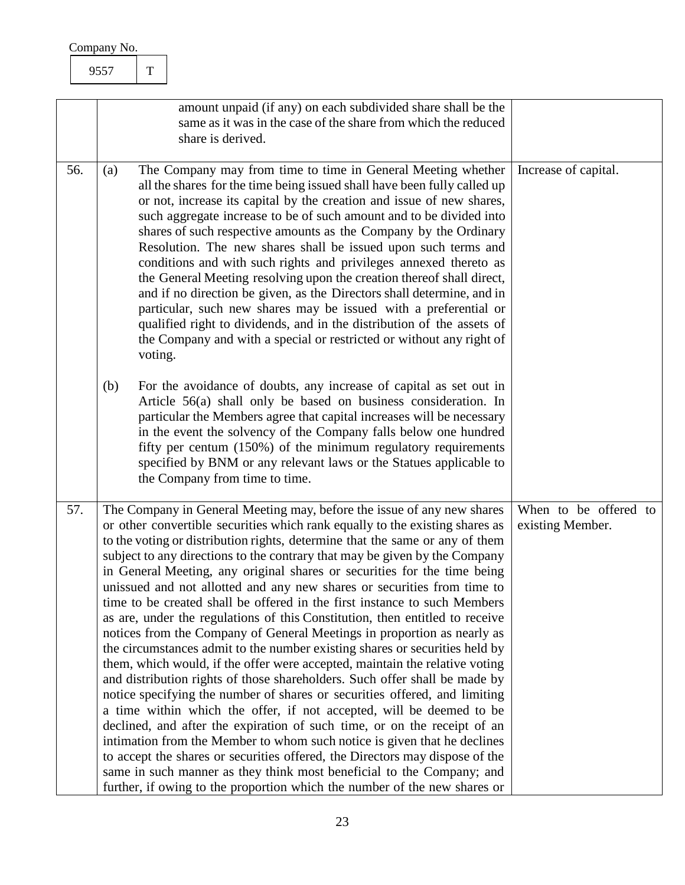Company No.

| 9557 | T |
|---|---|

| | | |
|---|---|---|
| | amount unpaid (if any) on each subdivided share shall be the same as it was in the case of the share from which the reduced share is derived. | |
| 56. | (a) The Company may from time to time in General Meeting whether all the shares for the time being issued shall have been fully called up or not, increase its capital by the creation and issue of new shares, such aggregate increase to be of such amount and to be divided into shares of such respective amounts as the Company by the Ordinary Resolution. The new shares shall be issued upon such terms and conditions and with such rights and privileges annexed thereto as the General Meeting resolving upon the creation thereof shall direct, and if no direction be given, as the Directors shall determine, and in particular, such new shares may be issued with a preferential or qualified right to dividends, and in the distribution of the assets of the Company and with a special or restricted or without any right of voting.<br><br>(b) For the avoidance of doubts, any increase of capital as set out in Article 56(a) shall only be based on business consideration. In particular the Members agree that capital increases will be necessary in the event the solvency of the Company falls below one hundred fifty per centum (150%) of the minimum regulatory requirements specified by BNM or any relevant laws or the Statues applicable to the Company from time to time. | Increase of capital. |
| 57. | The Company in General Meeting may, before the issue of any new shares or other convertible securities which rank equally to the existing shares as to the voting or distribution rights, determine that the same or any of them subject to any directions to the contrary that may be given by the Company in General Meeting, any original shares or securities for the time being unissued and not allotted and any new shares or securities from time to time to be created shall be offered in the first instance to such Members as are, under the regulations of this Constitution, then entitled to receive notices from the Company of General Meetings in proportion as nearly as the circumstances admit to the number existing shares or securities held by them, which would, if the offer were accepted, maintain the relative voting and distribution rights of those shareholders. Such offer shall be made by notice specifying the number of shares or securities offered, and limiting a time within which the offer, if not accepted, will be deemed to be declined, and after the expiration of such time, or on the receipt of an intimation from the Member to whom such notice is given that he declines to accept the shares or securities offered, the Directors may dispose of the same in such manner as they think most beneficial to the Company; and further, if owing to the proportion which the number of the new shares or | When to be offered to existing Member. |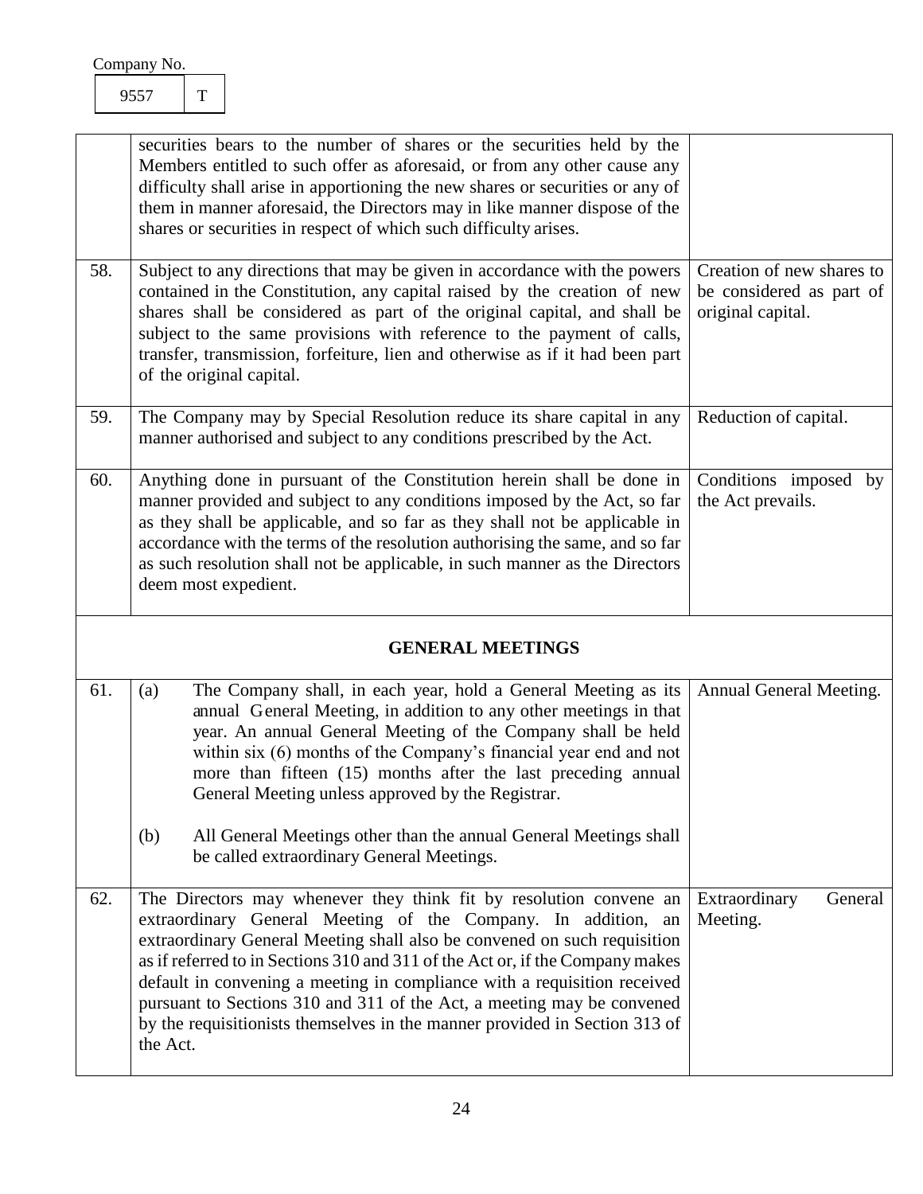| | | |
|---|---|---|
| | securities bears to the number of shares or the securities held by the Members entitled to such offer as aforesaid, or from any other cause any difficulty shall arise in apportioning the new shares or securities or any of them in manner aforesaid, the Directors may in like manner dispose of the shares or securities in respect of which such difficulty arises. | |
| 58. | Subject to any directions that may be given in accordance with the powers contained in the Constitution, any capital raised by the creation of new shares shall be considered as part of the original capital, and shall be subject to the same provisions with reference to the payment of calls, transfer, transmission, forfeiture, lien and otherwise as if it had been part of the original capital. | Creation of new shares to be considered as part of original capital. |
| 59. | The Company may by Special Resolution reduce its share capital in any manner authorised and subject to any conditions prescribed by the Act. | Reduction of capital. |
| 60. | Anything done in pursuant of the Constitution herein shall be done in manner provided and subject to any conditions imposed by the Act, so far as they shall be applicable, and so far as they shall not be applicable in accordance with the terms of the resolution authorising the same, and so far as such resolution shall not be applicable, in such manner as the Directors deem most expedient. | Conditions imposed by the Act prevails. |
| | **GENERAL MEETINGS** | |
| 61. | (a) The Company shall, in each year, hold a General Meeting as its annual General Meeting, in addition to any other meetings in that year. An annual General Meeting of the Company shall be held within six (6) months of the Company's financial year end and not more than fifteen (15) months after the last preceding annual General Meeting unless approved by the Registrar.<br><br>(b) All General Meetings other than the annual General Meetings shall be called extraordinary General Meetings. | Annual General Meeting. |
| 62. | The Directors may whenever they think fit by resolution convene an extraordinary General Meeting of the Company. In addition, an extraordinary General Meeting shall also be convened on such requisition as if referred to in Sections 310 and 311 of the Act or, if the Company makes default in convening a meeting in compliance with a requisition received pursuant to Sections 310 and 311 of the Act, a meeting may be convened by the requisitionists themselves in the manner provided in Section 313 of the Act. | Extraordinary General Meeting. |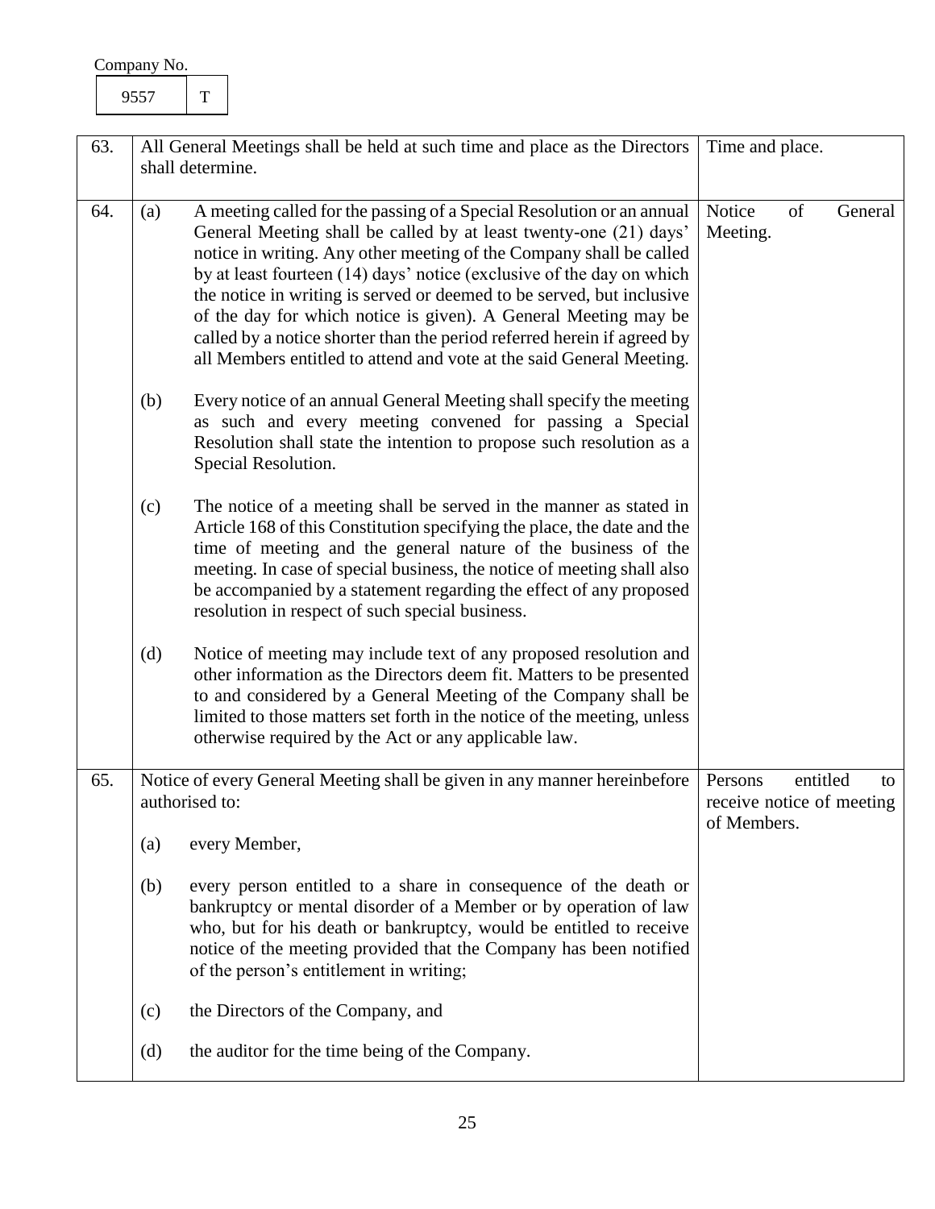Company No.

| 9557 | T |
|---|---|

| | | |
|---|---|---|
| 63. | All General Meetings shall be held at such time and place as the Directors shall determine. | Time and place. |
| 64. | (a) A meeting called for the passing of a Special Resolution or an annual General Meeting shall be called by at least twenty-one (21) days' notice in writing. Any other meeting of the Company shall be called by at least fourteen (14) days' notice (exclusive of the day on which the notice in writing is served or deemed to be served, but inclusive of the day for which notice is given). A General Meeting may be called by a notice shorter than the period referred herein if agreed by all Members entitled to attend and vote at the said General Meeting.<br><br>(b) Every notice of an annual General Meeting shall specify the meeting as such and every meeting convened for passing a Special Resolution shall state the intention to propose such resolution as a Special Resolution.<br><br>(c) The notice of a meeting shall be served in the manner as stated in Article 168 of this Constitution specifying the place, the date and the time of meeting and the general nature of the business of the meeting. In case of special business, the notice of meeting shall also be accompanied by a statement regarding the effect of any proposed resolution in respect of such special business.<br><br>(d) Notice of meeting may include text of any proposed resolution and other information as the Directors deem fit. Matters to be presented to and considered by a General Meeting of the Company shall be limited to those matters set forth in the notice of the meeting, unless otherwise required by the Act or any applicable law. | Notice of General Meeting. |
| 65. | Notice of every General Meeting shall be given in any manner hereinbefore authorised to:<br><br>(a) every Member,<br><br>(b) every person entitled to a share in consequence of the death or bankruptcy or mental disorder of a Member or by operation of law who, but for his death or bankruptcy, would be entitled to receive notice of the meeting provided that the Company has been notified of the person's entitlement in writing;<br><br>(c) the Directors of the Company, and<br><br>(d) the auditor for the time being of the Company. | Persons entitled to receive notice of meeting of Members. |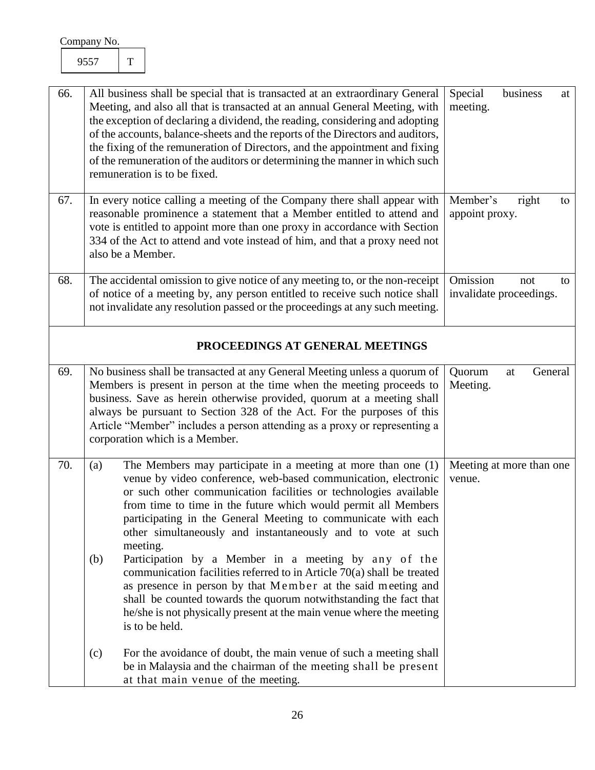Company No.

| 9557 | T |
|---|---|

| | | |
|---|---|---|
| 66. | All business shall be special that is transacted at an extraordinary General Meeting, and also all that is transacted at an annual General Meeting, with the exception of declaring a dividend, the reading, considering and adopting of the accounts, balance-sheets and the reports of the Directors and auditors, the fixing of the remuneration of Directors, and the appointment and fixing of the remuneration of the auditors or determining the manner in which such remuneration is to be fixed. | Special business at meeting. |
| 67. | In every notice calling a meeting of the Company there shall appear with reasonable prominence a statement that a Member entitled to attend and vote is entitled to appoint more than one proxy in accordance with Section 334 of the Act to attend and vote instead of him, and that a proxy need not also be a Member. | Member's right to appoint proxy. |
| 68. | The accidental omission to give notice of any meeting to, or the non-receipt of notice of a meeting by, any person entitled to receive such notice shall not invalidate any resolution passed or the proceedings at any such meeting. | Omission not to invalidate proceedings. |

## PROCEEDINGS AT GENERAL MEETINGS

| | | |
|---|---|---|
| 69. | No business shall be transacted at any General Meeting unless a quorum of Members is present in person at the time when the meeting proceeds to business. Save as herein otherwise provided, quorum at a meeting shall always be pursuant to Section 328 of the Act. For the purposes of this Article "Member" includes a person attending as a proxy or representing a corporation which is a Member. | Quorum at General Meeting. |
| 70. | (a) The Members may participate in a meeting at more than one (1) venue by video conference, web-based communication, electronic or such other communication facilities or technologies available from time to time in the future which would permit all Members participating in the General Meeting to communicate with each other simultaneously and instantaneously and to vote at such meeting.<br>(b) Participation by a Member in a meeting by any of the communication facilities referred to in Article 70(a) shall be treated as presence in person by that Member at the said meeting and shall be counted towards the quorum notwithstanding the fact that he/she is not physically present at the main venue where the meeting is to be held.<br>(c) For the avoidance of doubt, the main venue of such a meeting shall be in Malaysia and the chairman of the meeting shall be present at that main venue of the meeting. | Meeting at more than one venue. |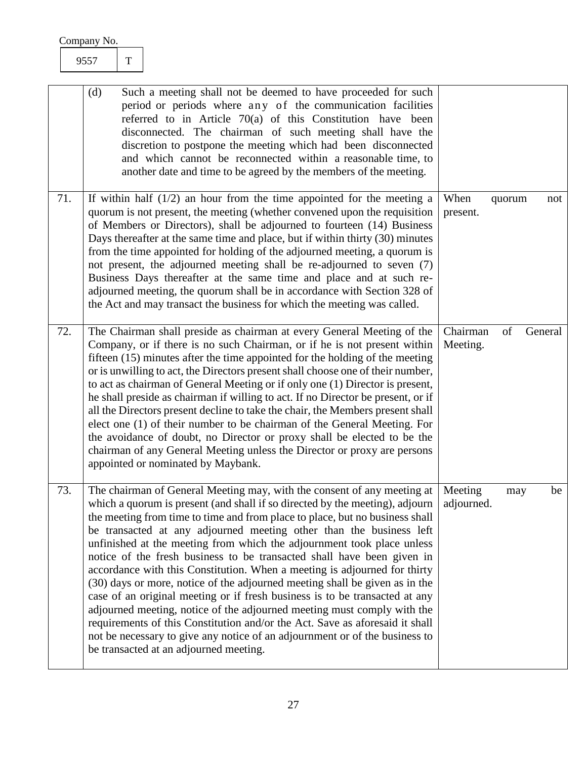Company No.

| 9557 | T |
|---|---|

| | | |
|---|---|---|
| | (d) Such a meeting shall not be deemed to have proceeded for such period or periods where any of the communication facilities referred to in Article 70(a) of this Constitution have been disconnected. The chairman of such meeting shall have the discretion to postpone the meeting which had been disconnected and which cannot be reconnected within a reasonable time, to another date and time to be agreed by the members of the meeting. | |
| 71. | If within half (1/2) an hour from the time appointed for the meeting a quorum is not present, the meeting (whether convened upon the requisition of Members or Directors), shall be adjourned to fourteen (14) Business Days thereafter at the same time and place, but if within thirty (30) minutes from the time appointed for holding of the adjourned meeting, a quorum is not present, the adjourned meeting shall be re-adjourned to seven (7) Business Days thereafter at the same time and place and at such re-adjourned meeting, the quorum shall be in accordance with Section 328 of the Act and may transact the business for which the meeting was called. | When quorum not present. |
| 72. | The Chairman shall preside as chairman at every General Meeting of the Company, or if there is no such Chairman, or if he is not present within fifteen (15) minutes after the time appointed for the holding of the meeting or is unwilling to act, the Directors present shall choose one of their number, to act as chairman of General Meeting or if only one (1) Director is present, he shall preside as chairman if willing to act. If no Director be present, or if all the Directors present decline to take the chair, the Members present shall elect one (1) of their number to be chairman of the General Meeting. For the avoidance of doubt, no Director or proxy shall be elected to be the chairman of any General Meeting unless the Director or proxy are persons appointed or nominated by Maybank. | Chairman of General Meeting. |
| 73. | The chairman of General Meeting may, with the consent of any meeting at which a quorum is present (and shall if so directed by the meeting), adjourn the meeting from time to time and from place to place, but no business shall be transacted at any adjourned meeting other than the business left unfinished at the meeting from which the adjournment took place unless notice of the fresh business to be transacted shall have been given in accordance with this Constitution. When a meeting is adjourned for thirty (30) days or more, notice of the adjourned meeting shall be given as in the case of an original meeting or if fresh business is to be transacted at any adjourned meeting, notice of the adjourned meeting must comply with the requirements of this Constitution and/or the Act. Save as aforesaid it shall not be necessary to give any notice of an adjournment or of the business to be transacted at an adjourned meeting. | Meeting may be adjourned. |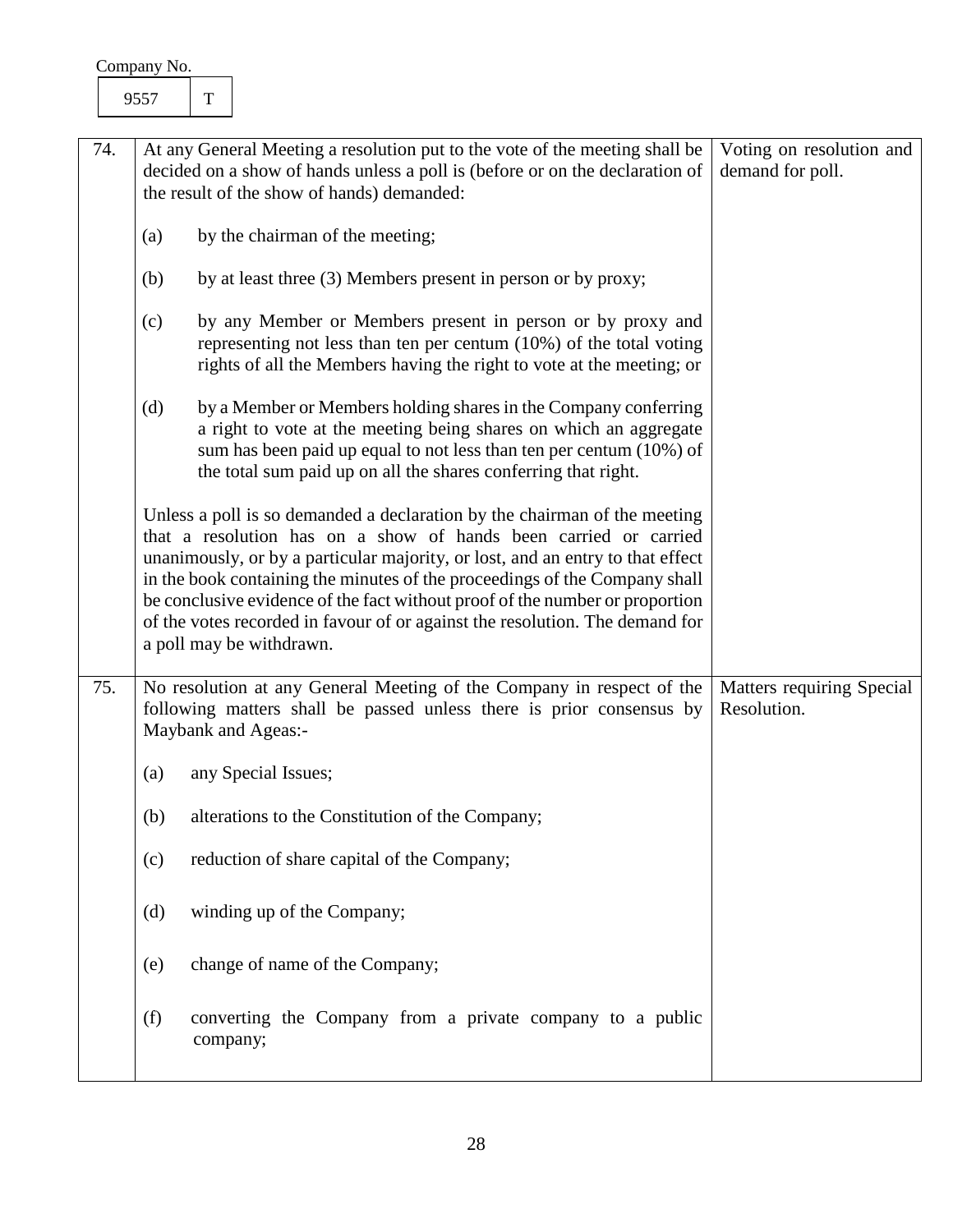Company No.

| 9557 | T |
|---|---|

| | | |
|---|---|---|
| 74. | At any General Meeting a resolution put to the vote of the meeting shall be decided on a show of hands unless a poll is (before or on the declaration of the result of the show of hands) demanded:<br><br>(a) by the chairman of the meeting;<br><br>(b) by at least three (3) Members present in person or by proxy;<br><br>(c) by any Member or Members present in person or by proxy and representing not less than ten per centum (10%) of the total voting rights of all the Members having the right to vote at the meeting; or<br><br>(d) by a Member or Members holding shares in the Company conferring a right to vote at the meeting being shares on which an aggregate sum has been paid up equal to not less than ten per centum (10%) of the total sum paid up on all the shares conferring that right.<br><br>Unless a poll is so demanded a declaration by the chairman of the meeting that a resolution has on a show of hands been carried or carried unanimously, or by a particular majority, or lost, and an entry to that effect in the book containing the minutes of the proceedings of the Company shall be conclusive evidence of the fact without proof of the number or proportion of the votes recorded in favour of or against the resolution. The demand for a poll may be withdrawn. | Voting on resolution and demand for poll. |
| 75. | No resolution at any General Meeting of the Company in respect of the following matters shall be passed unless there is prior consensus by Maybank and Ageas:-<br><br>(a) any Special Issues;<br><br>(b) alterations to the Constitution of the Company;<br><br>(c) reduction of share capital of the Company;<br><br>(d) winding up of the Company;<br><br>(e) change of name of the Company;<br><br>(f) converting the Company from a private company to a public company; | Matters requiring Special Resolution. |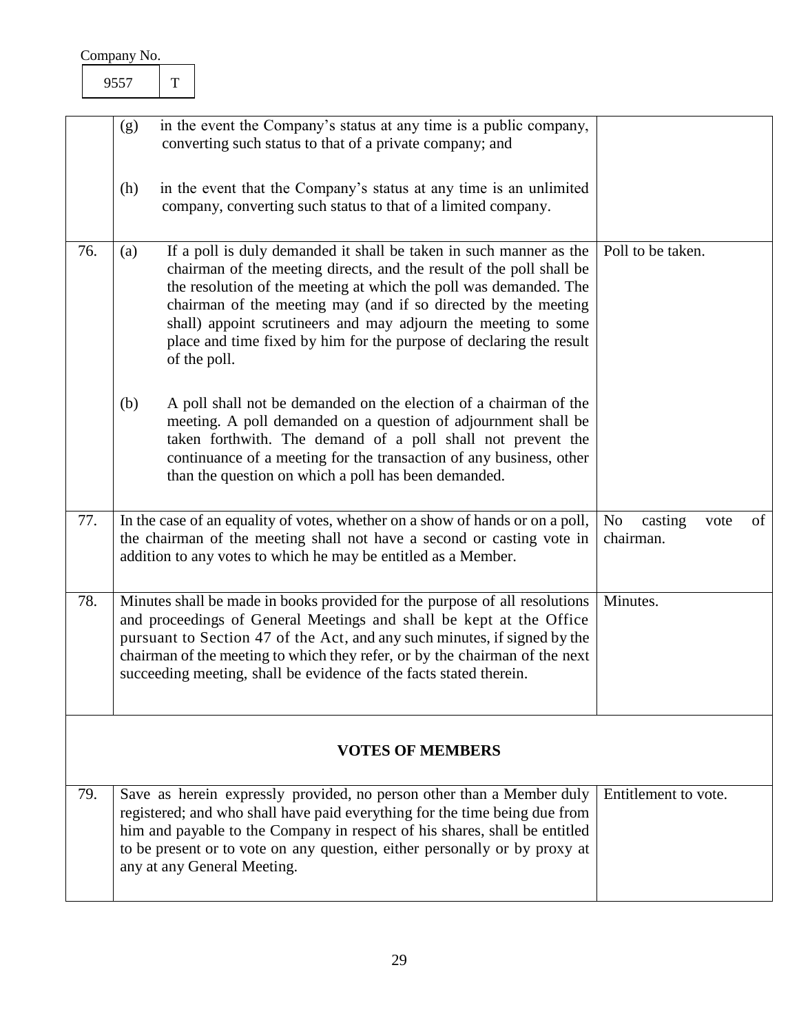Company No.

| 9557 | T |
|---|---|

| | | |
|---|---|---|
| | (g) in the event the Company's status at any time is a public company, converting such status to that of a private company; and<br><br>(h) in the event that the Company's status at any time is an unlimited company, converting such status to that of a limited company. | |
| 76. | (a) If a poll is duly demanded it shall be taken in such manner as the chairman of the meeting directs, and the result of the poll shall be the resolution of the meeting at which the poll was demanded. The chairman of the meeting may (and if so directed by the meeting shall) appoint scrutineers and may adjourn the meeting to some place and time fixed by him for the purpose of declaring the result of the poll.<br><br>(b) A poll shall not be demanded on the election of a chairman of the meeting. A poll demanded on a question of adjournment shall be taken forthwith. The demand of a poll shall not prevent the continuance of a meeting for the transaction of any business, other than the question on which a poll has been demanded. | Poll to be taken. |
| 77. | In the case of an equality of votes, whether on a show of hands or on a poll, the chairman of the meeting shall not have a second or casting vote in addition to any votes to which he may be entitled as a Member. | No casting vote of chairman. |
| 78. | Minutes shall be made in books provided for the purpose of all resolutions and proceedings of General Meetings and shall be kept at the Office pursuant to Section 47 of the Act, and any such minutes, if signed by the chairman of the meeting to which they refer, or by the chairman of the next succeeding meeting, shall be evidence of the facts stated therein. | Minutes. |
| | **VOTES OF MEMBERS** | |
| 79. | Save as herein expressly provided, no person other than a Member duly registered; and who shall have paid everything for the time being due from him and payable to the Company in respect of his shares, shall be entitled to be present or to vote on any question, either personally or by proxy at any at any General Meeting. | Entitlement to vote. |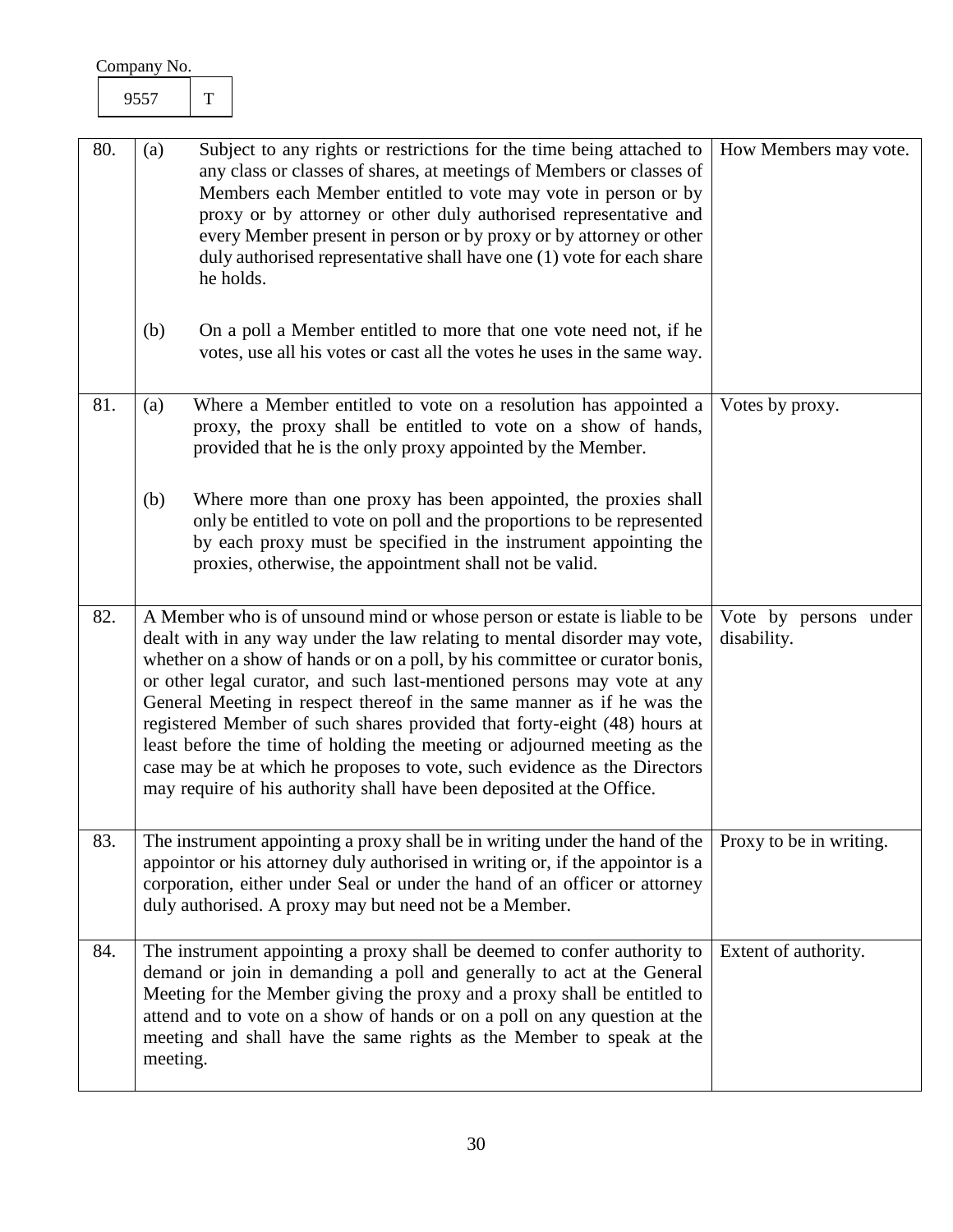Company No.

| 9557 | T |
|---|---|

| | | |
|---|---|---|
| 80. | (a) Subject to any rights or restrictions for the time being attached to any class or classes of shares, at meetings of Members or classes of Members each Member entitled to vote may vote in person or by proxy or by attorney or other duly authorised representative and every Member present in person or by proxy or by attorney or other duly authorised representative shall have one (1) vote for each share he holds.<br><br>(b) On a poll a Member entitled to more that one vote need not, if he votes, use all his votes or cast all the votes he uses in the same way. | How Members may vote. |
| 81. | (a) Where a Member entitled to vote on a resolution has appointed a proxy, the proxy shall be entitled to vote on a show of hands, provided that he is the only proxy appointed by the Member.<br><br>(b) Where more than one proxy has been appointed, the proxies shall only be entitled to vote on poll and the proportions to be represented by each proxy must be specified in the instrument appointing the proxies, otherwise, the appointment shall not be valid. | Votes by proxy. |
| 82. | A Member who is of unsound mind or whose person or estate is liable to be dealt with in any way under the law relating to mental disorder may vote, whether on a show of hands or on a poll, by his committee or curator bonis, or other legal curator, and such last-mentioned persons may vote at any General Meeting in respect thereof in the same manner as if he was the registered Member of such shares provided that forty-eight (48) hours at least before the time of holding the meeting or adjourned meeting as the case may be at which he proposes to vote, such evidence as the Directors may require of his authority shall have been deposited at the Office. | Vote by persons under disability. |
| 83. | The instrument appointing a proxy shall be in writing under the hand of the appointor or his attorney duly authorised in writing or, if the appointor is a corporation, either under Seal or under the hand of an officer or attorney duly authorised. A proxy may but need not be a Member. | Proxy to be in writing. |
| 84. | The instrument appointing a proxy shall be deemed to confer authority to demand or join in demanding a poll and generally to act at the General Meeting for the Member giving the proxy and a proxy shall be entitled to attend and to vote on a show of hands or on a poll on any question at the meeting and shall have the same rights as the Member to speak at the meeting. | Extent of authority. |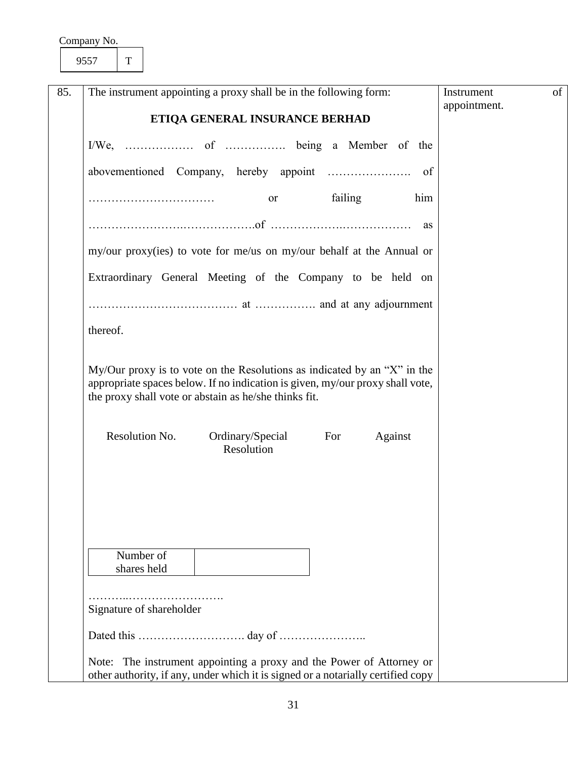Company No.

| 9557 | T |
|---|---|

85. The instrument appointing a proxy shall be in the following form: *Instrument of appointment.*

**ETIQA GENERAL INSURANCE BERHAD**

I/We, ……………… of ……………. being a Member of the abovementioned Company, hereby appoint …………………. of …………………………… or failing him ……………………..……………….of ……………….……………… as my/our proxy(ies) to vote for me/us on my/our behalf at the Annual or Extraordinary General Meeting of the Company to be held on ………………………………… at ……………. and at any adjournment thereof.

My/Our proxy is to vote on the Resolutions as indicated by an "X" in the appropriate spaces below. If no indication is given, my/our proxy shall vote, the proxy shall vote or abstain as he/she thinks fit.

| Resolution No. | Ordinary/Special Resolution | For | Against |
|---|---|---|---|
| | | | |

| Number of shares held | |
|---|---|

………..…………………….
Signature of shareholder

Dated this ………………………. day of …………………..

Note: The instrument appointing a proxy and the Power of Attorney or other authority, if any, under which it is signed or a notarially certified copy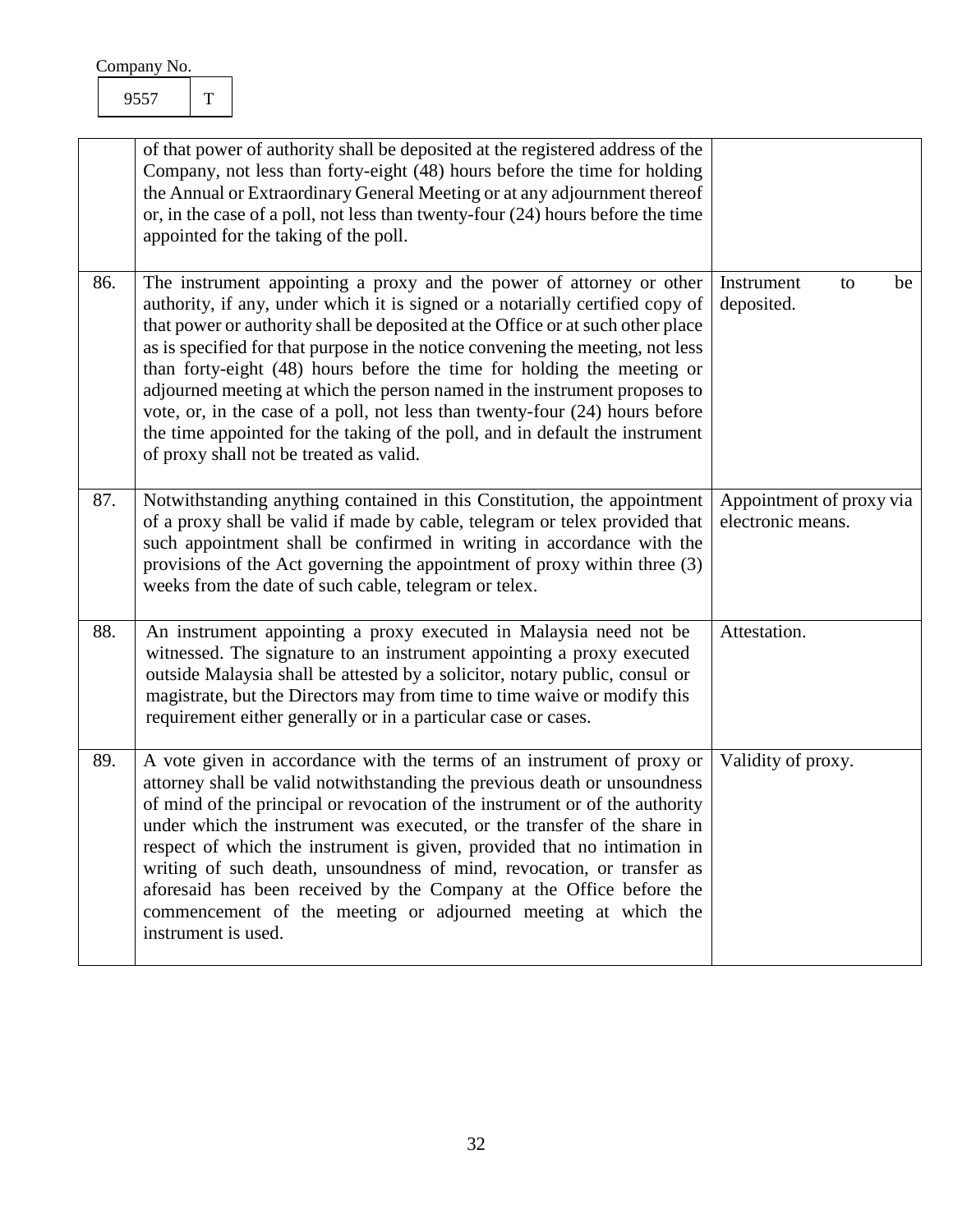Company No.

| 9557 | T |
|---|---|

| | | |
|---|---|---|
| | of that power of authority shall be deposited at the registered address of the Company, not less than forty-eight (48) hours before the time for holding the Annual or Extraordinary General Meeting or at any adjournment thereof or, in the case of a poll, not less than twenty-four (24) hours before the time appointed for the taking of the poll. | |
| 86. | The instrument appointing a proxy and the power of attorney or other authority, if any, under which it is signed or a notarially certified copy of that power or authority shall be deposited at the Office or at such other place as is specified for that purpose in the notice convening the meeting, not less than forty-eight (48) hours before the time for holding the meeting or adjourned meeting at which the person named in the instrument proposes to vote, or, in the case of a poll, not less than twenty-four (24) hours before the time appointed for the taking of the poll, and in default the instrument of proxy shall not be treated as valid. | Instrument to be deposited. |
| 87. | Notwithstanding anything contained in this Constitution, the appointment of a proxy shall be valid if made by cable, telegram or telex provided that such appointment shall be confirmed in writing in accordance with the provisions of the Act governing the appointment of proxy within three (3) weeks from the date of such cable, telegram or telex. | Appointment of proxy via electronic means. |
| 88. | An instrument appointing a proxy executed in Malaysia need not be witnessed. The signature to an instrument appointing a proxy executed outside Malaysia shall be attested by a solicitor, notary public, consul or magistrate, but the Directors may from time to time waive or modify this requirement either generally or in a particular case or cases. | Attestation. |
| 89. | A vote given in accordance with the terms of an instrument of proxy or attorney shall be valid notwithstanding the previous death or unsoundness of mind of the principal or revocation of the instrument or of the authority under which the instrument was executed, or the transfer of the share in respect of which the instrument is given, provided that no intimation in writing of such death, unsoundness of mind, revocation, or transfer as aforesaid has been received by the Company at the Office before the commencement of the meeting or adjourned meeting at which the instrument is used. | Validity of proxy. |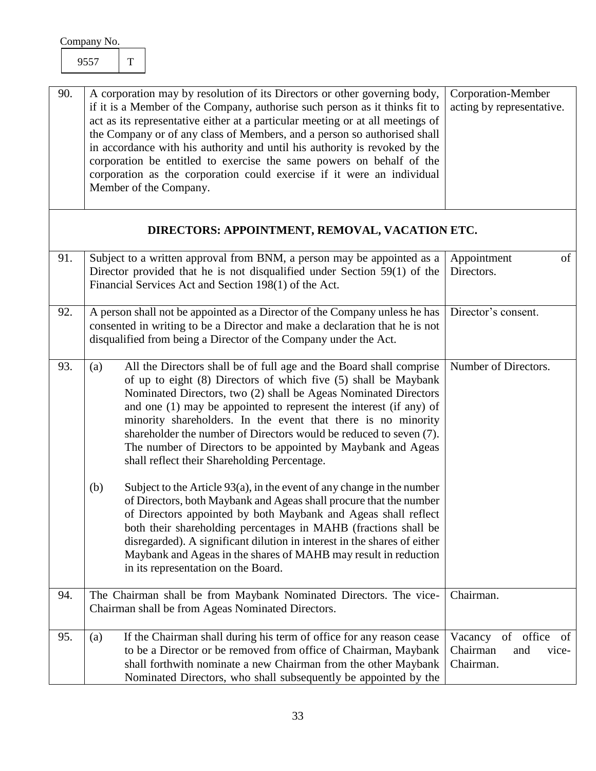Company No.

| 9557 | T |
|---|---|

| | | |
|---|---|---|
| 90. | A corporation may by resolution of its Directors or other governing body, if it is a Member of the Company, authorise such person as it thinks fit to act as its representative either at a particular meeting or at all meetings of the Company or of any class of Members, and a person so authorised shall in accordance with his authority and until his authority is revoked by the corporation be entitled to exercise the same powers on behalf of the corporation as the corporation could exercise if it were an individual Member of the Company. | Corporation-Member acting by representative. |
| | **DIRECTORS: APPOINTMENT, REMOVAL, VACATION ETC.** | |
| 91. | Subject to a written approval from BNM, a person may be appointed as a Director provided that he is not disqualified under Section 59(1) of the Financial Services Act and Section 198(1) of the Act. | Appointment of Directors. |
| 92. | A person shall not be appointed as a Director of the Company unless he has consented in writing to be a Director and make a declaration that he is not disqualified from being a Director of the Company under the Act. | Director's consent. |
| 93. | (a) All the Directors shall be of full age and the Board shall comprise of up to eight (8) Directors of which five (5) shall be Maybank Nominated Directors, two (2) shall be Ageas Nominated Directors and one (1) may be appointed to represent the interest (if any) of minority shareholders. In the event that there is no minority shareholder the number of Directors would be reduced to seven (7). The number of Directors to be appointed by Maybank and Ageas shall reflect their Shareholding Percentage.<br><br>(b) Subject to the Article 93(a), in the event of any change in the number of Directors, both Maybank and Ageas shall procure that the number of Directors appointed by both Maybank and Ageas shall reflect both their shareholding percentages in MAHB (fractions shall be disregarded). A significant dilution in interest in the shares of either Maybank and Ageas in the shares of MAHB may result in reduction in its representation on the Board. | Number of Directors. |
| 94. | The Chairman shall be from Maybank Nominated Directors. The vice-Chairman shall be from Ageas Nominated Directors. | Chairman. |
| 95. | (a) If the Chairman shall during his term of office for any reason cease to be a Director or be removed from office of Chairman, Maybank shall forthwith nominate a new Chairman from the other Maybank Nominated Directors, who shall subsequently be appointed by the | Vacancy of office of Chairman and vice-Chairman. |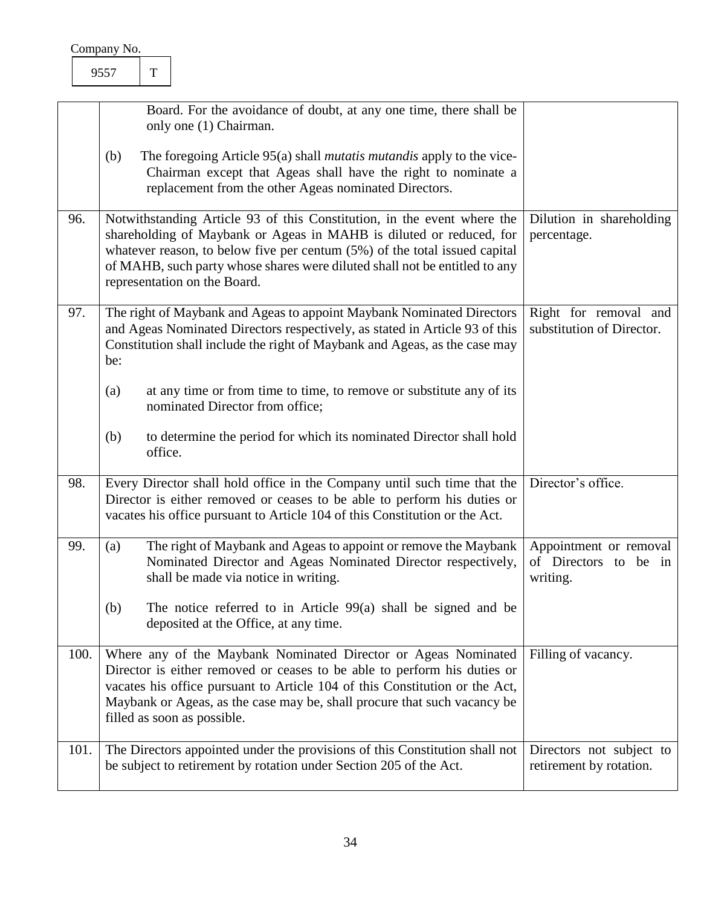Company No.

| 9557 | T |
|---|---|

| | | |
|---|---|---|
| | Board. For the avoidance of doubt, at any one time, there shall be only one (1) Chairman.<br><br>(b) The foregoing Article 95(a) shall *mutatis mutandis* apply to the vice-Chairman except that Ageas shall have the right to nominate a replacement from the other Ageas nominated Directors. | |
| 96. | Notwithstanding Article 93 of this Constitution, in the event where the shareholding of Maybank or Ageas in MAHB is diluted or reduced, for whatever reason, to below five per centum (5%) of the total issued capital of MAHB, such party whose shares were diluted shall not be entitled to any representation on the Board. | Dilution in shareholding percentage. |
| 97. | The right of Maybank and Ageas to appoint Maybank Nominated Directors and Ageas Nominated Directors respectively, as stated in Article 93 of this Constitution shall include the right of Maybank and Ageas, as the case may be:<br><br>(a) at any time or from time to time, to remove or substitute any of its nominated Director from office;<br><br>(b) to determine the period for which its nominated Director shall hold office. | Right for removal and substitution of Director. |
| 98. | Every Director shall hold office in the Company until such time that the Director is either removed or ceases to be able to perform his duties or vacates his office pursuant to Article 104 of this Constitution or the Act. | Director's office. |
| 99. | (a) The right of Maybank and Ageas to appoint or remove the Maybank Nominated Director and Ageas Nominated Director respectively, shall be made via notice in writing.<br><br>(b) The notice referred to in Article 99(a) shall be signed and be deposited at the Office, at any time. | Appointment or removal of Directors to be in writing. |
| 100. | Where any of the Maybank Nominated Director or Ageas Nominated Director is either removed or ceases to be able to perform his duties or vacates his office pursuant to Article 104 of this Constitution or the Act, Maybank or Ageas, as the case may be, shall procure that such vacancy be filled as soon as possible. | Filling of vacancy. |
| 101. | The Directors appointed under the provisions of this Constitution shall not be subject to retirement by rotation under Section 205 of the Act. | Directors not subject to retirement by rotation. |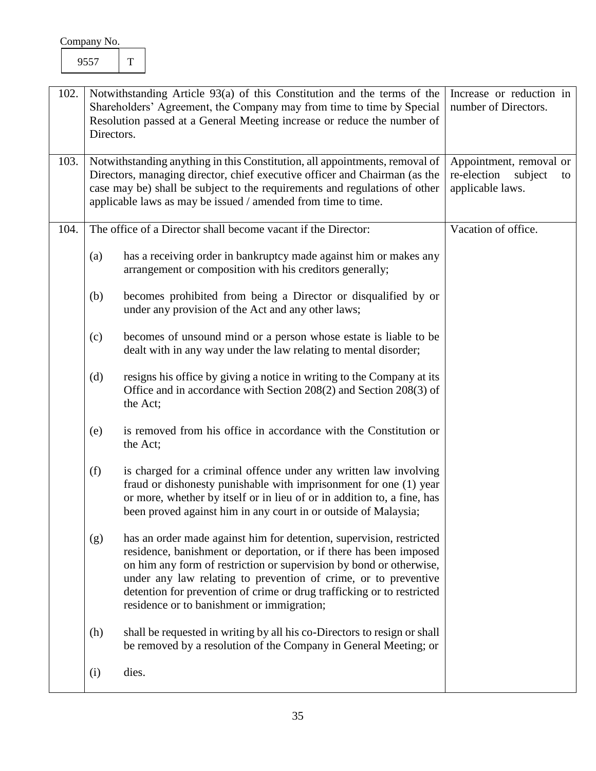Company No.

| 9557 | T |
|---|---|

| | | |
|---|---|---|
| 102. | Notwithstanding Article 93(a) of this Constitution and the terms of the Shareholders' Agreement, the Company may from time to time by Special Resolution passed at a General Meeting increase or reduce the number of Directors. | Increase or reduction in number of Directors. |
| 103. | Notwithstanding anything in this Constitution, all appointments, removal of Directors, managing director, chief executive officer and Chairman (as the case may be) shall be subject to the requirements and regulations of other applicable laws as may be issued / amended from time to time. | Appointment, removal or re-election subject to applicable laws. |
| 104. | The office of a Director shall become vacant if the Director:<br><br>(a) has a receiving order in bankruptcy made against him or makes any arrangement or composition with his creditors generally;<br><br>(b) becomes prohibited from being a Director or disqualified by or under any provision of the Act and any other laws;<br><br>(c) becomes of unsound mind or a person whose estate is liable to be dealt with in any way under the law relating to mental disorder;<br><br>(d) resigns his office by giving a notice in writing to the Company at its Office and in accordance with Section 208(2) and Section 208(3) of the Act;<br><br>(e) is removed from his office in accordance with the Constitution or the Act;<br><br>(f) is charged for a criminal offence under any written law involving fraud or dishonesty punishable with imprisonment for one (1) year or more, whether by itself or in lieu of or in addition to, a fine, has been proved against him in any court in or outside of Malaysia;<br><br>(g) has an order made against him for detention, supervision, restricted residence, banishment or deportation, or if there has been imposed on him any form of restriction or supervision by bond or otherwise, under any law relating to prevention of crime, or to preventive detention for prevention of crime or drug trafficking or to restricted residence or to banishment or immigration;<br><br>(h) shall be requested in writing by all his co-Directors to resign or shall be removed by a resolution of the Company in General Meeting; or<br><br>(i) dies. | Vacation of office. |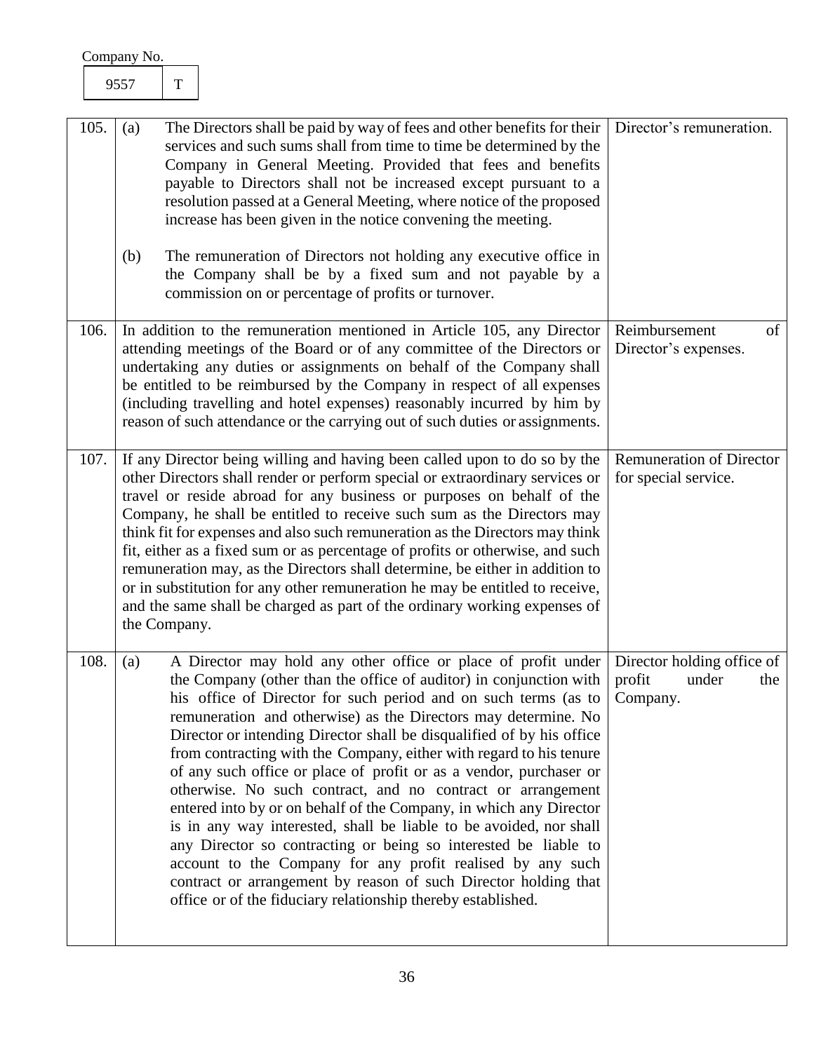Company No.

| 9557 | T |
|---|---|

| | | |
|---|---|---|
| 105. | (a) The Directors shall be paid by way of fees and other benefits for their services and such sums shall from time to time be determined by the Company in General Meeting. Provided that fees and benefits payable to Directors shall not be increased except pursuant to a resolution passed at a General Meeting, where notice of the proposed increase has been given in the notice convening the meeting.<br><br>(b) The remuneration of Directors not holding any executive office in the Company shall be by a fixed sum and not payable by a commission on or percentage of profits or turnover. | Director's remuneration. |
| 106. | In addition to the remuneration mentioned in Article 105, any Director attending meetings of the Board or of any committee of the Directors or undertaking any duties or assignments on behalf of the Company shall be entitled to be reimbursed by the Company in respect of all expenses (including travelling and hotel expenses) reasonably incurred by him by reason of such attendance or the carrying out of such duties or assignments. | Reimbursement of Director's expenses. |
| 107. | If any Director being willing and having been called upon to do so by the other Directors shall render or perform special or extraordinary services or travel or reside abroad for any business or purposes on behalf of the Company, he shall be entitled to receive such sum as the Directors may think fit for expenses and also such remuneration as the Directors may think fit, either as a fixed sum or as percentage of profits or otherwise, and such remuneration may, as the Directors shall determine, be either in addition to or in substitution for any other remuneration he may be entitled to receive, and the same shall be charged as part of the ordinary working expenses of the Company. | Remuneration of Director for special service. |
| 108. | (a) A Director may hold any other office or place of profit under the Company (other than the office of auditor) in conjunction with his office of Director for such period and on such terms (as to remuneration and otherwise) as the Directors may determine. No Director or intending Director shall be disqualified of by his office from contracting with the Company, either with regard to his tenure of any such office or place of profit or as a vendor, purchaser or otherwise. No such contract, and no contract or arrangement entered into by or on behalf of the Company, in which any Director is in any way interested, shall be liable to be avoided, nor shall any Director so contracting or being so interested be liable to account to the Company for any profit realised by any such contract or arrangement by reason of such Director holding that office or of the fiduciary relationship thereby established. | Director holding office of profit under the Company. |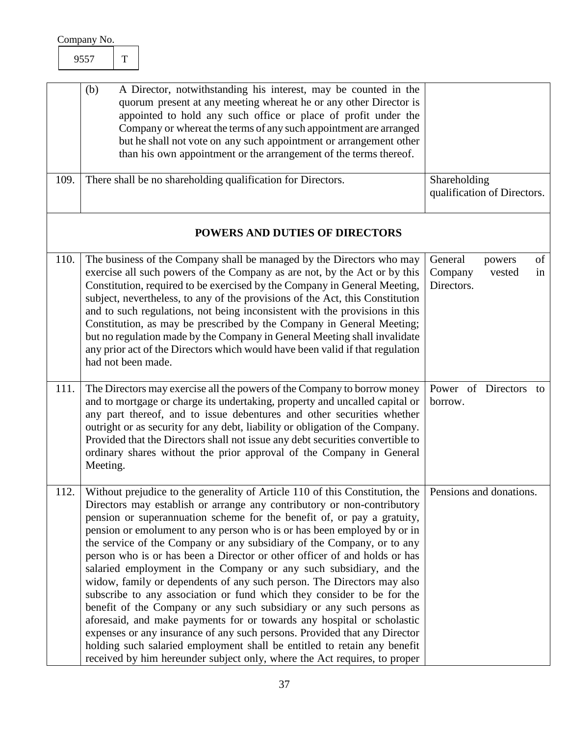Company No.

| 9557 | T |
|---|---|

| | | |
|---|---|---|
| | (b) A Director, notwithstanding his interest, may be counted in the quorum present at any meeting whereat he or any other Director is appointed to hold any such office or place of profit under the Company or whereat the terms of any such appointment are arranged but he shall not vote on any such appointment or arrangement other than his own appointment or the arrangement of the terms thereof. | |
| 109. | There shall be no shareholding qualification for Directors. | Shareholding qualification of Directors. |

**POWERS AND DUTIES OF DIRECTORS**

| | | |
|---|---|---|
| 110. | The business of the Company shall be managed by the Directors who may exercise all such powers of the Company as are not, by the Act or by this Constitution, required to be exercised by the Company in General Meeting, subject, nevertheless, to any of the provisions of the Act, this Constitution and to such regulations, not being inconsistent with the provisions in this Constitution, as may be prescribed by the Company in General Meeting; but no regulation made by the Company in General Meeting shall invalidate any prior act of the Directors which would have been valid if that regulation had not been made. | General powers of Company vested in Directors. |
| 111. | The Directors may exercise all the powers of the Company to borrow money and to mortgage or charge its undertaking, property and uncalled capital or any part thereof, and to issue debentures and other securities whether outright or as security for any debt, liability or obligation of the Company. Provided that the Directors shall not issue any debt securities convertible to ordinary shares without the prior approval of the Company in General Meeting. | Power of Directors to borrow. |
| 112. | Without prejudice to the generality of Article 110 of this Constitution, the Directors may establish or arrange any contributory or non-contributory pension or superannuation scheme for the benefit of, or pay a gratuity, pension or emolument to any person who is or has been employed by or in the service of the Company or any subsidiary of the Company, or to any person who is or has been a Director or other officer of and holds or has salaried employment in the Company or any such subsidiary, and the widow, family or dependents of any such person. The Directors may also subscribe to any association or fund which they consider to be for the benefit of the Company or any such subsidiary or any such persons as aforesaid, and make payments for or towards any hospital or scholastic expenses or any insurance of any such persons. Provided that any Director holding such salaried employment shall be entitled to retain any benefit received by him hereunder subject only, where the Act requires, to proper | Pensions and donations. |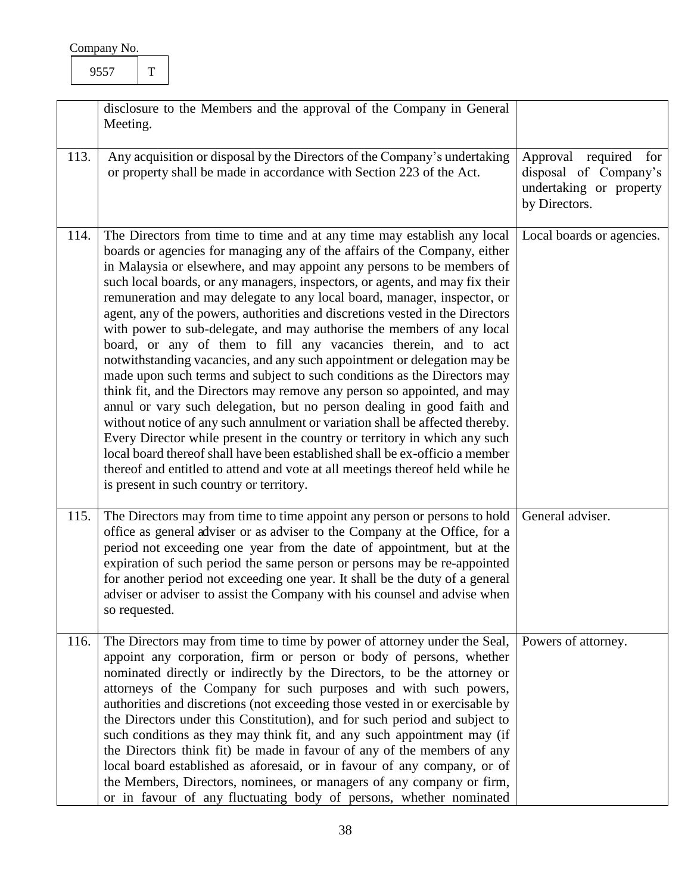Company No.

| 9557 | T |
|---|---|

| | | |
|---|---|---|
| | disclosure to the Members and the approval of the Company in General Meeting. | |
| 113. | Any acquisition or disposal by the Directors of the Company's undertaking or property shall be made in accordance with Section 223 of the Act. | Approval required for disposal of Company's undertaking or property by Directors. |
| 114. | The Directors from time to time and at any time may establish any local boards or agencies for managing any of the affairs of the Company, either in Malaysia or elsewhere, and may appoint any persons to be members of such local boards, or any managers, inspectors, or agents, and may fix their remuneration and may delegate to any local board, manager, inspector, or agent, any of the powers, authorities and discretions vested in the Directors with power to sub-delegate, and may authorise the members of any local board, or any of them to fill any vacancies therein, and to act notwithstanding vacancies, and any such appointment or delegation may be made upon such terms and subject to such conditions as the Directors may think fit, and the Directors may remove any person so appointed, and may annul or vary such delegation, but no person dealing in good faith and without notice of any such annulment or variation shall be affected thereby. Every Director while present in the country or territory in which any such local board thereof shall have been established shall be ex-officio a member thereof and entitled to attend and vote at all meetings thereof held while he is present in such country or territory. | Local boards or agencies. |
| 115. | The Directors may from time to time appoint any person or persons to hold office as general adviser or as adviser to the Company at the Office, for a period not exceeding one year from the date of appointment, but at the expiration of such period the same person or persons may be re-appointed for another period not exceeding one year. It shall be the duty of a general adviser or adviser to assist the Company with his counsel and advise when so requested. | General adviser. |
| 116. | The Directors may from time to time by power of attorney under the Seal, appoint any corporation, firm or person or body of persons, whether nominated directly or indirectly by the Directors, to be the attorney or attorneys of the Company for such purposes and with such powers, authorities and discretions (not exceeding those vested in or exercisable by the Directors under this Constitution), and for such period and subject to such conditions as they may think fit, and any such appointment may (if the Directors think fit) be made in favour of any of the members of any local board established as aforesaid, or in favour of any company, or of the Members, Directors, nominees, or managers of any company or firm, or in favour of any fluctuating body of persons, whether nominated | Powers of attorney. |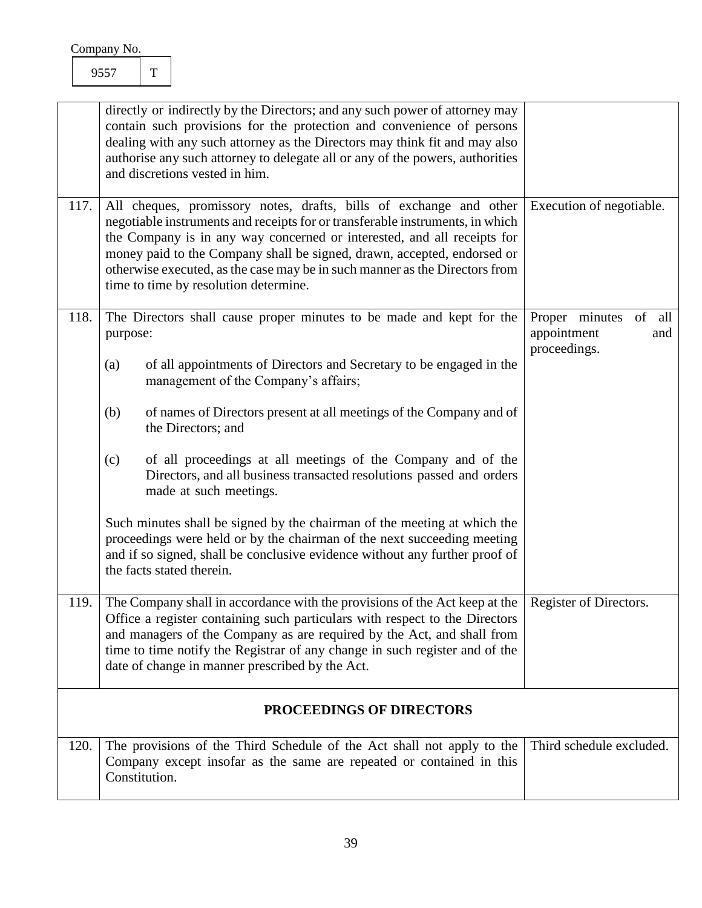Company No.

| 9557 | T |
|---|---|

| | | |
|---|---|---|
| | directly or indirectly by the Directors; and any such power of attorney may contain such provisions for the protection and convenience of persons dealing with any such attorney as the Directors may think fit and may also authorise any such attorney to delegate all or any of the powers, authorities and discretions vested in him. | |
| 117. | All cheques, promissory notes, drafts, bills of exchange and other negotiable instruments and receipts for or transferable instruments, in which the Company is in any way concerned or interested, and all receipts for money paid to the Company shall be signed, drawn, accepted, endorsed or otherwise executed, as the case may be in such manner as the Directors from time to time by resolution determine. | Execution of negotiable. |
| 118. | The Directors shall cause proper minutes to be made and kept for the purpose:<br><br>(a) of all appointments of Directors and Secretary to be engaged in the management of the Company's affairs;<br><br>(b) of names of Directors present at all meetings of the Company and of the Directors; and<br><br>(c) of all proceedings at all meetings of the Company and of the Directors, and all business transacted resolutions passed and orders made at such meetings.<br><br>Such minutes shall be signed by the chairman of the meeting at which the proceedings were held or by the chairman of the next succeeding meeting and if so signed, shall be conclusive evidence without any further proof of the facts stated therein. | Proper minutes of all appointment and proceedings. |
| 119. | The Company shall in accordance with the provisions of the Act keep at the Office a register containing such particulars with respect to the Directors and managers of the Company as are required by the Act, and shall from time to time notify the Registrar of any change in such register and of the date of change in manner prescribed by the Act. | Register of Directors. |
| | **PROCEEDINGS OF DIRECTORS** | |
| 120. | The provisions of the Third Schedule of the Act shall not apply to the Company except insofar as the same are repeated or contained in this Constitution. | Third schedule excluded. |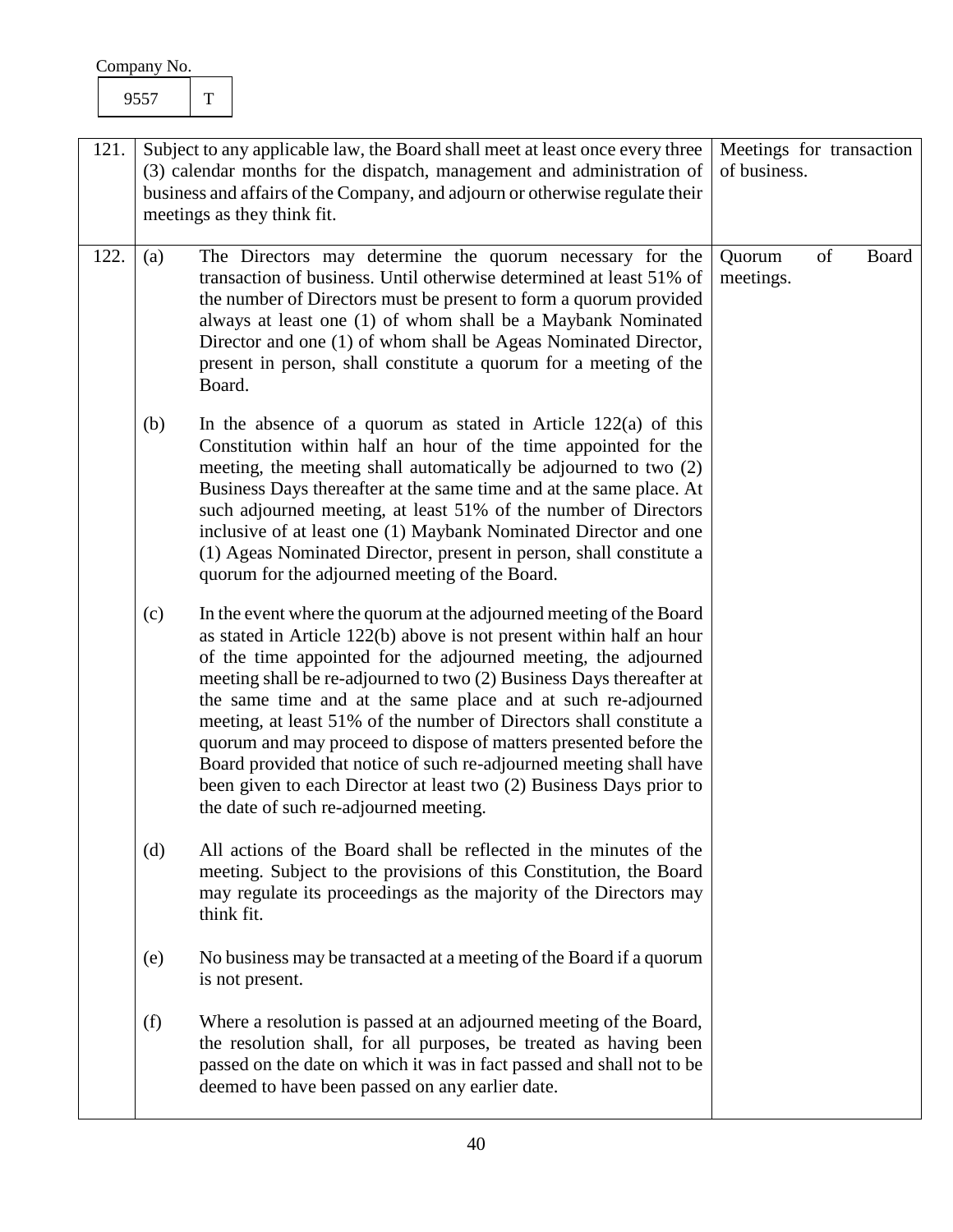Company No.

| 9557 | T |
|---|---|

| | | |
|---|---|---|
| 121. | Subject to any applicable law, the Board shall meet at least once every three (3) calendar months for the dispatch, management and administration of business and affairs of the Company, and adjourn or otherwise regulate their meetings as they think fit. | Meetings for transaction of business. |
| 122. | (a) The Directors may determine the quorum necessary for the transaction of business. Until otherwise determined at least 51% of the number of Directors must be present to form a quorum provided always at least one (1) of whom shall be a Maybank Nominated Director and one (1) of whom shall be Ageas Nominated Director, present in person, shall constitute a quorum for a meeting of the Board.<br><br>(b) In the absence of a quorum as stated in Article 122(a) of this Constitution within half an hour of the time appointed for the meeting, the meeting shall automatically be adjourned to two (2) Business Days thereafter at the same time and at the same place. At such adjourned meeting, at least 51% of the number of Directors inclusive of at least one (1) Maybank Nominated Director and one (1) Ageas Nominated Director, present in person, shall constitute a quorum for the adjourned meeting of the Board.<br><br>(c) In the event where the quorum at the adjourned meeting of the Board as stated in Article 122(b) above is not present within half an hour of the time appointed for the adjourned meeting, the adjourned meeting shall be re-adjourned to two (2) Business Days thereafter at the same time and at the same place and at such re-adjourned meeting, at least 51% of the number of Directors shall constitute a quorum and may proceed to dispose of matters presented before the Board provided that notice of such re-adjourned meeting shall have been given to each Director at least two (2) Business Days prior to the date of such re-adjourned meeting.<br><br>(d) All actions of the Board shall be reflected in the minutes of the meeting. Subject to the provisions of this Constitution, the Board may regulate its proceedings as the majority of the Directors may think fit.<br><br>(e) No business may be transacted at a meeting of the Board if a quorum is not present.<br><br>(f) Where a resolution is passed at an adjourned meeting of the Board, the resolution shall, for all purposes, be treated as having been passed on the date on which it was in fact passed and shall not to be deemed to have been passed on any earlier date. | Quorum of Board meetings. |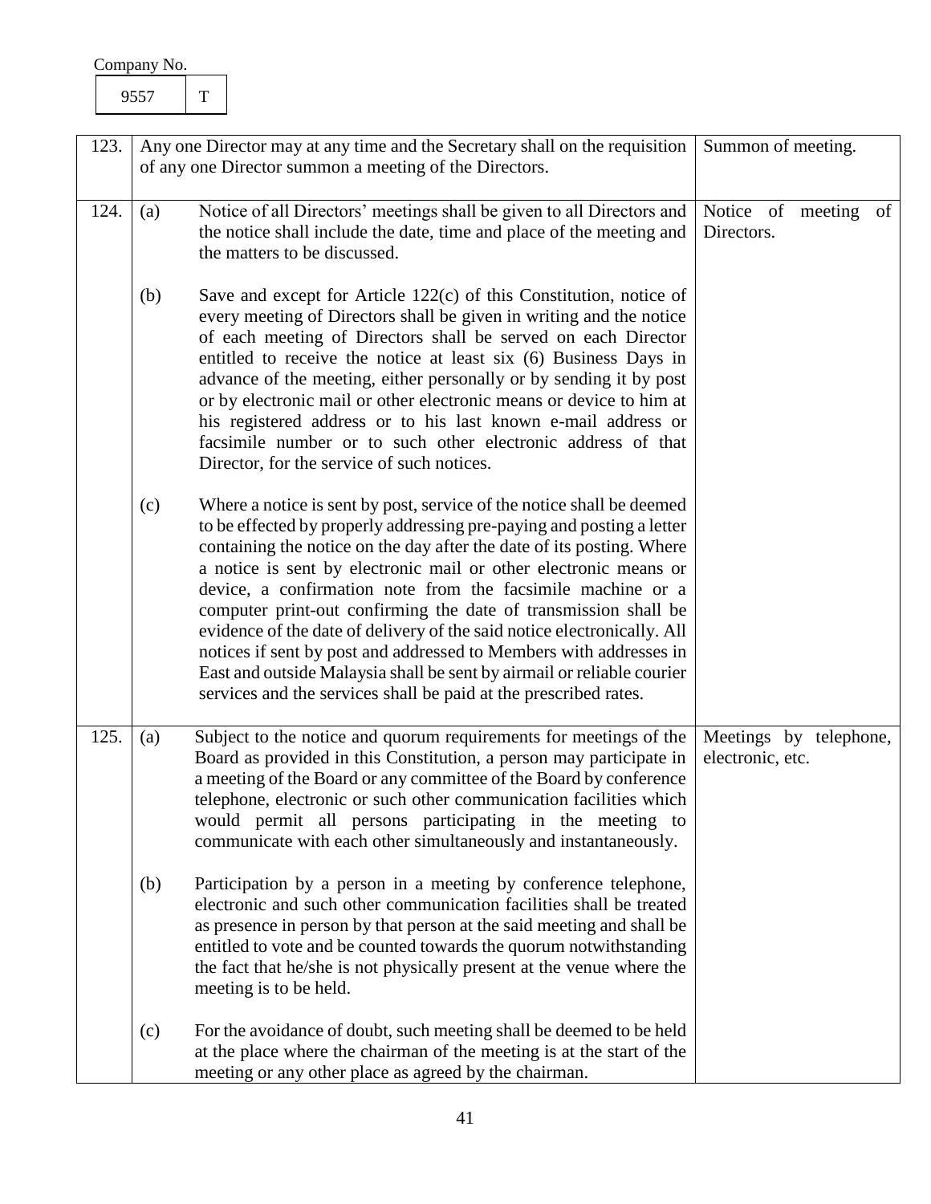Company No.

| 9557 | T |
|---|---|

| | | | |
|---|---|---|---|
| 123. | Any one Director may at any time and the Secretary shall on the requisition of any one Director summon a meeting of the Directors. | | Summon of meeting. |
| 124. | (a) | Notice of all Directors' meetings shall be given to all Directors and the notice shall include the date, time and place of the meeting and the matters to be discussed. | Notice of meeting of Directors. |
| | (b) | Save and except for Article 122(c) of this Constitution, notice of every meeting of Directors shall be given in writing and the notice of each meeting of Directors shall be served on each Director entitled to receive the notice at least six (6) Business Days in advance of the meeting, either personally or by sending it by post or by electronic mail or other electronic means or device to him at his registered address or to his last known e-mail address or facsimile number or to such other electronic address of that Director, for the service of such notices. | |
| | (c) | Where a notice is sent by post, service of the notice shall be deemed to be effected by properly addressing pre-paying and posting a letter containing the notice on the day after the date of its posting. Where a notice is sent by electronic mail or other electronic means or device, a confirmation note from the facsimile machine or a computer print-out confirming the date of transmission shall be evidence of the date of delivery of the said notice electronically. All notices if sent by post and addressed to Members with addresses in East and outside Malaysia shall be sent by airmail or reliable courier services and the services shall be paid at the prescribed rates. | |
| 125. | (a) | Subject to the notice and quorum requirements for meetings of the Board as provided in this Constitution, a person may participate in a meeting of the Board or any committee of the Board by conference telephone, electronic or such other communication facilities which would permit all persons participating in the meeting to communicate with each other simultaneously and instantaneously. | Meetings by telephone, electronic, etc. |
| | (b) | Participation by a person in a meeting by conference telephone, electronic and such other communication facilities shall be treated as presence in person by that person at the said meeting and shall be entitled to vote and be counted towards the quorum notwithstanding the fact that he/she is not physically present at the venue where the meeting is to be held. | |
| | (c) | For the avoidance of doubt, such meeting shall be deemed to be held at the place where the chairman of the meeting is at the start of the meeting or any other place as agreed by the chairman. | |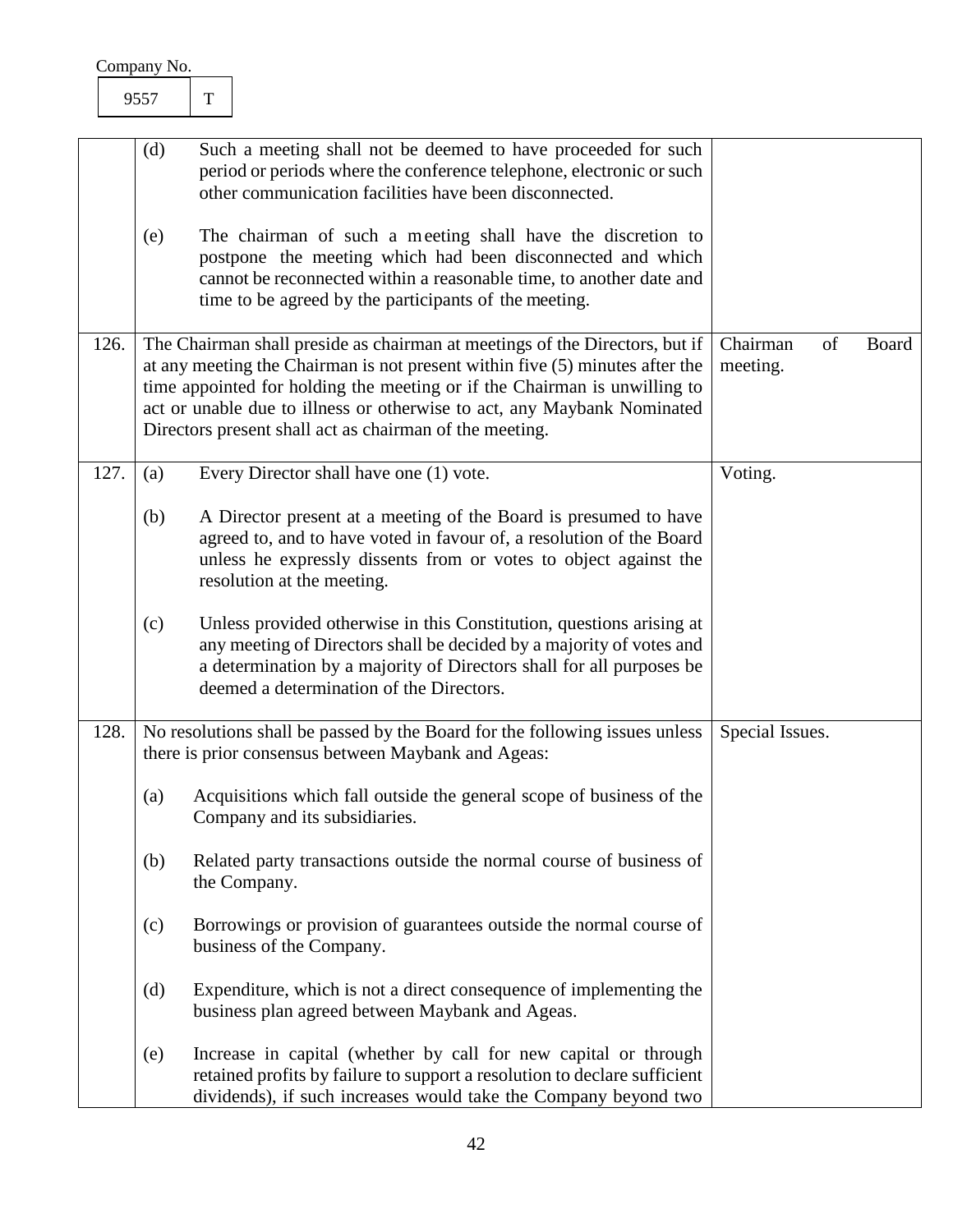Company No.

| 9557 | T |
|---|---|

| | | |
|---|---|---|
| | (d) Such a meeting shall not be deemed to have proceeded for such period or periods where the conference telephone, electronic or such other communication facilities have been disconnected.<br><br>(e) The chairman of such a meeting shall have the discretion to postpone the meeting which had been disconnected and which cannot be reconnected within a reasonable time, to another date and time to be agreed by the participants of the meeting. | |
| 126. | The Chairman shall preside as chairman at meetings of the Directors, but if at any meeting the Chairman is not present within five (5) minutes after the time appointed for holding the meeting or if the Chairman is unwilling to act or unable due to illness or otherwise to act, any Maybank Nominated Directors present shall act as chairman of the meeting. | Chairman of Board meeting. |
| 127. | (a) Every Director shall have one (1) vote.<br><br>(b) A Director present at a meeting of the Board is presumed to have agreed to, and to have voted in favour of, a resolution of the Board unless he expressly dissents from or votes to object against the resolution at the meeting.<br><br>(c) Unless provided otherwise in this Constitution, questions arising at any meeting of Directors shall be decided by a majority of votes and a determination by a majority of Directors shall for all purposes be deemed a determination of the Directors. | Voting. |
| 128. | No resolutions shall be passed by the Board for the following issues unless there is prior consensus between Maybank and Ageas:<br><br>(a) Acquisitions which fall outside the general scope of business of the Company and its subsidiaries.<br><br>(b) Related party transactions outside the normal course of business of the Company.<br><br>(c) Borrowings or provision of guarantees outside the normal course of business of the Company.<br><br>(d) Expenditure, which is not a direct consequence of implementing the business plan agreed between Maybank and Ageas.<br><br>(e) Increase in capital (whether by call for new capital or through retained profits by failure to support a resolution to declare sufficient dividends), if such increases would take the Company beyond two | Special Issues. |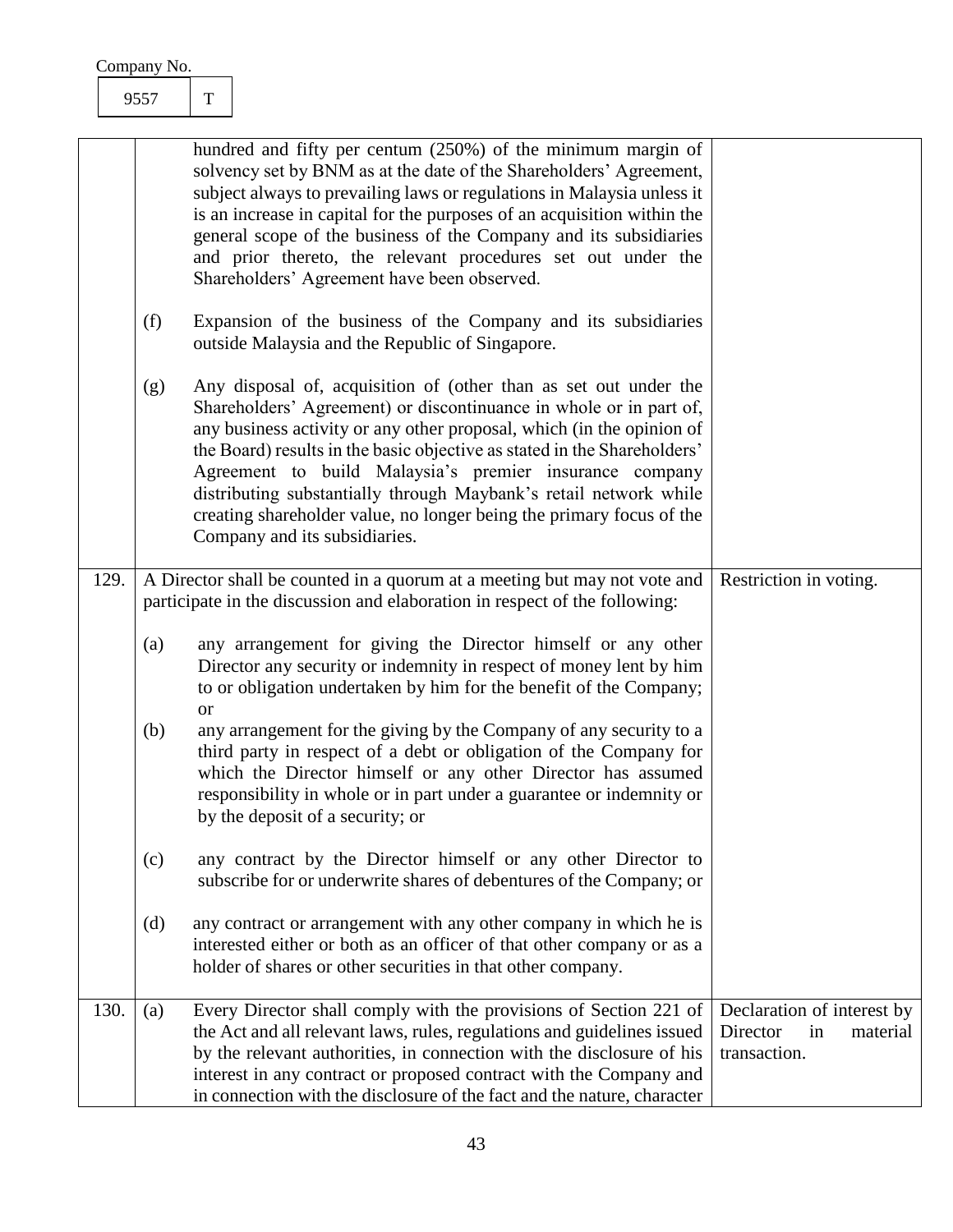| | | |
|---|---|---|
| | hundred and fifty per centum (250%) of the minimum margin of solvency set by BNM as at the date of the Shareholders' Agreement, subject always to prevailing laws or regulations in Malaysia unless it is an increase in capital for the purposes of an acquisition within the general scope of the business of the Company and its subsidiaries and prior thereto, the relevant procedures set out under the Shareholders' Agreement have been observed.<br><br>(f) Expansion of the business of the Company and its subsidiaries outside Malaysia and the Republic of Singapore.<br><br>(g) Any disposal of, acquisition of (other than as set out under the Shareholders' Agreement) or discontinuance in whole or in part of, any business activity or any other proposal, which (in the opinion of the Board) results in the basic objective as stated in the Shareholders' Agreement to build Malaysia's premier insurance company distributing substantially through Maybank's retail network while creating shareholder value, no longer being the primary focus of the Company and its subsidiaries. | |
| 129. | A Director shall be counted in a quorum at a meeting but may not vote and participate in the discussion and elaboration in respect of the following:<br><br>(a) any arrangement for giving the Director himself or any other Director any security or indemnity in respect of money lent by him to or obligation undertaken by him for the benefit of the Company; or<br>(b) any arrangement for the giving by the Company of any security to a third party in respect of a debt or obligation of the Company for which the Director himself or any other Director has assumed responsibility in whole or in part under a guarantee or indemnity or by the deposit of a security; or<br><br>(c) any contract by the Director himself or any other Director to subscribe for or underwrite shares of debentures of the Company; or<br><br>(d) any contract or arrangement with any other company in which he is interested either or both as an officer of that other company or as a holder of shares or other securities in that other company. | Restriction in voting. |
| 130. | (a) Every Director shall comply with the provisions of Section 221 of the Act and all relevant laws, rules, regulations and guidelines issued by the relevant authorities, in connection with the disclosure of his interest in any contract or proposed contract with the Company and in connection with the disclosure of the fact and the nature, character | Declaration of interest by Director in material transaction. |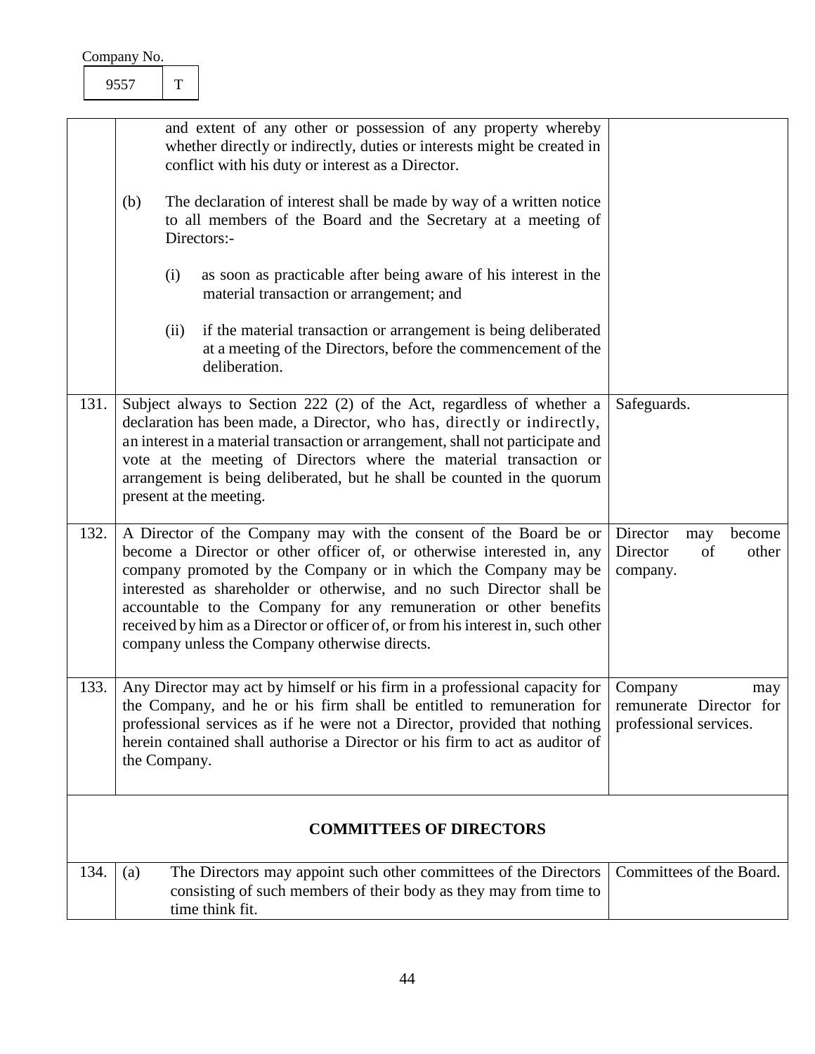| | | |
|---|---|---|
| | and extent of any other or possession of any property whereby whether directly or indirectly, duties or interests might be created in conflict with his duty or interest as a Director.<br><br>(b) The declaration of interest shall be made by way of a written notice to all members of the Board and the Secretary at a meeting of Directors:-<br><br>(i) as soon as practicable after being aware of his interest in the material transaction or arrangement; and<br><br>(ii) if the material transaction or arrangement is being deliberated at a meeting of the Directors, before the commencement of the deliberation. | |
| 131. | Subject always to Section 222 (2) of the Act, regardless of whether a declaration has been made, a Director, who has, directly or indirectly, an interest in a material transaction or arrangement, shall not participate and vote at the meeting of Directors where the material transaction or arrangement is being deliberated, but he shall be counted in the quorum present at the meeting. | Safeguards. |
| 132. | A Director of the Company may with the consent of the Board be or become a Director or other officer of, or otherwise interested in, any company promoted by the Company or in which the Company may be interested as shareholder or otherwise, and no such Director shall be accountable to the Company for any remuneration or other benefits received by him as a Director or officer of, or from his interest in, such other company unless the Company otherwise directs. | Director may become Director of other company. |
| 133. | Any Director may act by himself or his firm in a professional capacity for the Company, and he or his firm shall be entitled to remuneration for professional services as if he were not a Director, provided that nothing herein contained shall authorise a Director or his firm to act as auditor of the Company. | Company may remunerate Director for professional services. |
| | **COMMITTEES OF DIRECTORS** | |
| 134. | (a) The Directors may appoint such other committees of the Directors consisting of such members of their body as they may from time to time think fit. | Committees of the Board. |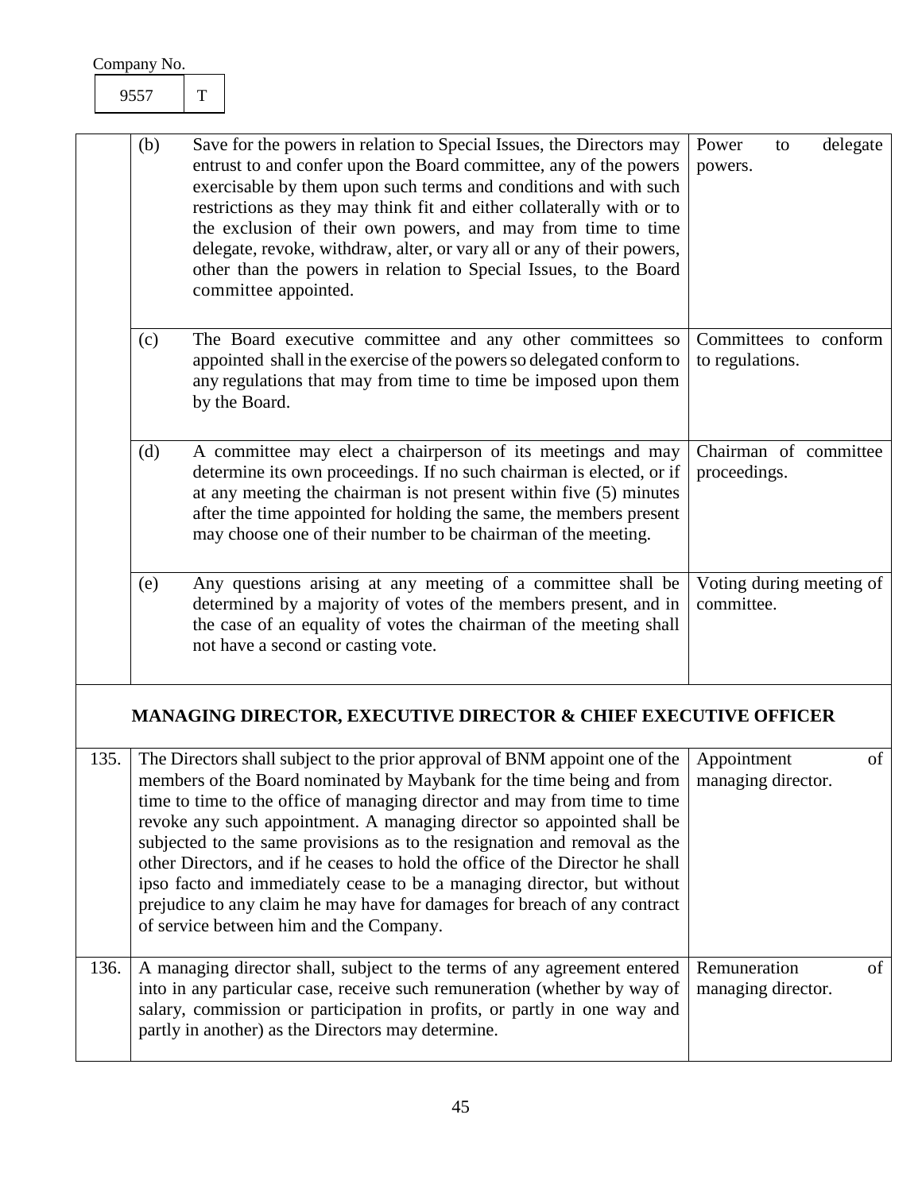Company No.

| 9557 | T |
|---|---|

| | | | |
|---|---|---|---|
| | (b) | Save for the powers in relation to Special Issues, the Directors may entrust to and confer upon the Board committee, any of the powers exercisable by them upon such terms and conditions and with such restrictions as they may think fit and either collaterally with or to the exclusion of their own powers, and may from time to time delegate, revoke, withdraw, alter, or vary all or any of their powers, other than the powers in relation to Special Issues, to the Board committee appointed. | Power to delegate powers. |
| | (c) | The Board executive committee and any other committees so appointed shall in the exercise of the powers so delegated conform to any regulations that may from time to time be imposed upon them by the Board. | Committees to conform to regulations. |
| | (d) | A committee may elect a chairperson of its meetings and may determine its own proceedings. If no such chairman is elected, or if at any meeting the chairman is not present within five (5) minutes after the time appointed for holding the same, the members present may choose one of their number to be chairman of the meeting. | Chairman of committee proceedings. |
| | (e) | Any questions arising at any meeting of a committee shall be determined by a majority of votes of the members present, and in the case of an equality of votes the chairman of the meeting shall not have a second or casting vote. | Voting during meeting of committee. |

## MANAGING DIRECTOR, EXECUTIVE DIRECTOR & CHIEF EXECUTIVE OFFICER

| | | |
|---|---|---|
| 135. | The Directors shall subject to the prior approval of BNM appoint one of the members of the Board nominated by Maybank for the time being and from time to time to the office of managing director and may from time to time revoke any such appointment. A managing director so appointed shall be subjected to the same provisions as to the resignation and removal as the other Directors, and if he ceases to hold the office of the Director he shall ipso facto and immediately cease to be a managing director, but without prejudice to any claim he may have for damages for breach of any contract of service between him and the Company. | Appointment of managing director. |
| 136. | A managing director shall, subject to the terms of any agreement entered into in any particular case, receive such remuneration (whether by way of salary, commission or participation in profits, or partly in one way and partly in another) as the Directors may determine. | Remuneration of managing director. |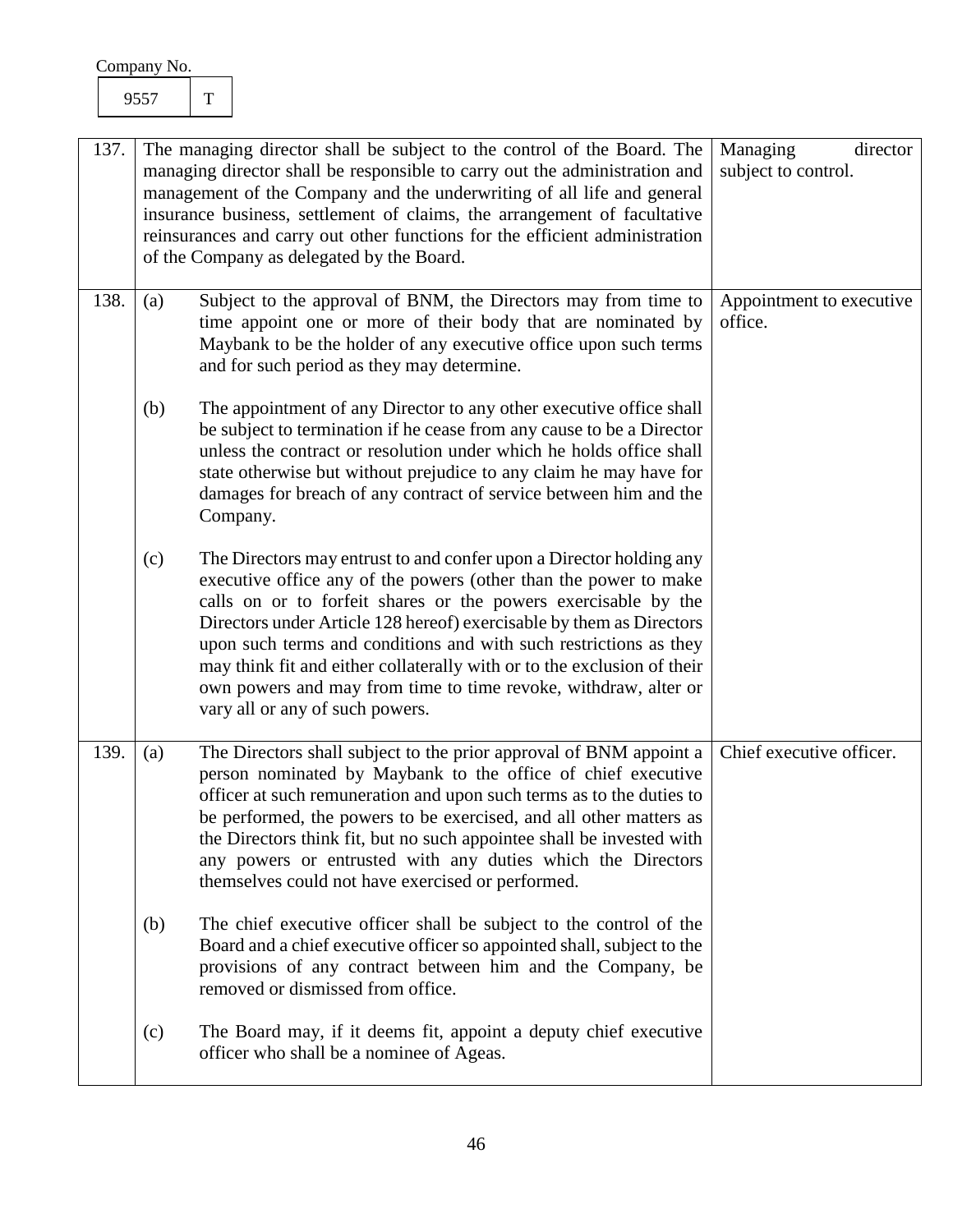Company No.

| 9557 | T |
|---|---|

| | | |
|---|---|---|
| 137. | The managing director shall be subject to the control of the Board. The managing director shall be responsible to carry out the administration and management of the Company and the underwriting of all life and general insurance business, settlement of claims, the arrangement of facultative reinsurances and carry out other functions for the efficient administration of the Company as delegated by the Board. | Managing director subject to control. |
| 138. | (a) Subject to the approval of BNM, the Directors may from time to time appoint one or more of their body that are nominated by Maybank to be the holder of any executive office upon such terms and for such period as they may determine.<br><br>(b) The appointment of any Director to any other executive office shall be subject to termination if he cease from any cause to be a Director unless the contract or resolution under which he holds office shall state otherwise but without prejudice to any claim he may have for damages for breach of any contract of service between him and the Company.<br><br>(c) The Directors may entrust to and confer upon a Director holding any executive office any of the powers (other than the power to make calls on or to forfeit shares or the powers exercisable by the Directors under Article 128 hereof) exercisable by them as Directors upon such terms and conditions and with such restrictions as they may think fit and either collaterally with or to the exclusion of their own powers and may from time to time revoke, withdraw, alter or vary all or any of such powers. | Appointment to executive office. |
| 139. | (a) The Directors shall subject to the prior approval of BNM appoint a person nominated by Maybank to the office of chief executive officer at such remuneration and upon such terms as to the duties to be performed, the powers to be exercised, and all other matters as the Directors think fit, but no such appointee shall be invested with any powers or entrusted with any duties which the Directors themselves could not have exercised or performed.<br><br>(b) The chief executive officer shall be subject to the control of the Board and a chief executive officer so appointed shall, subject to the provisions of any contract between him and the Company, be removed or dismissed from office.<br><br>(c) The Board may, if it deems fit, appoint a deputy chief executive officer who shall be a nominee of Ageas. | Chief executive officer. |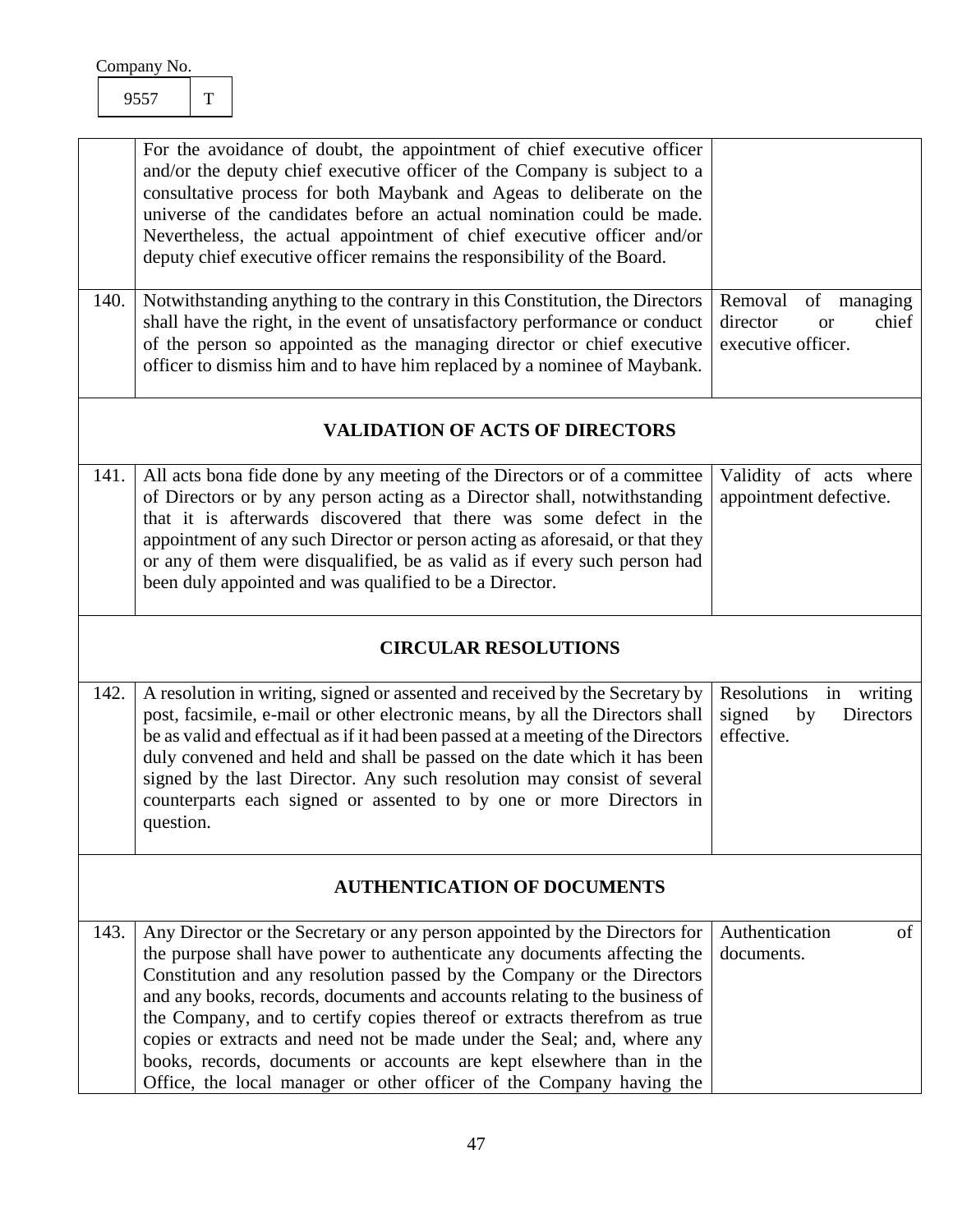Company No.

| 9557 | T |
|---|---|

| | | |
|---|---|---|
| | For the avoidance of doubt, the appointment of chief executive officer and/or the deputy chief executive officer of the Company is subject to a consultative process for both Maybank and Ageas to deliberate on the universe of the candidates before an actual nomination could be made. Nevertheless, the actual appointment of chief executive officer and/or deputy chief executive officer remains the responsibility of the Board. | |
| 140. | Notwithstanding anything to the contrary in this Constitution, the Directors shall have the right, in the event of unsatisfactory performance or conduct of the person so appointed as the managing director or chief executive officer to dismiss him and to have him replaced by a nominee of Maybank. | Removal of managing director or chief executive officer. |
| | **VALIDATION OF ACTS OF DIRECTORS** | |
| 141. | All acts bona fide done by any meeting of the Directors or of a committee of Directors or by any person acting as a Director shall, notwithstanding that it is afterwards discovered that there was some defect in the appointment of any such Director or person acting as aforesaid, or that they or any of them were disqualified, be as valid as if every such person had been duly appointed and was qualified to be a Director. | Validity of acts where appointment defective. |
| | **CIRCULAR RESOLUTIONS** | |
| 142. | A resolution in writing, signed or assented and received by the Secretary by post, facsimile, e-mail or other electronic means, by all the Directors shall be as valid and effectual as if it had been passed at a meeting of the Directors duly convened and held and shall be passed on the date which it has been signed by the last Director. Any such resolution may consist of several counterparts each signed or assented to by one or more Directors in question. | Resolutions in writing signed by Directors effective. |
| | **AUTHENTICATION OF DOCUMENTS** | |
| 143. | Any Director or the Secretary or any person appointed by the Directors for the purpose shall have power to authenticate any documents affecting the Constitution and any resolution passed by the Company or the Directors and any books, records, documents and accounts relating to the business of the Company, and to certify copies thereof or extracts therefrom as true copies or extracts and need not be made under the Seal; and, where any books, records, documents or accounts are kept elsewhere than in the Office, the local manager or other officer of the Company having the | Authentication of documents. |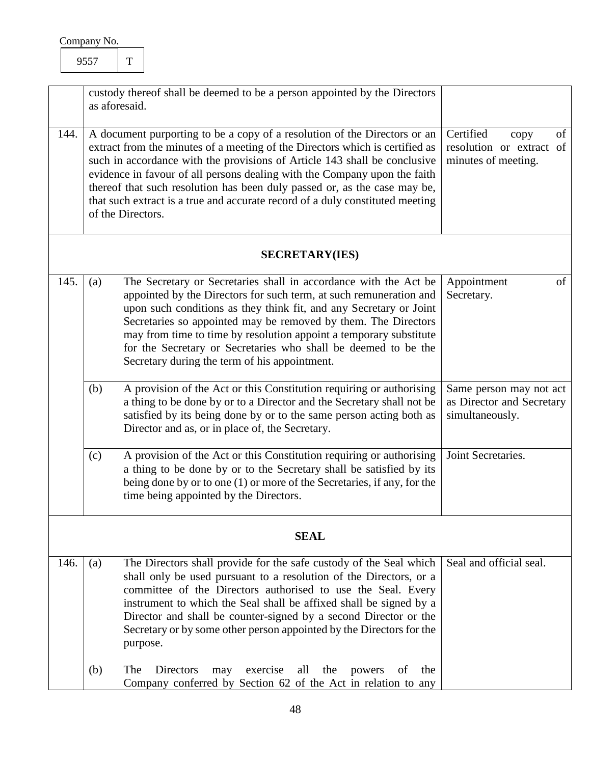| | | |
|---|---|---|
| | custody thereof shall be deemed to be a person appointed by the Directors as aforesaid. | |
| 144. | A document purporting to be a copy of a resolution of the Directors or an extract from the minutes of a meeting of the Directors which is certified as such in accordance with the provisions of Article 143 shall be conclusive evidence in favour of all persons dealing with the Company upon the faith thereof that such resolution has been duly passed or, as the case may be, that such extract is a true and accurate record of a duly constituted meeting of the Directors. | Certified copy of resolution or extract of minutes of meeting. |
| | **SECRETARY(IES)** | |
| 145. | (a) The Secretary or Secretaries shall in accordance with the Act be appointed by the Directors for such term, at such remuneration and upon such conditions as they think fit, and any Secretary or Joint Secretaries so appointed may be removed by them. The Directors may from time to time by resolution appoint a temporary substitute for the Secretary or Secretaries who shall be deemed to be the Secretary during the term of his appointment. | Appointment of Secretary. |
| | (b) A provision of the Act or this Constitution requiring or authorising a thing to be done by or to a Director and the Secretary shall not be satisfied by its being done by or to the same person acting both as Director and as, or in place of, the Secretary. | Same person may not act as Director and Secretary simultaneously. |
| | (c) A provision of the Act or this Constitution requiring or authorising a thing to be done by or to the Secretary shall be satisfied by its being done by or to one (1) or more of the Secretaries, if any, for the time being appointed by the Directors. | Joint Secretaries. |
| | **SEAL** | |
| 146. | (a) The Directors shall provide for the safe custody of the Seal which shall only be used pursuant to a resolution of the Directors, or a committee of the Directors authorised to use the Seal. Every instrument to which the Seal shall be affixed shall be signed by a Director and shall be counter-signed by a second Director or the Secretary or by some other person appointed by the Directors for the purpose.<br><br>(b) The Directors may exercise all the powers of the Company conferred by Section 62 of the Act in relation to any | Seal and official seal. |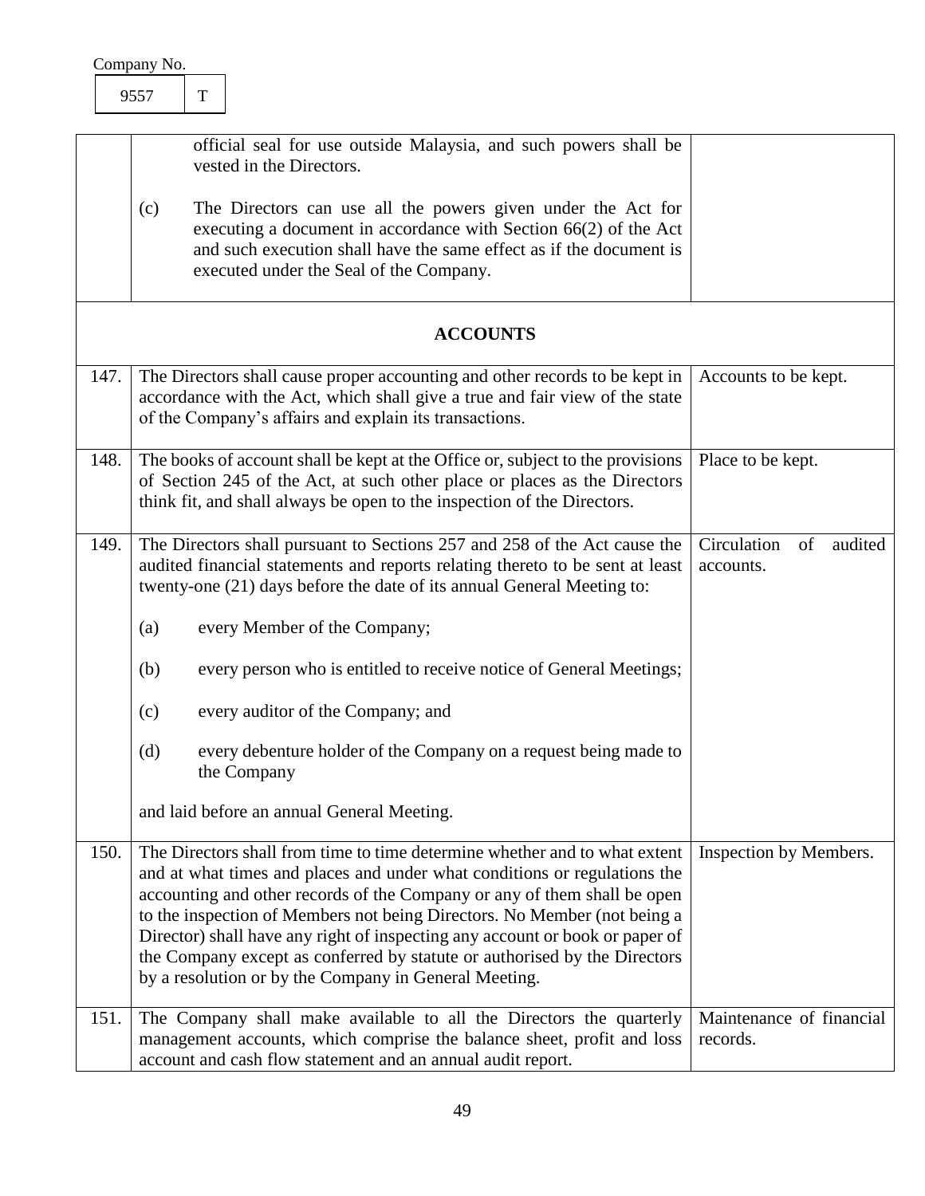Company No.

| 9557 | T |
|---|---|

| | | |
|---|---|---|
| | official seal for use outside Malaysia, and such powers shall be vested in the Directors.<br><br>(c) The Directors can use all the powers given under the Act for executing a document in accordance with Section 66(2) of the Act and such execution shall have the same effect as if the document is executed under the Seal of the Company. | |
| | **ACCOUNTS** | |
| 147. | The Directors shall cause proper accounting and other records to be kept in accordance with the Act, which shall give a true and fair view of the state of the Company's affairs and explain its transactions. | Accounts to be kept. |
| 148. | The books of account shall be kept at the Office or, subject to the provisions of Section 245 of the Act, at such other place or places as the Directors think fit, and shall always be open to the inspection of the Directors. | Place to be kept. |
| 149. | The Directors shall pursuant to Sections 257 and 258 of the Act cause the audited financial statements and reports relating thereto to be sent at least twenty-one (21) days before the date of its annual General Meeting to:<br><br>(a) every Member of the Company;<br><br>(b) every person who is entitled to receive notice of General Meetings;<br><br>(c) every auditor of the Company; and<br><br>(d) every debenture holder of the Company on a request being made to the Company<br><br>and laid before an annual General Meeting. | Circulation of audited accounts. |
| 150. | The Directors shall from time to time determine whether and to what extent and at what times and places and under what conditions or regulations the accounting and other records of the Company or any of them shall be open to the inspection of Members not being Directors. No Member (not being a Director) shall have any right of inspecting any account or book or paper of the Company except as conferred by statute or authorised by the Directors by a resolution or by the Company in General Meeting. | Inspection by Members. |
| 151. | The Company shall make available to all the Directors the quarterly management accounts, which comprise the balance sheet, profit and loss account and cash flow statement and an annual audit report. | Maintenance of financial records. |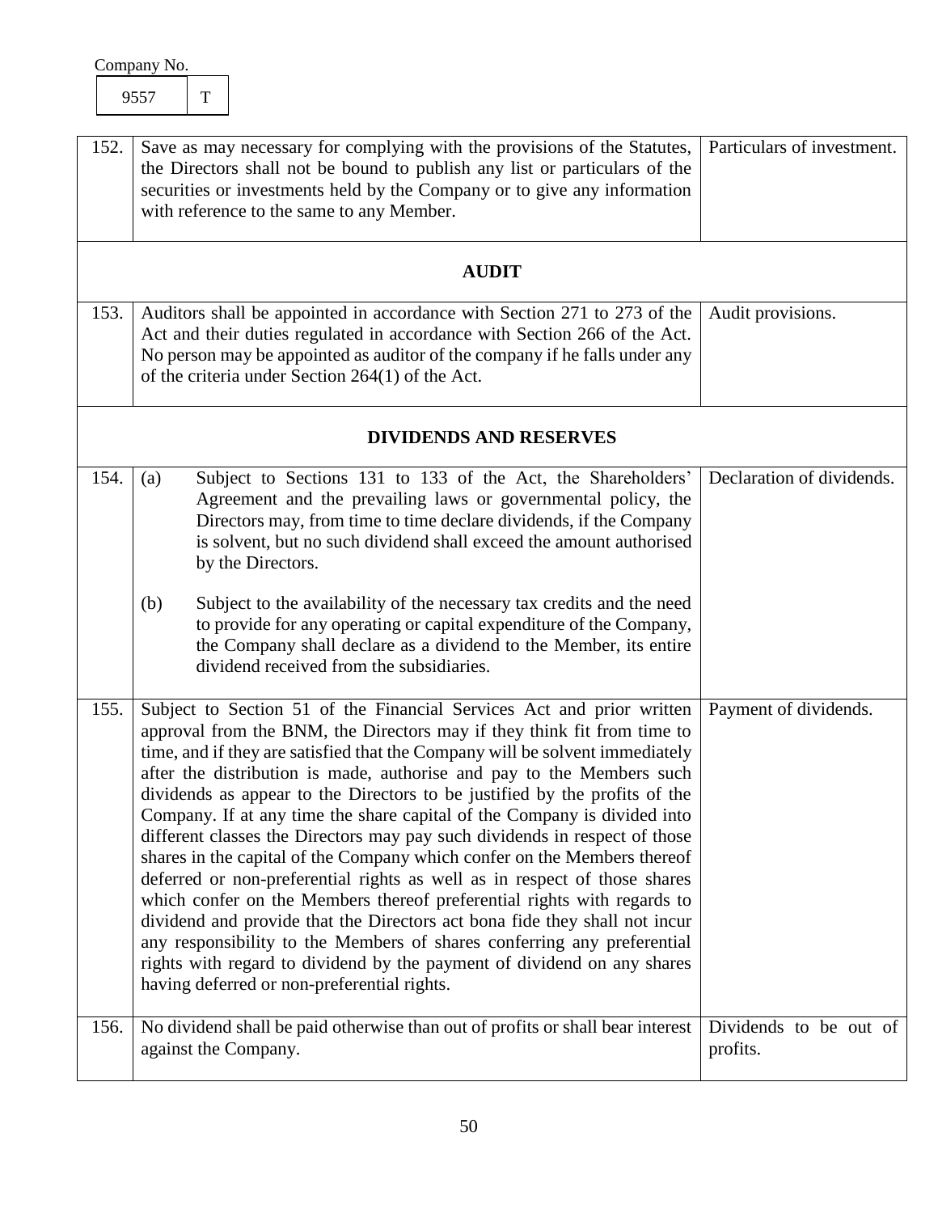Company No.

| 9557 | T |
|---|---|

| | | |
|---|---|---|
| 152. | Save as may necessary for complying with the provisions of the Statutes, the Directors shall not be bound to publish any list or particulars of the securities or investments held by the Company or to give any information with reference to the same to any Member. | Particulars of investment. |
| | **AUDIT** | |
| 153. | Auditors shall be appointed in accordance with Section 271 to 273 of the Act and their duties regulated in accordance with Section 266 of the Act. No person may be appointed as auditor of the company if he falls under any of the criteria under Section 264(1) of the Act. | Audit provisions. |
| | **DIVIDENDS AND RESERVES** | |
| 154. | (a) Subject to Sections 131 to 133 of the Act, the Shareholders' Agreement and the prevailing laws or governmental policy, the Directors may, from time to time declare dividends, if the Company is solvent, but no such dividend shall exceed the amount authorised by the Directors.<br><br>(b) Subject to the availability of the necessary tax credits and the need to provide for any operating or capital expenditure of the Company, the Company shall declare as a dividend to the Member, its entire dividend received from the subsidiaries. | Declaration of dividends. |
| 155. | Subject to Section 51 of the Financial Services Act and prior written approval from the BNM, the Directors may if they think fit from time to time, and if they are satisfied that the Company will be solvent immediately after the distribution is made, authorise and pay to the Members such dividends as appear to the Directors to be justified by the profits of the Company. If at any time the share capital of the Company is divided into different classes the Directors may pay such dividends in respect of those shares in the capital of the Company which confer on the Members thereof deferred or non-preferential rights as well as in respect of those shares which confer on the Members thereof preferential rights with regards to dividend and provide that the Directors act bona fide they shall not incur any responsibility to the Members of shares conferring any preferential rights with regard to dividend by the payment of dividend on any shares having deferred or non-preferential rights. | Payment of dividends. |
| 156. | No dividend shall be paid otherwise than out of profits or shall bear interest against the Company. | Dividends to be out of profits. |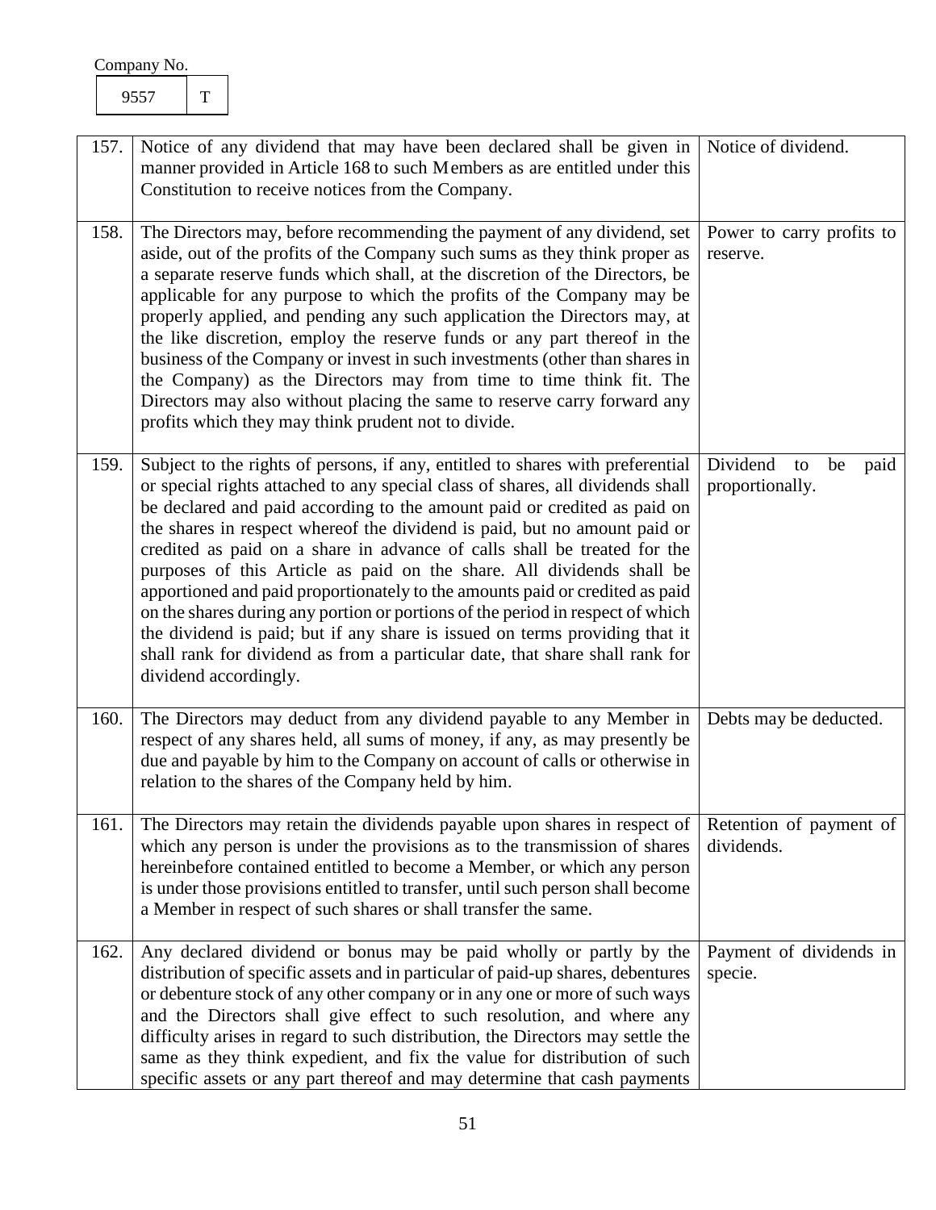Company No.

| 9557 | T |
|---|---|

| | | |
|---|---|---|
| 157. | Notice of any dividend that may have been declared shall be given in manner provided in Article 168 to such Members as are entitled under this Constitution to receive notices from the Company. | Notice of dividend. |
| 158. | The Directors may, before recommending the payment of any dividend, set aside, out of the profits of the Company such sums as they think proper as a separate reserve funds which shall, at the discretion of the Directors, be applicable for any purpose to which the profits of the Company may be properly applied, and pending any such application the Directors may, at the like discretion, employ the reserve funds or any part thereof in the business of the Company or invest in such investments (other than shares in the Company) as the Directors may from time to time think fit. The Directors may also without placing the same to reserve carry forward any profits which they may think prudent not to divide. | Power to carry profits to reserve. |
| 159. | Subject to the rights of persons, if any, entitled to shares with preferential or special rights attached to any special class of shares, all dividends shall be declared and paid according to the amount paid or credited as paid on the shares in respect whereof the dividend is paid, but no amount paid or credited as paid on a share in advance of calls shall be treated for the purposes of this Article as paid on the share. All dividends shall be apportioned and paid proportionately to the amounts paid or credited as paid on the shares during any portion or portions of the period in respect of which the dividend is paid; but if any share is issued on terms providing that it shall rank for dividend as from a particular date, that share shall rank for dividend accordingly. | Dividend to be paid proportionally. |
| 160. | The Directors may deduct from any dividend payable to any Member in respect of any shares held, all sums of money, if any, as may presently be due and payable by him to the Company on account of calls or otherwise in relation to the shares of the Company held by him. | Debts may be deducted. |
| 161. | The Directors may retain the dividends payable upon shares in respect of which any person is under the provisions as to the transmission of shares hereinbefore contained entitled to become a Member, or which any person is under those provisions entitled to transfer, until such person shall become a Member in respect of such shares or shall transfer the same. | Retention of payment of dividends. |
| 162. | Any declared dividend or bonus may be paid wholly or partly by the distribution of specific assets and in particular of paid-up shares, debentures or debenture stock of any other company or in any one or more of such ways and the Directors shall give effect to such resolution, and where any difficulty arises in regard to such distribution, the Directors may settle the same as they think expedient, and fix the value for distribution of such specific assets or any part thereof and may determine that cash payments | Payment of dividends in specie. |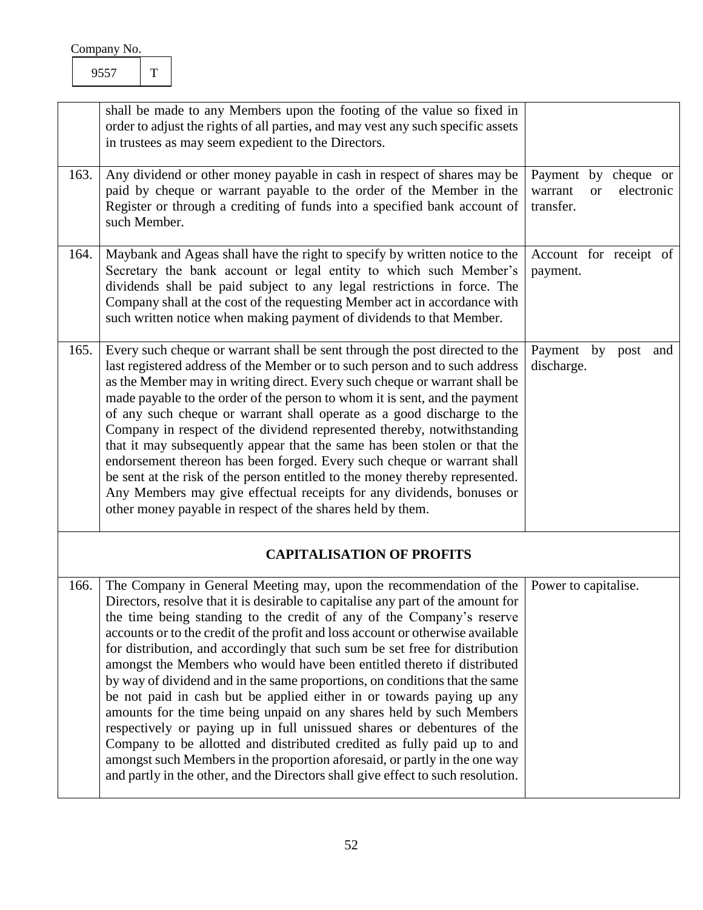Company No.

| 9557 | T |
|---|---|

| | | |
|---|---|---|
| | shall be made to any Members upon the footing of the value so fixed in order to adjust the rights of all parties, and may vest any such specific assets in trustees as may seem expedient to the Directors. | |
| 163. | Any dividend or other money payable in cash in respect of shares may be paid by cheque or warrant payable to the order of the Member in the Register or through a crediting of funds into a specified bank account of such Member. | Payment by cheque or warrant or electronic transfer. |
| 164. | Maybank and Ageas shall have the right to specify by written notice to the Secretary the bank account or legal entity to which such Member's dividends shall be paid subject to any legal restrictions in force. The Company shall at the cost of the requesting Member act in accordance with such written notice when making payment of dividends to that Member. | Account for receipt of payment. |
| 165. | Every such cheque or warrant shall be sent through the post directed to the last registered address of the Member or to such person and to such address as the Member may in writing direct. Every such cheque or warrant shall be made payable to the order of the person to whom it is sent, and the payment of any such cheque or warrant shall operate as a good discharge to the Company in respect of the dividend represented thereby, notwithstanding that it may subsequently appear that the same has been stolen or that the endorsement thereon has been forged. Every such cheque or warrant shall be sent at the risk of the person entitled to the money thereby represented. Any Members may give effectual receipts for any dividends, bonuses or other money payable in respect of the shares held by them. | Payment by post and discharge. |
| | **CAPITALISATION OF PROFITS** | |
| 166. | The Company in General Meeting may, upon the recommendation of the Directors, resolve that it is desirable to capitalise any part of the amount for the time being standing to the credit of any of the Company's reserve accounts or to the credit of the profit and loss account or otherwise available for distribution, and accordingly that such sum be set free for distribution amongst the Members who would have been entitled thereto if distributed by way of dividend and in the same proportions, on conditions that the same be not paid in cash but be applied either in or towards paying up any amounts for the time being unpaid on any shares held by such Members respectively or paying up in full unissued shares or debentures of the Company to be allotted and distributed credited as fully paid up to and amongst such Members in the proportion aforesaid, or partly in the one way and partly in the other, and the Directors shall give effect to such resolution. | Power to capitalise. |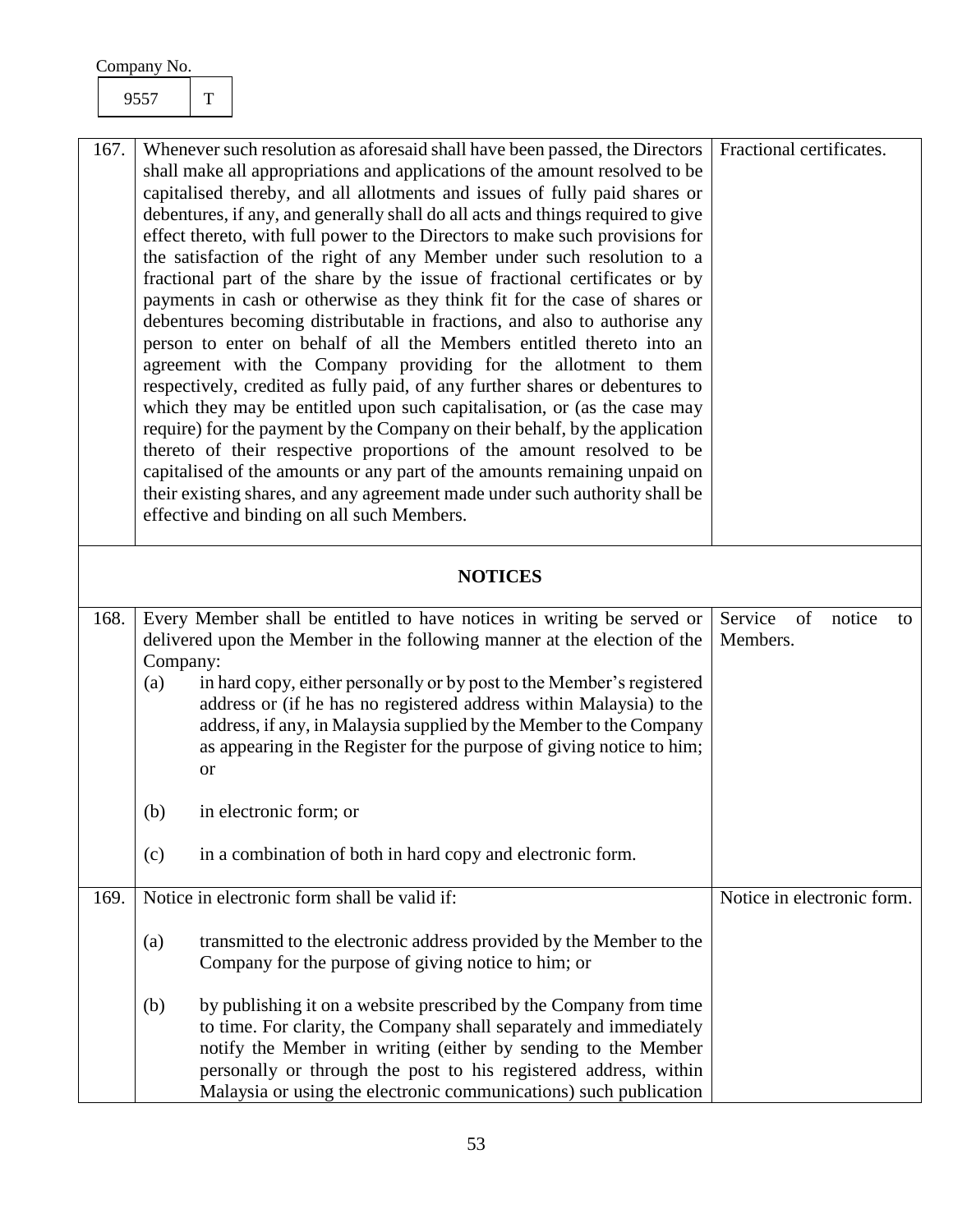Company No.

| 9557 | T |
|---|---|

| | | |
|---|---|---|
| 167. | Whenever such resolution as aforesaid shall have been passed, the Directors shall make all appropriations and applications of the amount resolved to be capitalised thereby, and all allotments and issues of fully paid shares or debentures, if any, and generally shall do all acts and things required to give effect thereto, with full power to the Directors to make such provisions for the satisfaction of the right of any Member under such resolution to a fractional part of the share by the issue of fractional certificates or by payments in cash or otherwise as they think fit for the case of shares or debentures becoming distributable in fractions, and also to authorise any person to enter on behalf of all the Members entitled thereto into an agreement with the Company providing for the allotment to them respectively, credited as fully paid, of any further shares or debentures to which they may be entitled upon such capitalisation, or (as the case may require) for the payment by the Company on their behalf, by the application thereto of their respective proportions of the amount resolved to be capitalised of the amounts or any part of the amounts remaining unpaid on their existing shares, and any agreement made under such authority shall be effective and binding on all such Members. | Fractional certificates. |

## NOTICES

| | | |
|---|---|---|
| 168. | Every Member shall be entitled to have notices in writing be served or delivered upon the Member in the following manner at the election of the Company:<br>(a) in hard copy, either personally or by post to the Member's registered address or (if he has no registered address within Malaysia) to the address, if any, in Malaysia supplied by the Member to the Company as appearing in the Register for the purpose of giving notice to him; or<br>(b) in electronic form; or<br>(c) in a combination of both in hard copy and electronic form. | Service of notice to Members. |
| 169. | Notice in electronic form shall be valid if:<br>(a) transmitted to the electronic address provided by the Member to the Company for the purpose of giving notice to him; or<br>(b) by publishing it on a website prescribed by the Company from time to time. For clarity, the Company shall separately and immediately notify the Member in writing (either by sending to the Member personally or through the post to his registered address, within Malaysia or using the electronic communications) such publication | Notice in electronic form. |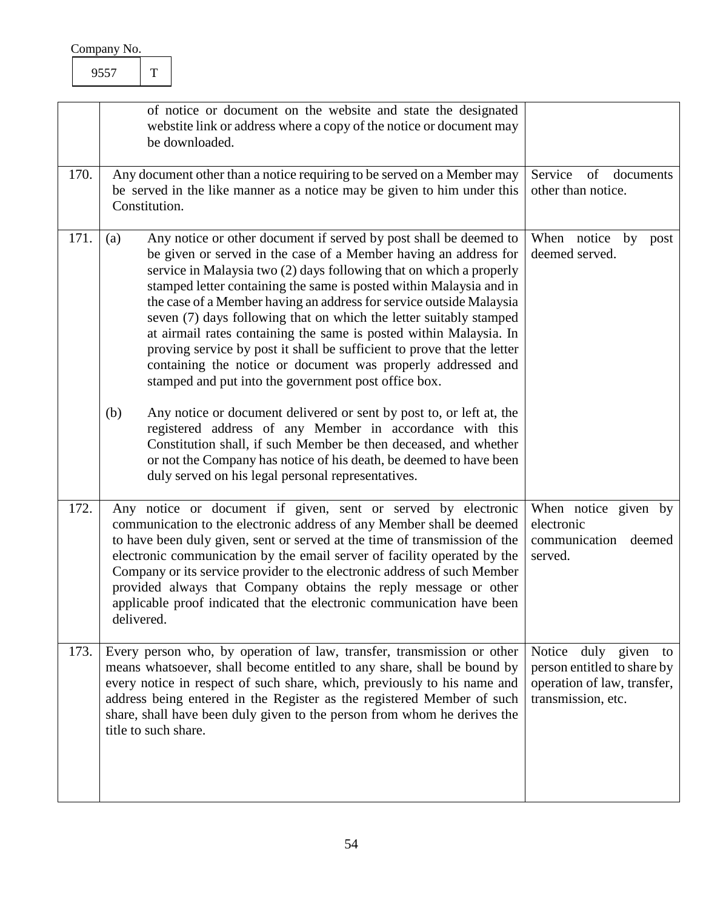Company No.

| 9557 | T |
|---|---|

| | | |
|---|---|---|
| | of notice or document on the website and state the designated webstite link or address where a copy of the notice or document may be downloaded. | |
| 170. | Any document other than a notice requiring to be served on a Member may be served in the like manner as a notice may be given to him under this Constitution. | Service of documents other than notice. |
| 171. | (a) Any notice or other document if served by post shall be deemed to be given or served in the case of a Member having an address for service in Malaysia two (2) days following that on which a properly stamped letter containing the same is posted within Malaysia and in the case of a Member having an address for service outside Malaysia seven (7) days following that on which the letter suitably stamped at airmail rates containing the same is posted within Malaysia. In proving service by post it shall be sufficient to prove that the letter containing the notice or document was properly addressed and stamped and put into the government post office box.<br><br>(b) Any notice or document delivered or sent by post to, or left at, the registered address of any Member in accordance with this Constitution shall, if such Member be then deceased, and whether or not the Company has notice of his death, be deemed to have been duly served on his legal personal representatives. | When notice by post deemed served. |
| 172. | Any notice or document if given, sent or served by electronic communication to the electronic address of any Member shall be deemed to have been duly given, sent or served at the time of transmission of the electronic communication by the email server of facility operated by the Company or its service provider to the electronic address of such Member provided always that Company obtains the reply message or other applicable proof indicated that the electronic communication have been delivered. | When notice given by electronic communication deemed served. |
| 173. | Every person who, by operation of law, transfer, transmission or other means whatsoever, shall become entitled to any share, shall be bound by every notice in respect of such share, which, previously to his name and address being entered in the Register as the registered Member of such share, shall have been duly given to the person from whom he derives the title to such share. | Notice duly given to person entitled to share by operation of law, transfer, transmission, etc. |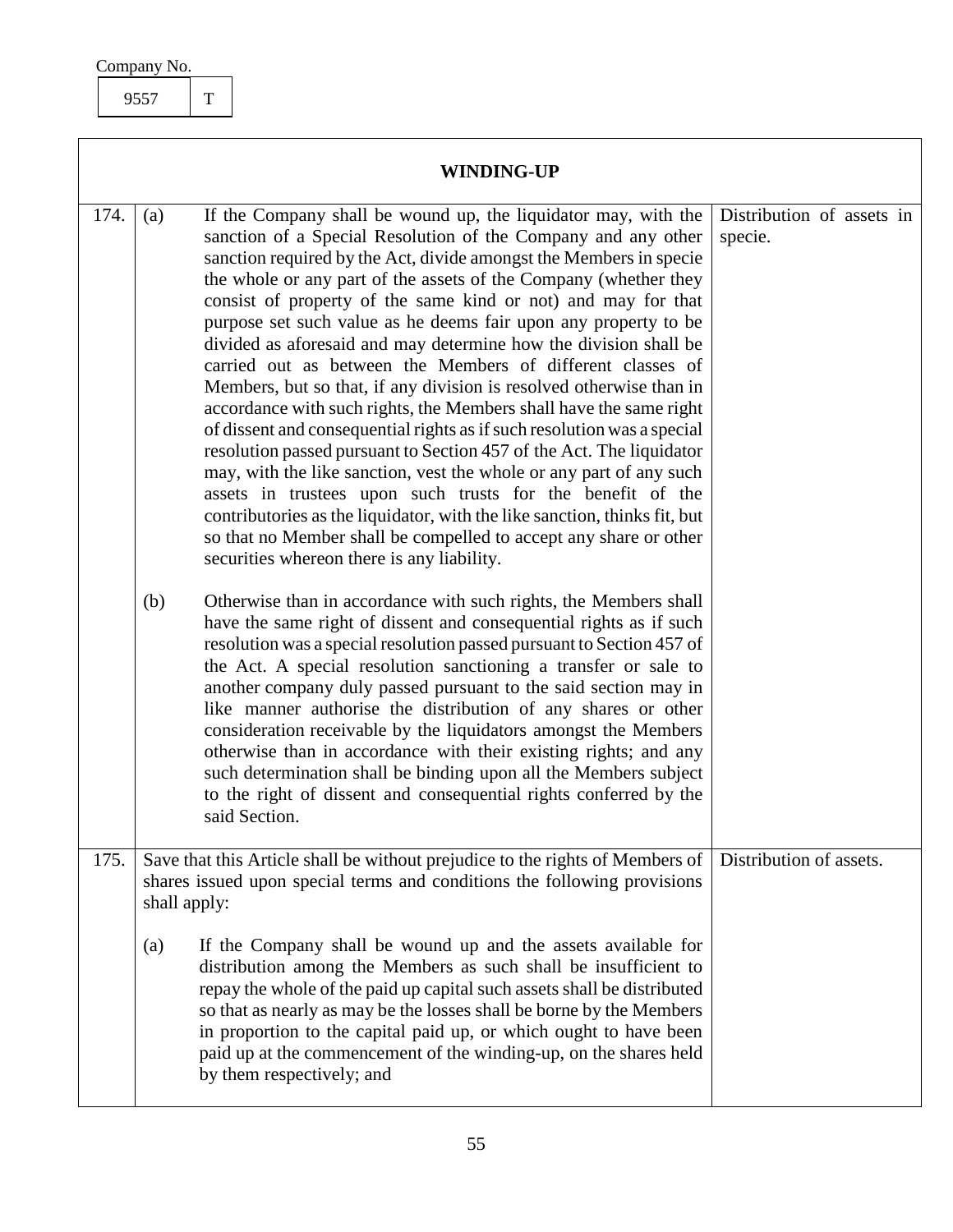Company No.

| 9557 | T |
|---|---|

## WINDING-UP

| | | |
|---|---|---|
| 174. | (a) If the Company shall be wound up, the liquidator may, with the sanction of a Special Resolution of the Company and any other sanction required by the Act, divide amongst the Members in specie the whole or any part of the assets of the Company (whether they consist of property of the same kind or not) and may for that purpose set such value as he deems fair upon any property to be divided as aforesaid and may determine how the division shall be carried out as between the Members of different classes of Members, but so that, if any division is resolved otherwise than in accordance with such rights, the Members shall have the same right of dissent and consequential rights as if such resolution was a special resolution passed pursuant to Section 457 of the Act. The liquidator may, with the like sanction, vest the whole or any part of any such assets in trustees upon such trusts for the benefit of the contributories as the liquidator, with the like sanction, thinks fit, but so that no Member shall be compelled to accept any share or other securities whereon there is any liability.<br><br>(b) Otherwise than in accordance with such rights, the Members shall have the same right of dissent and consequential rights as if such resolution was a special resolution passed pursuant to Section 457 of the Act. A special resolution sanctioning a transfer or sale to another company duly passed pursuant to the said section may in like manner authorise the distribution of any shares or other consideration receivable by the liquidators amongst the Members otherwise than in accordance with their existing rights; and any such determination shall be binding upon all the Members subject to the right of dissent and consequential rights conferred by the said Section. | Distribution of assets in specie. |
| 175. | Save that this Article shall be without prejudice to the rights of Members of shares issued upon special terms and conditions the following provisions shall apply:<br><br>(a) If the Company shall be wound up and the assets available for distribution among the Members as such shall be insufficient to repay the whole of the paid up capital such assets shall be distributed so that as nearly as may be the losses shall be borne by the Members in proportion to the capital paid up, or which ought to have been paid up at the commencement of the winding-up, on the shares held by them respectively; and | Distribution of assets. |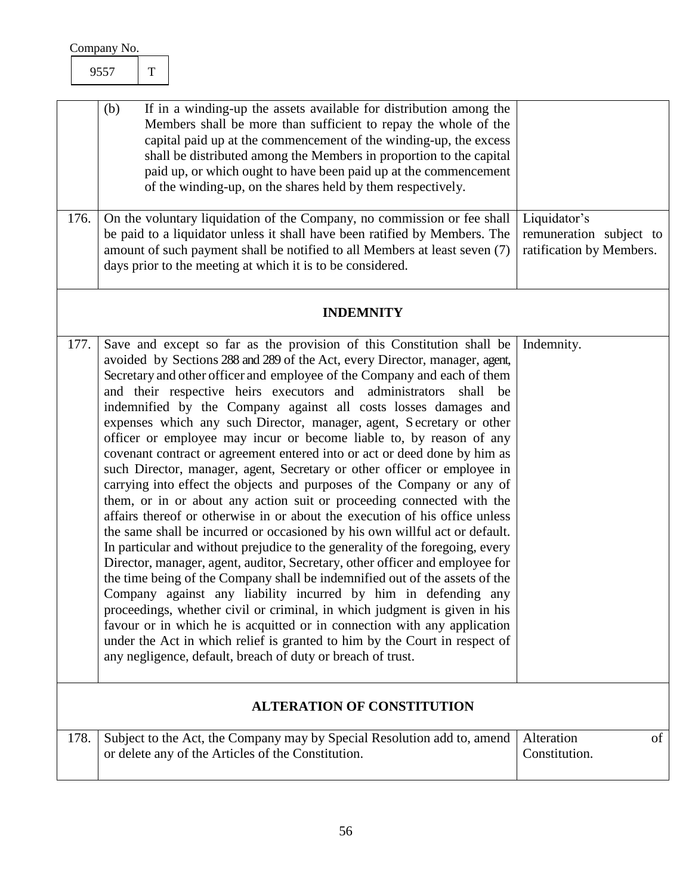Company No.

| 9557 | T |
|---|---|

| | | |
|---|---|---|
| | (b) If in a winding-up the assets available for distribution among the Members shall be more than sufficient to repay the whole of the capital paid up at the commencement of the winding-up, the excess shall be distributed among the Members in proportion to the capital paid up, or which ought to have been paid up at the commencement of the winding-up, on the shares held by them respectively. | |
| 176. | On the voluntary liquidation of the Company, no commission or fee shall be paid to a liquidator unless it shall have been ratified by Members. The amount of such payment shall be notified to all Members at least seven (7) days prior to the meeting at which it is to be considered. | Liquidator's remuneration subject to ratification by Members. |
| | **INDEMNITY** | |
| 177. | Save and except so far as the provision of this Constitution shall be avoided by Sections 288 and 289 of the Act, every Director, manager, agent, Secretary and other officer and employee of the Company and each of them and their respective heirs executors and administrators shall be indemnified by the Company against all costs losses damages and expenses which any such Director, manager, agent, Secretary or other officer or employee may incur or become liable to, by reason of any covenant contract or agreement entered into or act or deed done by him as such Director, manager, agent, Secretary or other officer or employee in carrying into effect the objects and purposes of the Company or any of them, or in or about any action suit or proceeding connected with the affairs thereof or otherwise in or about the execution of his office unless the same shall be incurred or occasioned by his own willful act or default. In particular and without prejudice to the generality of the foregoing, every Director, manager, agent, auditor, Secretary, other officer and employee for the time being of the Company shall be indemnified out of the assets of the Company against any liability incurred by him in defending any proceedings, whether civil or criminal, in which judgment is given in his favour or in which he is acquitted or in connection with any application under the Act in which relief is granted to him by the Court in respect of any negligence, default, breach of duty or breach of trust. | Indemnity. |
| | **ALTERATION OF CONSTITUTION** | |
| 178. | Subject to the Act, the Company may by Special Resolution add to, amend or delete any of the Articles of the Constitution. | Alteration of Constitution. |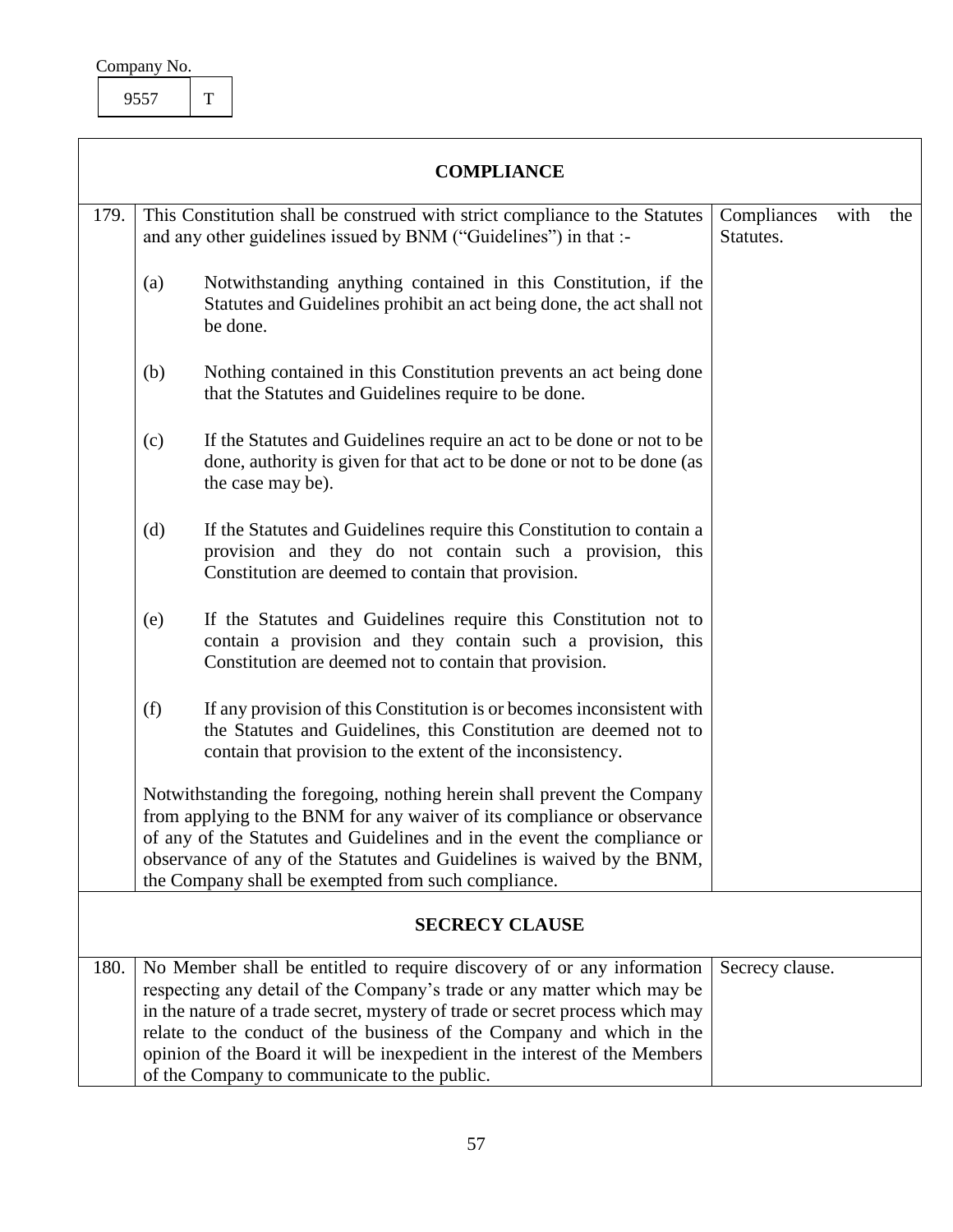Company No.

| 9557 | T |
|---|---|

## COMPLIANCE

| | | |
|---|---|---|
| 179. | This Constitution shall be construed with strict compliance to the Statutes and any other guidelines issued by BNM ("Guidelines") in that :-<br><br>(a) Notwithstanding anything contained in this Constitution, if the Statutes and Guidelines prohibit an act being done, the act shall not be done.<br><br>(b) Nothing contained in this Constitution prevents an act being done that the Statutes and Guidelines require to be done.<br><br>(c) If the Statutes and Guidelines require an act to be done or not to be done, authority is given for that act to be done or not to be done (as the case may be).<br><br>(d) If the Statutes and Guidelines require this Constitution to contain a provision and they do not contain such a provision, this Constitution are deemed to contain that provision.<br><br>(e) If the Statutes and Guidelines require this Constitution not to contain a provision and they contain such a provision, this Constitution are deemed not to contain that provision.<br><br>(f) If any provision of this Constitution is or becomes inconsistent with the Statutes and Guidelines, this Constitution are deemed not to contain that provision to the extent of the inconsistency.<br><br>Notwithstanding the foregoing, nothing herein shall prevent the Company from applying to the BNM for any waiver of its compliance or observance of any of the Statutes and Guidelines and in the event the compliance or observance of any of the Statutes and Guidelines is waived by the BNM, the Company shall be exempted from such compliance. | Compliances with the Statutes. |

## SECRECY CLAUSE

| | | |
|---|---|---|
| 180. | No Member shall be entitled to require discovery of or any information respecting any detail of the Company's trade or any matter which may be in the nature of a trade secret, mystery of trade or secret process which may relate to the conduct of the business of the Company and which in the opinion of the Board it will be inexpedient in the interest of the Members of the Company to communicate to the public. | Secrecy clause. |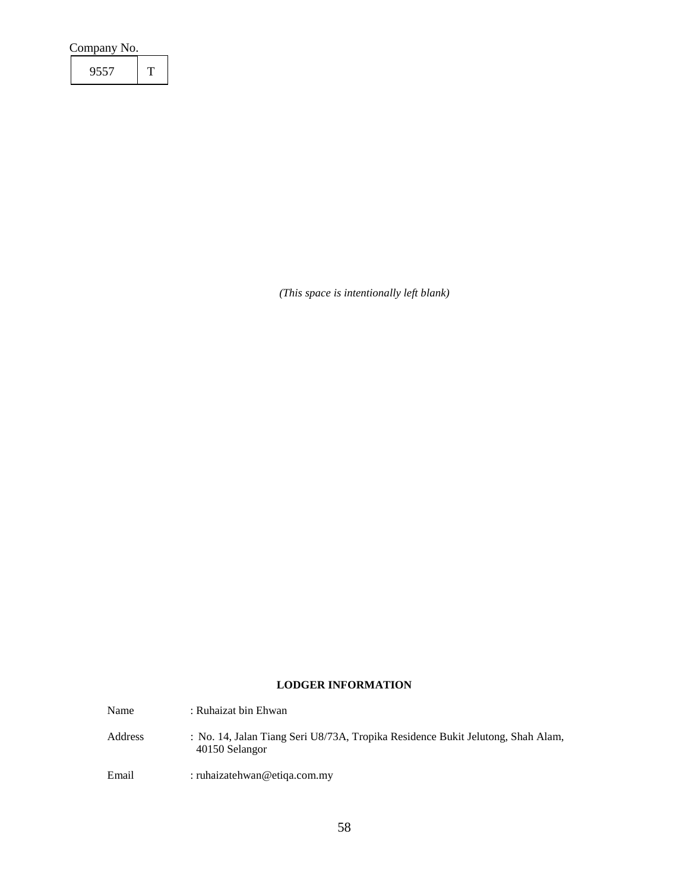Company No.

| | |
|---|---|
| 9557 | T |

*(This space is intentionally left blank)*

**LODGER INFORMATION**

| | |
|---|---|
| Name | : Ruhaizat bin Ehwan |
| Address | : No. 14, Jalan Tiang Seri U8/73A, Tropika Residence Bukit Jelutong, Shah Alam, 40150 Selangor |
| Email | : ruhaizatehwan@etiqa.com.my |